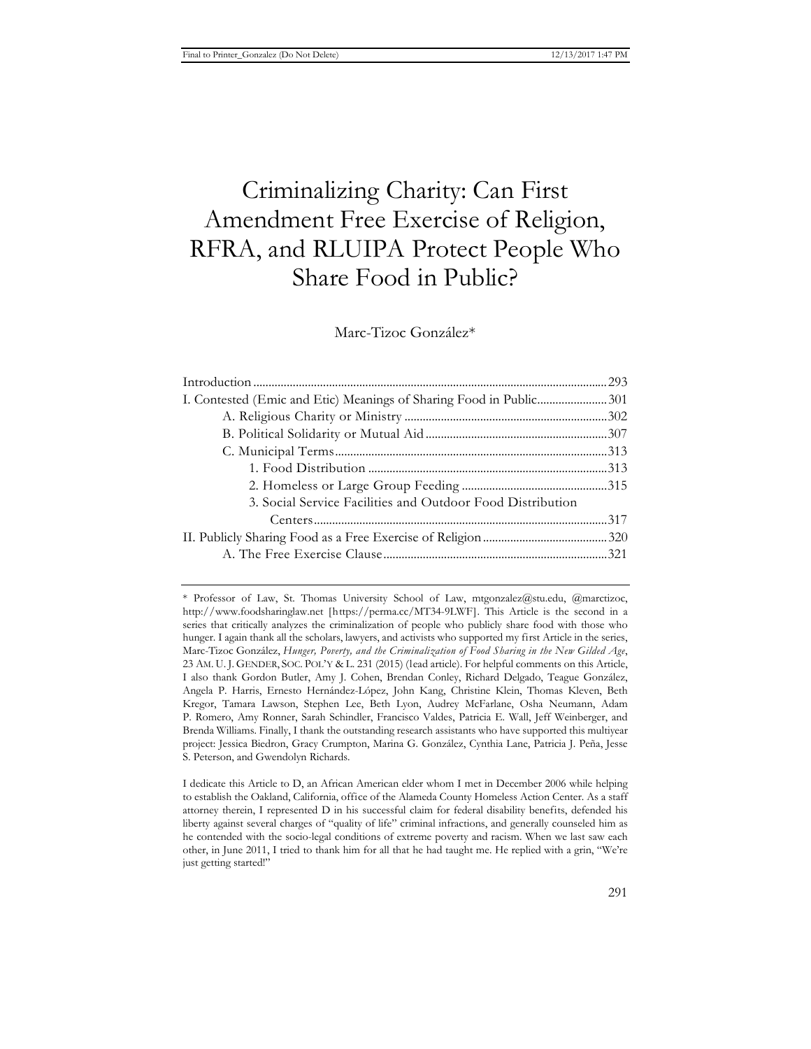# Criminalizing Charity: Can First Amendment Free Exercise of Religion, RFRA, and RLUIPA Protect People Who Share Food in Public?

Marc-Tizoc González*

Introduction ... 293
I. Contested (Emic and Etic) Meanings of Sharing Food in Public ... 301
    A. Religious Charity or Ministry ... 302
    B. Political Solidarity or Mutual Aid ... 307
    C. Municipal Terms ... 313
        1. Food Distribution ... 313
        2. Homeless or Large Group Feeding ... 315
        3. Social Service Facilities and Outdoor Food Distribution Centers ... 317
II. Publicly Sharing Food as a Free Exercise of Religion ... 320
    A. The Free Exercise Clause ... 321

---

\* Professor of Law, St. Thomas University School of Law, mtgonzalez@stu.edu, @marctizoc, http://www.foodsharinglaw.net [https://perma.cc/MT34-9LWF]. This Article is the second in a series that critically analyzes the criminalization of people who publicly share food with those who hunger. I again thank all the scholars, lawyers, and activists who supported my first Article in the series, Marc-Tizoc González, *Hunger, Poverty, and the Criminalization of Food Sharing in the New Gilded Age*, 23 AM. U. J. GENDER, SOC. POL'Y & L. 231 (2015) (lead article). For helpful comments on this Article, I also thank Gordon Butler, Amy J. Cohen, Brendan Conley, Richard Delgado, Teague González, Angela P. Harris, Ernesto Hernández-López, John Kang, Christine Klein, Thomas Kleven, Beth Kregor, Tamara Lawson, Stephen Lee, Beth Lyon, Audrey McFarlane, Osha Neumann, Adam P. Romero, Amy Ronner, Sarah Schindler, Francisco Valdes, Patricia E. Wall, Jeff Weinberger, and Brenda Williams. Finally, I thank the outstanding research assistants who have supported this multiyear project: Jessica Biedron, Gracy Crumpton, Marina G. González, Cynthia Lane, Patricia J. Peña, Jesse S. Peterson, and Gwendolyn Richards.

I dedicate this Article to D, an African American elder whom I met in December 2006 while helping to establish the Oakland, California, office of the Alameda County Homeless Action Center. As a staff attorney therein, I represented D in his successful claim for federal disability benefits, defended his liberty against several charges of "quality of life" criminal infractions, and generally counseled him as he contended with the socio-legal conditions of extreme poverty and racism. When we last saw each other, in June 2011, I tried to thank him for all that he had taught me. He replied with a grin, "We're just getting started!"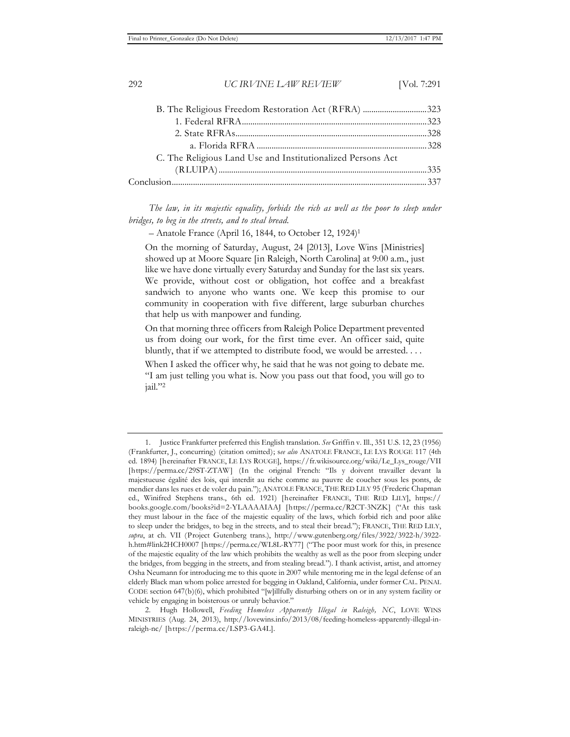B. The Religious Freedom Restoration Act (RFRA) ............................. 323
  1. Federal RFRA ...................................................................................... 323
  2. State RFRAs ......................................................................................... 328
    a. Florida RFRA ................................................................................ 328
C. The Religious Land Use and Institutionalized Persons Act (RLUIPA) ................................................................................................ 335

Conclusion ........................................................................................................ 337

*The law, in its majestic equality, forbids the rich as well as the poor to sleep under bridges, to beg in the streets, and to steal bread.*

– Anatole France (April 16, 1844, to October 12, 1924)[1]

> On the morning of Saturday, August, 24 [2013], Love Wins [Ministries] showed up at Moore Square [in Raleigh, North Carolina] at 9:00 a.m., just like we have done virtually every Saturday and Sunday for the last six years. We provide, without cost or obligation, hot coffee and a breakfast sandwich to anyone who wants one. We keep this promise to our community in cooperation with five different, large suburban churches that help us with manpower and funding.
>
> On that morning three officers from Raleigh Police Department prevented us from doing our work, for the first time ever. An officer said, quite bluntly, that if we attempted to distribute food, we would be arrested. . . .
>
> When I asked the officer why, he said that he was not going to debate me. "I am just telling you what is. Now you pass out that food, you will go to jail."[2]

---

1. Justice Frankfurter preferred this English translation. *See* Griffin v. Ill., 351 U.S. 12, 23 (1956) (Frankfurter, J., concurring) (citation omitted); s*ee also* ANATOLE FRANCE, LE LYS ROUGE 117 (4th ed. 1894) [hereinafter FRANCE, LE LYS ROUGE], https://fr.wikisource.org/wiki/Le_Lys_rouge/VII [https://perma.cc/29ST-ZTAW] (In the original French: "Ils y doivent travailler devant la majestueuse égalité des lois, qui interdit au riche comme au pauvre de coucher sous les ponts, de mendier dans les rues et de voler du pain."); ANATOLE FRANCE, THE RED LILY 95 (Frederic Chapman ed., Winifred Stephens trans., 6th ed. 1921) [hereinafter FRANCE, THE RED LILY], https://books.google.com/books?id=2-YLAAAAIAAJ [https://perma.cc/R2CT-3NZK] ("At this task they must labour in the face of the majestic equality of the laws, which forbid rich and poor alike to sleep under the bridges, to beg in the streets, and to steal their bread."); FRANCE, THE RED LILY, *supra*, at ch. VII (Project Gutenberg trans.), http://www.gutenberg.org/files/3922/3922-h/3922-h.htm#link2HCH0007 [https://perma.cc/WL8L-RY77] ("The poor must work for this, in presence of the majestic equality of the law which prohibits the wealthy as well as the poor from sleeping under the bridges, from begging in the streets, and from stealing bread."). I thank activist, artist, and attorney Osha Neumann for introducing me to this quote in 2007 while mentoring me in the legal defense of an elderly Black man whom police arrested for begging in Oakland, California, under former CAL. PENAL CODE section 647(b)(6), which prohibited "[w]illfully disturbing others on or in any system facility or vehicle by engaging in boisterous or unruly behavior."

2. Hugh Hollowell, *Feeding Homeless Apparently Illegal in Raleigh, NC*, LOVE WINS MINISTRIES (Aug. 24, 2013), http://lovewins.info/2013/08/feeding-homeless-apparently-illegal-in-raleigh-nc/ [https://perma.cc/LSP3-GA4L].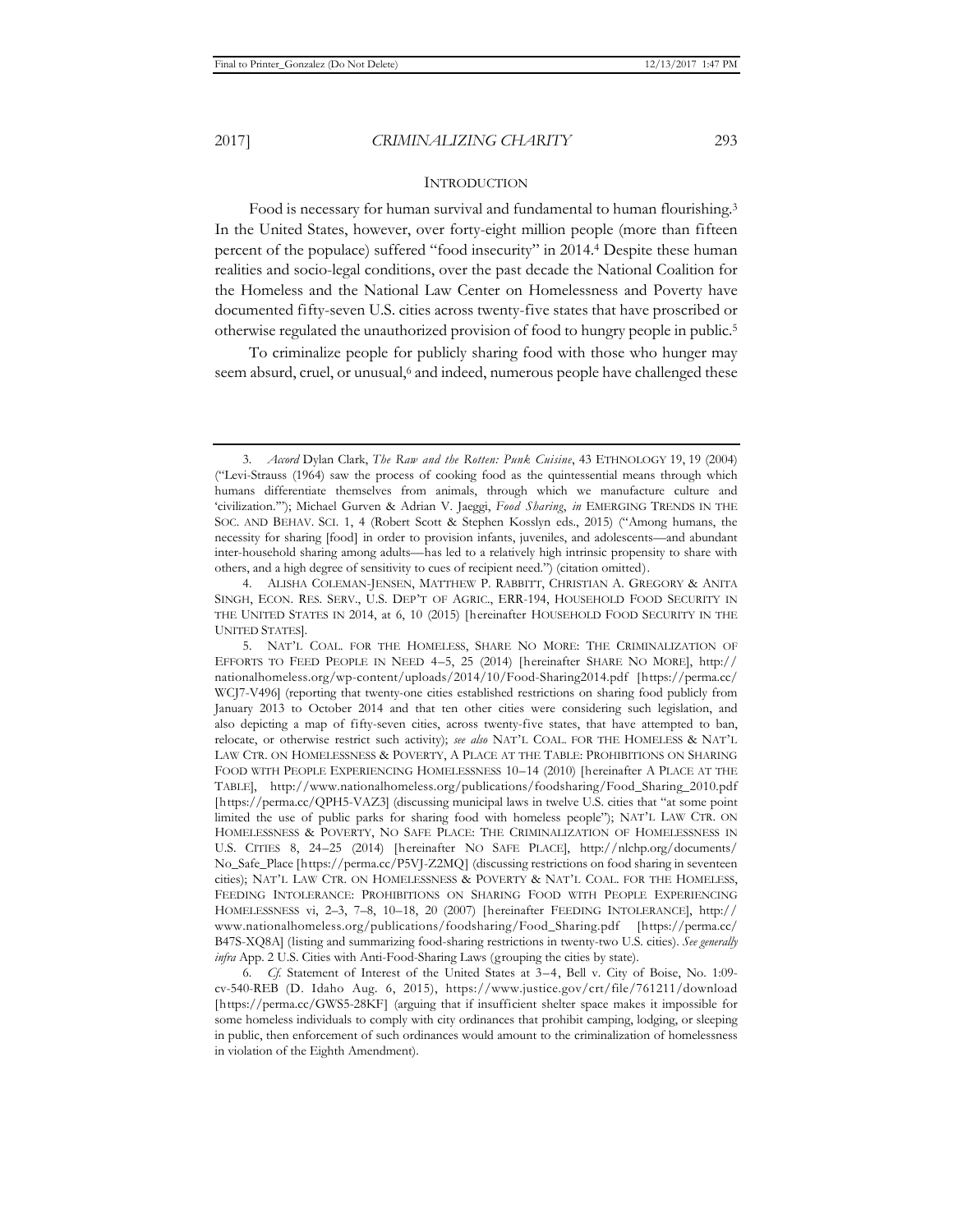## INTRODUCTION

Food is necessary for human survival and fundamental to human flourishing.[3] In the United States, however, over forty-eight million people (more than fifteen percent of the populace) suffered "food insecurity" in 2014.[4] Despite these human realities and socio-legal conditions, over the past decade the National Coalition for the Homeless and the National Law Center on Homelessness and Poverty have documented fifty-seven U.S. cities across twenty-five states that have proscribed or otherwise regulated the unauthorized provision of food to hungry people in public.[5]

To criminalize people for publicly sharing food with those who hunger may seem absurd, cruel, or unusual,[6] and indeed, numerous people have challenged these

---

3. *Accord* Dylan Clark, *The Raw and the Rotten: Punk Cuisine*, 43 ETHNOLOGY 19, 19 (2004) ("Levi-Strauss (1964) saw the process of cooking food as the quintessential means through which humans differentiate themselves from animals, through which we manufacture culture and 'civilization.'"); Michael Gurven & Adrian V. Jaeggi, *Food Sharing*, *in* EMERGING TRENDS IN THE SOC. AND BEHAV. SCI. 1, 4 (Robert Scott & Stephen Kosslyn eds., 2015) ("Among humans, the necessity for sharing [food] in order to provision infants, juveniles, and adolescents—and abundant inter-household sharing among adults—has led to a relatively high intrinsic propensity to share with others, and a high degree of sensitivity to cues of recipient need.") (citation omitted).

4. ALISHA COLEMAN-JENSEN, MATTHEW P. RABBITT, CHRISTIAN A. GREGORY & ANITA SINGH, ECON. RES. SERV., U.S. DEP'T OF AGRIC., ERR-194, HOUSEHOLD FOOD SECURITY IN THE UNITED STATES IN 2014, at 6, 10 (2015) [hereinafter HOUSEHOLD FOOD SECURITY IN THE UNITED STATES].

5. NAT'L COAL. FOR THE HOMELESS, SHARE NO MORE: THE CRIMINALIZATION OF EFFORTS TO FEED PEOPLE IN NEED 4–5, 25 (2014) [hereinafter SHARE NO MORE], http://nationalhomeless.org/wp-content/uploads/2014/10/Food-Sharing2014.pdf [https://perma.cc/WCJ7-V496] (reporting that twenty-one cities established restrictions on sharing food publicly from January 2013 to October 2014 and that ten other cities were considering such legislation, and also depicting a map of fifty-seven cities, across twenty-five states, that have attempted to ban, relocate, or otherwise restrict such activity); *see also* NAT'L COAL. FOR THE HOMELESS & NAT'L LAW CTR. ON HOMELESSNESS & POVERTY, A PLACE AT THE TABLE: PROHIBITIONS ON SHARING FOOD WITH PEOPLE EXPERIENCING HOMELESSNESS 10–14 (2010) [hereinafter A PLACE AT THE TABLE], http://www.nationalhomeless.org/publications/foodsharing/Food_Sharing_2010.pdf [https://perma.cc/QPH5-VAZ3] (discussing municipal laws in twelve U.S. cities that "at some point limited the use of public parks for sharing food with homeless people"); NAT'L LAW CTR. ON HOMELESSNESS & POVERTY, NO SAFE PLACE: THE CRIMINALIZATION OF HOMELESSNESS IN U.S. CITIES 8, 24–25 (2014) [hereinafter NO SAFE PLACE], http://nlchp.org/documents/No_Safe_Place [https://perma.cc/P5VJ-Z2MQ] (discussing restrictions on food sharing in seventeen cities); NAT'L LAW CTR. ON HOMELESSNESS & POVERTY & NAT'L COAL. FOR THE HOMELESS, FEEDING INTOLERANCE: PROHIBITIONS ON SHARING FOOD WITH PEOPLE EXPERIENCING HOMELESSNESS vi, 2–3, 7–8, 10–18, 20 (2007) [hereinafter FEEDING INTOLERANCE], http://www.nationalhomeless.org/publications/foodsharing/Food_Sharing.pdf [https://perma.cc/B47S-XQ8A] (listing and summarizing food-sharing restrictions in twenty-two U.S. cities). *See generally infra* App. 2 U.S. Cities with Anti-Food-Sharing Laws (grouping the cities by state).

6. *Cf.* Statement of Interest of the United States at 3–4, Bell v. City of Boise, No. 1:09-cv-540-REB (D. Idaho Aug. 6, 2015), https://www.justice.gov/crt/file/761211/download [https://perma.cc/GWS5-28KF] (arguing that if insufficient shelter space makes it impossible for some homeless individuals to comply with city ordinances that prohibit camping, lodging, or sleeping in public, then enforcement of such ordinances would amount to the criminalization of homelessness in violation of the Eighth Amendment).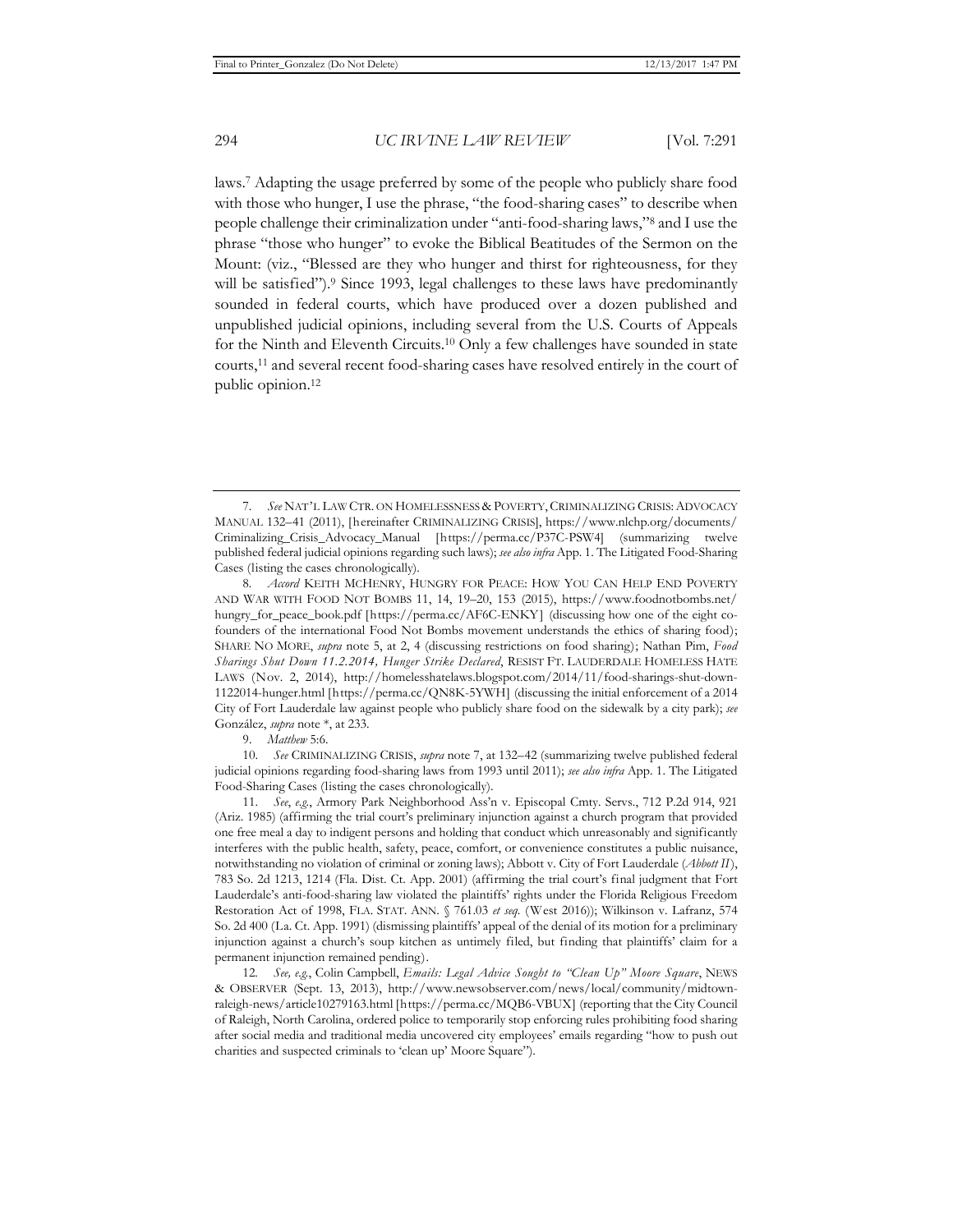laws.[7] Adapting the usage preferred by some of the people who publicly share food with those who hunger, I use the phrase, "the food-sharing cases" to describe when people challenge their criminalization under "anti-food-sharing laws,"[8] and I use the phrase "those who hunger" to evoke the Biblical Beatitudes of the Sermon on the Mount: (viz., "Blessed are they who hunger and thirst for righteousness, for they will be satisfied").[9] Since 1993, legal challenges to these laws have predominantly sounded in federal courts, which have produced over a dozen published and unpublished judicial opinions, including several from the U.S. Courts of Appeals for the Ninth and Eleventh Circuits.[10] Only a few challenges have sounded in state courts,[11] and several recent food-sharing cases have resolved entirely in the court of public opinion.[12]

---

7. *See* NAT'L LAW CTR. ON HOMELESSNESS & POVERTY, CRIMINALIZING CRISIS: ADVOCACY MANUAL 132–41 (2011), [hereinafter CRIMINALIZING CRISIS], https://www.nlchp.org/documents/Criminalizing_Crisis_Advocacy_Manual [https://perma.cc/P37C-PSW4] (summarizing twelve published federal judicial opinions regarding such laws); *see also infra* App. 1. The Litigated Food-Sharing Cases (listing the cases chronologically).

8. *Accord* KEITH MCHENRY, HUNGRY FOR PEACE: HOW YOU CAN HELP END POVERTY AND WAR WITH FOOD NOT BOMBS 11, 14, 19–20, 153 (2015), https://www.foodnotbombs.net/hungry_for_peace_book.pdf [https://perma.cc/AF6C-ENKY] (discussing how one of the eight co-founders of the international Food Not Bombs movement understands the ethics of sharing food); SHARE NO MORE, *supra* note 5, at 2, 4 (discussing restrictions on food sharing); Nathan Pim, *Food Sharings Shut Down 11.2.2014, Hunger Strike Declared*, RESIST FT. LAUDERDALE HOMELESS HATE LAWS (Nov. 2, 2014), http://homelesshatelaws.blogspot.com/2014/11/food-sharings-shut-down-1122014-hunger.html [https://perma.cc/QN8K-5YWH] (discussing the initial enforcement of a 2014 City of Fort Lauderdale law against people who publicly share food on the sidewalk by a city park); *see* González, *supra* note *, at 233.

9. *Matthew* 5:6.

10. *See* CRIMINALIZING CRISIS, *supra* note 7, at 132–42 (summarizing twelve published federal judicial opinions regarding food-sharing laws from 1993 until 2011); *see also infra* App. 1. The Litigated Food-Sharing Cases (listing the cases chronologically).

11. *See, e.g.*, Armory Park Neighborhood Ass'n v. Episcopal Cmty. Servs., 712 P.2d 914, 921 (Ariz. 1985) (affirming the trial court's preliminary injunction against a church program that provided one free meal a day to indigent persons and holding that conduct which unreasonably and significantly interferes with the public health, safety, peace, comfort, or convenience constitutes a public nuisance, notwithstanding no violation of criminal or zoning laws); Abbott v. City of Fort Lauderdale (*Abbott II*), 783 So. 2d 1213, 1214 (Fla. Dist. Ct. App. 2001) (affirming the trial court's final judgment that Fort Lauderdale's anti-food-sharing law violated the plaintiffs' rights under the Florida Religious Freedom Restoration Act of 1998, FLA. STAT. ANN. § 761.03 *et seq.* (West 2016)); Wilkinson v. Lafranz, 574 So. 2d 400 (La. Ct. App. 1991) (dismissing plaintiffs' appeal of the denial of its motion for a preliminary injunction against a church's soup kitchen as untimely filed, but finding that plaintiffs' claim for a permanent injunction remained pending).

12. *See, e.g.*, Colin Campbell, *Emails: Legal Advice Sought to "Clean Up" Moore Square*, NEWS & OBSERVER (Sept. 13, 2013), http://www.newsobserver.com/news/local/community/midtown-raleigh-news/article10279163.html [https://perma.cc/MQB6-VBUX] (reporting that the City Council of Raleigh, North Carolina, ordered police to temporarily stop enforcing rules prohibiting food sharing after social media and traditional media uncovered city employees' emails regarding "how to push out charities and suspected criminals to 'clean up' Moore Square").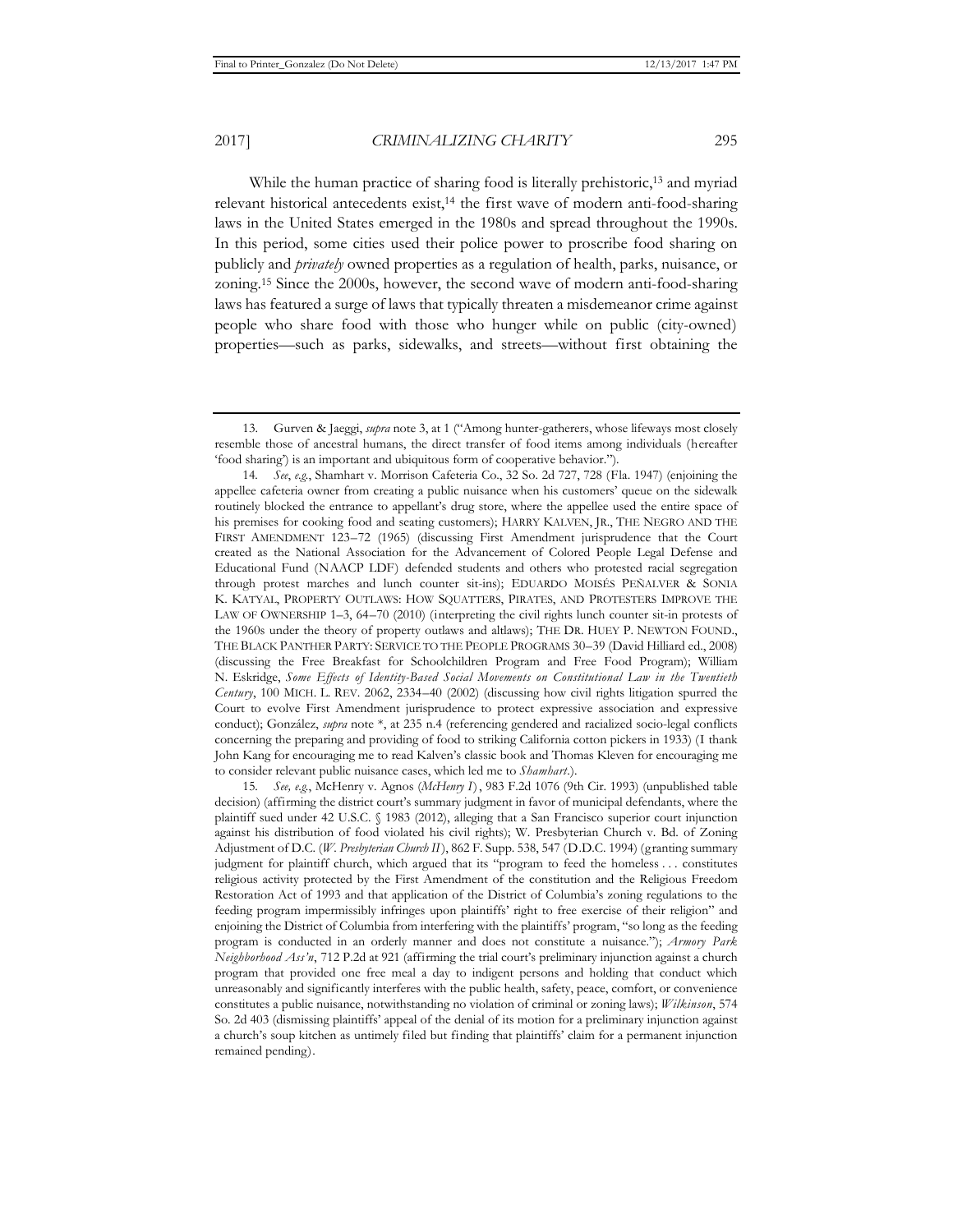While the human practice of sharing food is literally prehistoric,[13] and myriad relevant historical antecedents exist,[14] the first wave of modern anti-food-sharing laws in the United States emerged in the 1980s and spread throughout the 1990s. In this period, some cities used their police power to proscribe food sharing on publicly and *privately* owned properties as a regulation of health, parks, nuisance, or zoning.[15] Since the 2000s, however, the second wave of modern anti-food-sharing laws has featured a surge of laws that typically threaten a misdemeanor crime against people who share food with those who hunger while on public (city-owned) properties—such as parks, sidewalks, and streets—without first obtaining the

---

13. Gurven & Jaeggi, *supra* note 3, at 1 ("Among hunter-gatherers, whose lifeways most closely resemble those of ancestral humans, the direct transfer of food items among individuals (hereafter 'food sharing') is an important and ubiquitous form of cooperative behavior.").

14. *See*, *e.g.*, Shamhart v. Morrison Cafeteria Co., 32 So. 2d 727, 728 (Fla. 1947) (enjoining the appellee cafeteria owner from creating a public nuisance when his customers' queue on the sidewalk routinely blocked the entrance to appellant's drug store, where the appellee used the entire space of his premises for cooking food and seating customers); HARRY KALVEN, JR., THE NEGRO AND THE FIRST AMENDMENT 123–72 (1965) (discussing First Amendment jurisprudence that the Court created as the National Association for the Advancement of Colored People Legal Defense and Educational Fund (NAACP LDF) defended students and others who protested racial segregation through protest marches and lunch counter sit-ins); EDUARDO MOISÉS PEÑALVER & SONIA K. KATYAL, PROPERTY OUTLAWS: HOW SQUATTERS, PIRATES, AND PROTESTERS IMPROVE THE LAW OF OWNERSHIP 1–3, 64–70 (2010) (interpreting the civil rights lunch counter sit-in protests of the 1960s under the theory of property outlaws and altlaws); THE DR. HUEY P. NEWTON FOUND., THE BLACK PANTHER PARTY: SERVICE TO THE PEOPLE PROGRAMS 30–39 (David Hilliard ed., 2008) (discussing the Free Breakfast for Schoolchildren Program and Free Food Program); William N. Eskridge, *Some Effects of Identity-Based Social Movements on Constitutional Law in the Twentieth Century*, 100 MICH. L. REV. 2062, 2334–40 (2002) (discussing how civil rights litigation spurred the Court to evolve First Amendment jurisprudence to protect expressive association and expressive conduct); González, *supra* note *, at 235 n.4 (referencing gendered and racialized socio-legal conflicts concerning the preparing and providing of food to striking California cotton pickers in 1933) (I thank John Kang for encouraging me to read Kalven's classic book and Thomas Kleven for encouraging me to consider relevant public nuisance cases, which led me to *Shamhart*.).

15. *See, e.g.*, McHenry v. Agnos (*McHenry I*), 983 F.2d 1076 (9th Cir. 1993) (unpublished table decision) (affirming the district court's summary judgment in favor of municipal defendants, where the plaintiff sued under 42 U.S.C. § 1983 (2012), alleging that a San Francisco superior court injunction against his distribution of food violated his civil rights); W. Presbyterian Church v. Bd. of Zoning Adjustment of D.C. (*W. Presbyterian Church II*), 862 F. Supp. 538, 547 (D.D.C. 1994) (granting summary judgment for plaintiff church, which argued that its "program to feed the homeless . . . constitutes religious activity protected by the First Amendment of the constitution and the Religious Freedom Restoration Act of 1993 and that application of the District of Columbia's zoning regulations to the feeding program impermissibly infringes upon plaintiffs' right to free exercise of their religion" and enjoining the District of Columbia from interfering with the plaintiffs' program, "so long as the feeding program is conducted in an orderly manner and does not constitute a nuisance."); *Armory Park Neighborhood Ass'n*, 712 P.2d at 921 (affirming the trial court's preliminary injunction against a church program that provided one free meal a day to indigent persons and holding that conduct which unreasonably and significantly interferes with the public health, safety, peace, comfort, or convenience constitutes a public nuisance, notwithstanding no violation of criminal or zoning laws); *Wilkinson*, 574 So. 2d 403 (dismissing plaintiffs' appeal of the denial of its motion for a preliminary injunction against a church's soup kitchen as untimely filed but finding that plaintiffs' claim for a permanent injunction remained pending).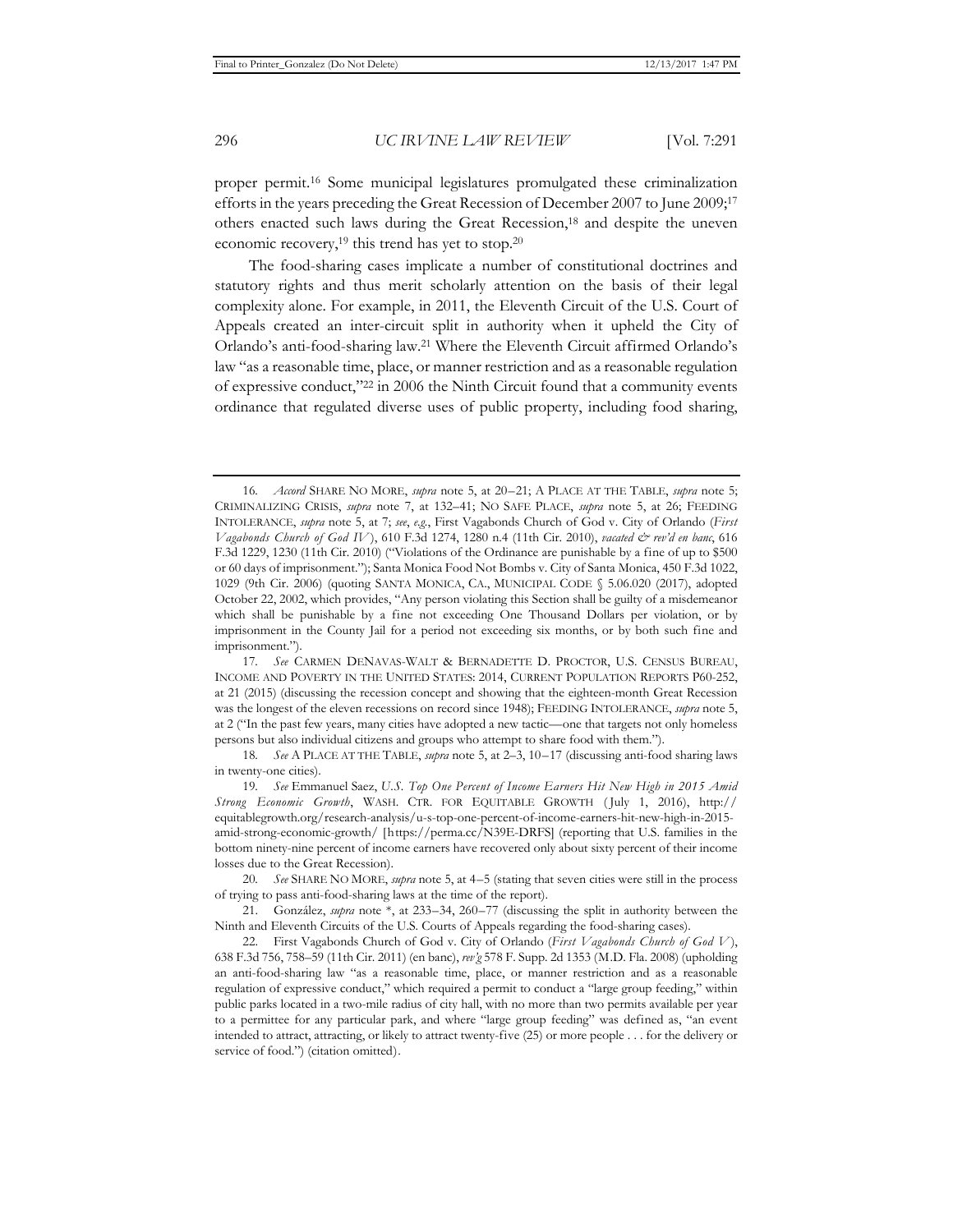proper permit.[16] Some municipal legislatures promulgated these criminalization efforts in the years preceding the Great Recession of December 2007 to June 2009;[17] others enacted such laws during the Great Recession,[18] and despite the uneven economic recovery,[19] this trend has yet to stop.[20]

The food-sharing cases implicate a number of constitutional doctrines and statutory rights and thus merit scholarly attention on the basis of their legal complexity alone. For example, in 2011, the Eleventh Circuit of the U.S. Court of Appeals created an inter-circuit split in authority when it upheld the City of Orlando's anti-food-sharing law.[21] Where the Eleventh Circuit affirmed Orlando's law "as a reasonable time, place, or manner restriction and as a reasonable regulation of expressive conduct,"[22] in 2006 the Ninth Circuit found that a community events ordinance that regulated diverse uses of public property, including food sharing,

---

16. *Accord* SHARE NO MORE, *supra* note 5, at 20–21; A PLACE AT THE TABLE, *supra* note 5; CRIMINALIZING CRISIS, *supra* note 7, at 132–41; NO SAFE PLACE, *supra* note 5, at 26; FEEDING INTOLERANCE, *supra* note 5, at 7; *see, e.g.*, First Vagabonds Church of God v. City of Orlando (*First Vagabonds Church of God IV*), 610 F.3d 1274, 1280 n.4 (11th Cir. 2010), *vacated & rev'd en banc*, 616 F.3d 1229, 1230 (11th Cir. 2010) ("Violations of the Ordinance are punishable by a fine of up to $500 or 60 days of imprisonment."); Santa Monica Food Not Bombs v. City of Santa Monica, 450 F.3d 1022, 1029 (9th Cir. 2006) (quoting SANTA MONICA, CA., MUNICIPAL CODE § 5.06.020 (2017), adopted October 22, 2002, which provides, "Any person violating this Section shall be guilty of a misdemeanor which shall be punishable by a fine not exceeding One Thousand Dollars per violation, or by imprisonment in the County Jail for a period not exceeding six months, or by both such fine and imprisonment.").

17. *See* CARMEN DENAVAS-WALT & BERNADETTE D. PROCTOR, U.S. CENSUS BUREAU, INCOME AND POVERTY IN THE UNITED STATES: 2014, CURRENT POPULATION REPORTS P60-252, at 21 (2015) (discussing the recession concept and showing that the eighteen-month Great Recession was the longest of the eleven recessions on record since 1948); FEEDING INTOLERANCE, *supra* note 5, at 2 ("In the past few years, many cities have adopted a new tactic—one that targets not only homeless persons but also individual citizens and groups who attempt to share food with them.").

18. *See* A PLACE AT THE TABLE, *supra* note 5, at 2–3, 10–17 (discussing anti-food sharing laws in twenty-one cities).

19. *See* Emmanuel Saez, *U.S. Top One Percent of Income Earners Hit New High in 2015 Amid Strong Economic Growth*, WASH. CTR. FOR EQUITABLE GROWTH (July 1, 2016), http://equitablegrowth.org/research-analysis/u-s-top-one-percent-of-income-earners-hit-new-high-in-2015-amid-strong-economic-growth/ [https://perma.cc/N39E-DRFS] (reporting that U.S. families in the bottom ninety-nine percent of income earners have recovered only about sixty percent of their income losses due to the Great Recession).

20. *See* SHARE NO MORE, *supra* note 5, at 4–5 (stating that seven cities were still in the process of trying to pass anti-food-sharing laws at the time of the report).

21. González, *supra* note *, at 233–34, 260–77 (discussing the split in authority between the Ninth and Eleventh Circuits of the U.S. Courts of Appeals regarding the food-sharing cases).

22. First Vagabonds Church of God v. City of Orlando (*First Vagabonds Church of God V*), 638 F.3d 756, 758–59 (11th Cir. 2011) (en banc), *rev'g* 578 F. Supp. 2d 1353 (M.D. Fla. 2008) (upholding an anti-food-sharing law "as a reasonable time, place, or manner restriction and as a reasonable regulation of expressive conduct," which required a permit to conduct a "large group feeding," within public parks located in a two-mile radius of city hall, with no more than two permits available per year to a permittee for any particular park, and where "large group feeding" was defined as, "an event intended to attract, attracting, or likely to attract twenty-five (25) or more people . . . for the delivery or service of food.") (citation omitted).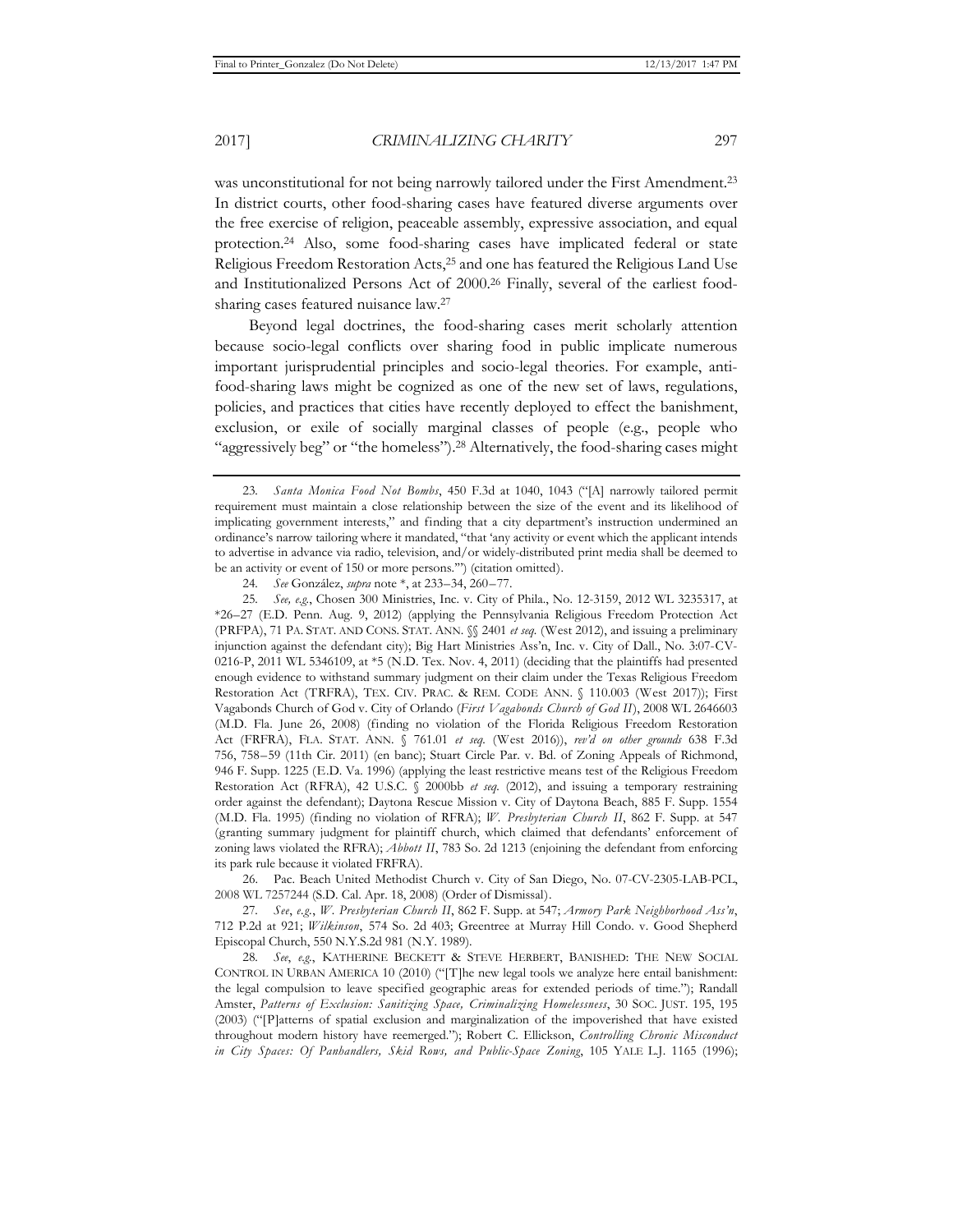was unconstitutional for not being narrowly tailored under the First Amendment.[23] In district courts, other food-sharing cases have featured diverse arguments over the free exercise of religion, peaceable assembly, expressive association, and equal protection.[24] Also, some food-sharing cases have implicated federal or state Religious Freedom Restoration Acts,[25] and one has featured the Religious Land Use and Institutionalized Persons Act of 2000.[26] Finally, several of the earliest food-sharing cases featured nuisance law.[27]

Beyond legal doctrines, the food-sharing cases merit scholarly attention because socio-legal conflicts over sharing food in public implicate numerous important jurisprudential principles and socio-legal theories. For example, anti-food-sharing laws might be cognized as one of the new set of laws, regulations, policies, and practices that cities have recently deployed to effect the banishment, exclusion, or exile of socially marginal classes of people (e.g., people who "aggressively beg" or "the homeless").[28] Alternatively, the food-sharing cases might

---

23. *Santa Monica Food Not Bombs*, 450 F.3d at 1040, 1043 ("[A] narrowly tailored permit requirement must maintain a close relationship between the size of the event and its likelihood of implicating government interests," and finding that a city department's instruction undermined an ordinance's narrow tailoring where it mandated, "that 'any activity or event which the applicant intends to advertise in advance via radio, television, and/or widely-distributed print media shall be deemed to be an activity or event of 150 or more persons.'") (citation omitted).

24. *See* González, *supra* note \*, at 233–34, 260–77.

25. *See, e.g.*, Chosen 300 Ministries, Inc. v. City of Phila., No. 12-3159, 2012 WL 3235317, at \*26–27 (E.D. Penn. Aug. 9, 2012) (applying the Pennsylvania Religious Freedom Protection Act (PRFPA), 71 PA. STAT. AND CONS. STAT. ANN. §§ 2401 *et seq.* (West 2012), and issuing a preliminary injunction against the defendant city); Big Hart Ministries Ass'n, Inc. v. City of Dall., No. 3:07-CV-0216-P, 2011 WL 5346109, at \*5 (N.D. Tex. Nov. 4, 2011) (deciding that the plaintiffs had presented enough evidence to withstand summary judgment on their claim under the Texas Religious Freedom Restoration Act (TRFRA), TEX. CIV. PRAC. & REM. CODE ANN. § 110.003 (West 2017)); First Vagabonds Church of God v. City of Orlando (*First Vagabonds Church of God II*), 2008 WL 2646603 (M.D. Fla. June 26, 2008) (finding no violation of the Florida Religious Freedom Restoration Act (FRFRA), FLA. STAT. ANN. § 761.01 *et seq.* (West 2016)), *rev'd on other grounds* 638 F.3d 756, 758–59 (11th Cir. 2011) (en banc); Stuart Circle Par. v. Bd. of Zoning Appeals of Richmond, 946 F. Supp. 1225 (E.D. Va. 1996) (applying the least restrictive means test of the Religious Freedom Restoration Act (RFRA), 42 U.S.C. § 2000bb *et seq.* (2012), and issuing a temporary restraining order against the defendant); Daytona Rescue Mission v. City of Daytona Beach, 885 F. Supp. 1554 (M.D. Fla. 1995) (finding no violation of RFRA); *W. Presbyterian Church II*, 862 F. Supp. at 547 (granting summary judgment for plaintiff church, which claimed that defendants' enforcement of zoning laws violated the RFRA); *Abbott II*, 783 So. 2d 1213 (enjoining the defendant from enforcing its park rule because it violated FRFRA).

26. Pac. Beach United Methodist Church v. City of San Diego, No. 07-CV-2305-LAB-PCL, 2008 WL 7257244 (S.D. Cal. Apr. 18, 2008) (Order of Dismissal).

27. *See*, *e.g.*, *W. Presbyterian Church II*, 862 F. Supp. at 547; *Armory Park Neighborhood Ass'n*, 712 P.2d at 921; *Wilkinson*, 574 So. 2d 403; Greentree at Murray Hill Condo. v. Good Shepherd Episcopal Church, 550 N.Y.S.2d 981 (N.Y. 1989).

28. *See*, *e.g.*, KATHERINE BECKETT & STEVE HERBERT, BANISHED: THE NEW SOCIAL CONTROL IN URBAN AMERICA 10 (2010) ("[T]he new legal tools we analyze here entail banishment: the legal compulsion to leave specified geographic areas for extended periods of time."); Randall Amster, *Patterns of Exclusion: Sanitizing Space, Criminalizing Homelessness*, 30 SOC. JUST. 195, 195 (2003) ("[P]atterns of spatial exclusion and marginalization of the impoverished that have existed throughout modern history have reemerged."); Robert C. Ellickson, *Controlling Chronic Misconduct in City Spaces: Of Panhandlers, Skid Rows, and Public-Space Zoning*, 105 YALE L.J. 1165 (1996);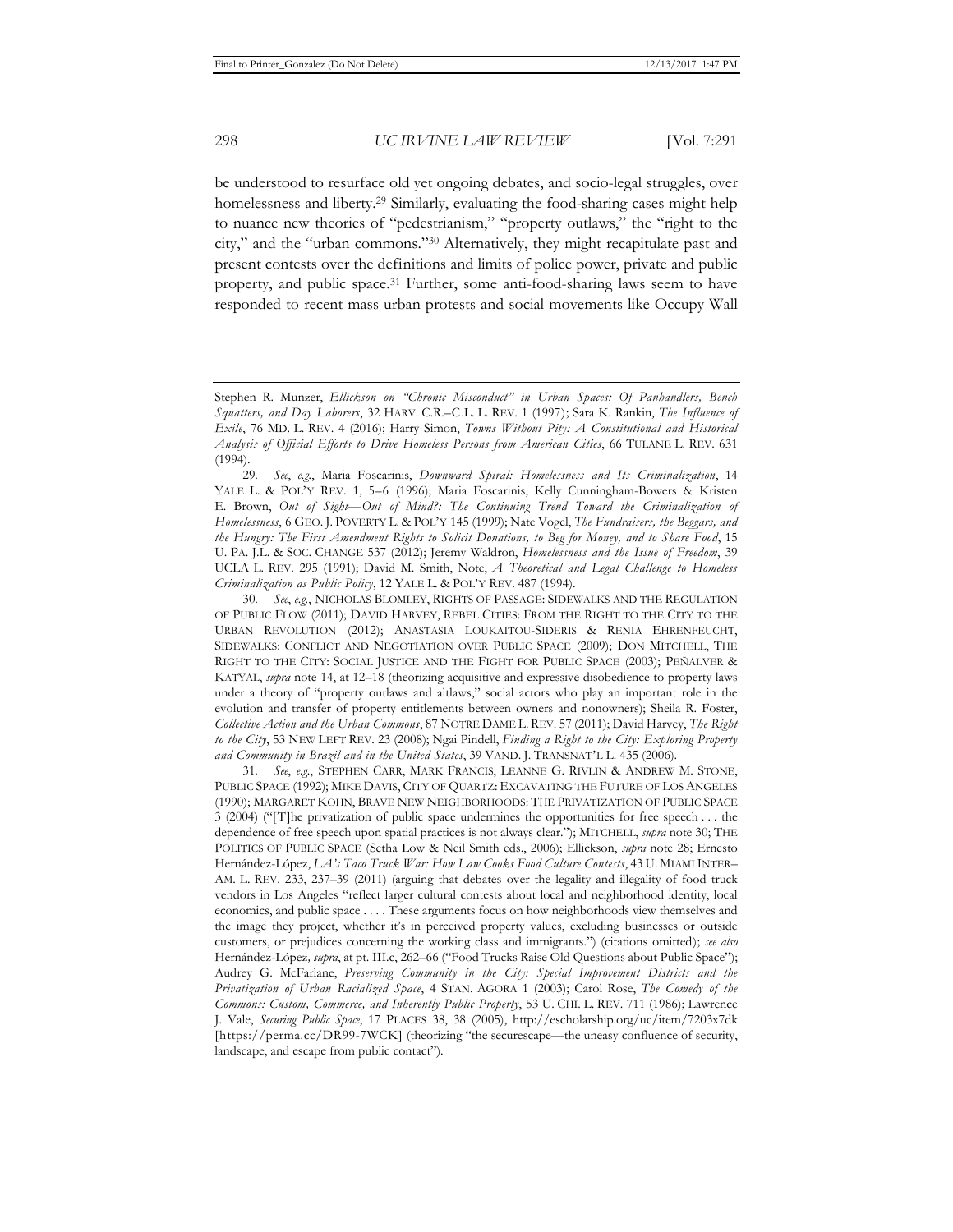be understood to resurface old yet ongoing debates, and socio-legal struggles, over homelessness and liberty.[29] Similarly, evaluating the food-sharing cases might help to nuance new theories of "pedestrianism," "property outlaws," the "right to the city," and the "urban commons."[30] Alternatively, they might recapitulate past and present contests over the definitions and limits of police power, private and public property, and public space.[31] Further, some anti-food-sharing laws seem to have responded to recent mass urban protests and social movements like Occupy Wall

---

Stephen R. Munzer, *Ellickson on "Chronic Misconduct" in Urban Spaces: Of Panhandlers, Bench Squatters, and Day Laborers*, 32 HARV. C.R.–C.L. L. REV. 1 (1997); Sara K. Rankin, *The Influence of Exile*, 76 MD. L. REV. 4 (2016); Harry Simon, *Towns Without Pity: A Constitutional and Historical Analysis of Official Efforts to Drive Homeless Persons from American Cities*, 66 TULANE L. REV. 631 (1994).

29. *See, e.g.*, Maria Foscarinis, *Downward Spiral: Homelessness and Its Criminalization*, 14 YALE L. & POL'Y REV. 1, 5–6 (1996); Maria Foscarinis, Kelly Cunningham-Bowers & Kristen E. Brown, *Out of Sight—Out of Mind?: The Continuing Trend Toward the Criminalization of Homelessness*, 6 GEO. J. POVERTY L. & POL'Y 145 (1999); Nate Vogel, *The Fundraisers, the Beggars, and the Hungry: The First Amendment Rights to Solicit Donations, to Beg for Money, and to Share Food*, 15 U. PA. J.L. & SOC. CHANGE 537 (2012); Jeremy Waldron, *Homelessness and the Issue of Freedom*, 39 UCLA L. REV. 295 (1991); David M. Smith, Note, *A Theoretical and Legal Challenge to Homeless Criminalization as Public Policy*, 12 YALE L. & POL'Y REV. 487 (1994).

30. *See, e.g.*, NICHOLAS BLOMLEY, RIGHTS OF PASSAGE: SIDEWALKS AND THE REGULATION OF PUBLIC FLOW (2011); DAVID HARVEY, REBEL CITIES: FROM THE RIGHT TO THE CITY TO THE URBAN REVOLUTION (2012); ANASTASIA LOUKAITOU-SIDERIS & RENIA EHRENFEUCHT, SIDEWALKS: CONFLICT AND NEGOTIATION OVER PUBLIC SPACE (2009); DON MITCHELL, THE RIGHT TO THE CITY: SOCIAL JUSTICE AND THE FIGHT FOR PUBLIC SPACE (2003); PEÑALVER & KATYAL, *supra* note 14, at 12–18 (theorizing acquisitive and expressive disobedience to property laws under a theory of "property outlaws and altlaws," social actors who play an important role in the evolution and transfer of property entitlements between owners and nonowners); Sheila R. Foster, *Collective Action and the Urban Commons*, 87 NOTRE DAME L. REV. 57 (2011); David Harvey, *The Right to the City*, 53 NEW LEFT REV. 23 (2008); Ngai Pindell, *Finding a Right to the City: Exploring Property and Community in Brazil and in the United States*, 39 VAND. J. TRANSNAT'L L. 435 (2006).

31. *See, e.g.*, STEPHEN CARR, MARK FRANCIS, LEANNE G. RIVLIN & ANDREW M. STONE, PUBLIC SPACE (1992); MIKE DAVIS, CITY OF QUARTZ: EXCAVATING THE FUTURE OF LOS ANGELES (1990); MARGARET KOHN, BRAVE NEW NEIGHBORHOODS: THE PRIVATIZATION OF PUBLIC SPACE 3 (2004) ("[T]he privatization of public space undermines the opportunities for free speech . . . the dependence of free speech upon spatial practices is not always clear."); MITCHELL, *supra* note 30; THE POLITICS OF PUBLIC SPACE (Setha Low & Neil Smith eds., 2006); Ellickson, *supra* note 28; Ernesto Hernández-López, *LA's Taco Truck War: How Law Cooks Food Culture Contests*, 43 U. MIAMI INTER–AM. L. REV. 233, 237–39 (2011) (arguing that debates over the legality and illegality of food truck vendors in Los Angeles "reflect larger cultural contests about local and neighborhood identity, local economics, and public space . . . . These arguments focus on how neighborhoods view themselves and the image they project, whether it's in perceived property values, excluding businesses or outside customers, or prejudices concerning the working class and immigrants.") (citations omitted); *see also* Hernández-López, *supra*, at pt. III.c, 262–66 ("Food Trucks Raise Old Questions about Public Space"); Audrey G. McFarlane, *Preserving Community in the City: Special Improvement Districts and the Privatization of Urban Racialized Space*, 4 STAN. AGORA 1 (2003); Carol Rose, *The Comedy of the Commons: Custom, Commerce, and Inherently Public Property*, 53 U. CHI. L. REV. 711 (1986); Lawrence J. Vale, *Securing Public Space*, 17 PLACES 38, 38 (2005), http://escholarship.org/uc/item/7203x7dk [https://perma.cc/DR99-7WCK] (theorizing "the securescape—the uneasy confluence of security, landscape, and escape from public contact").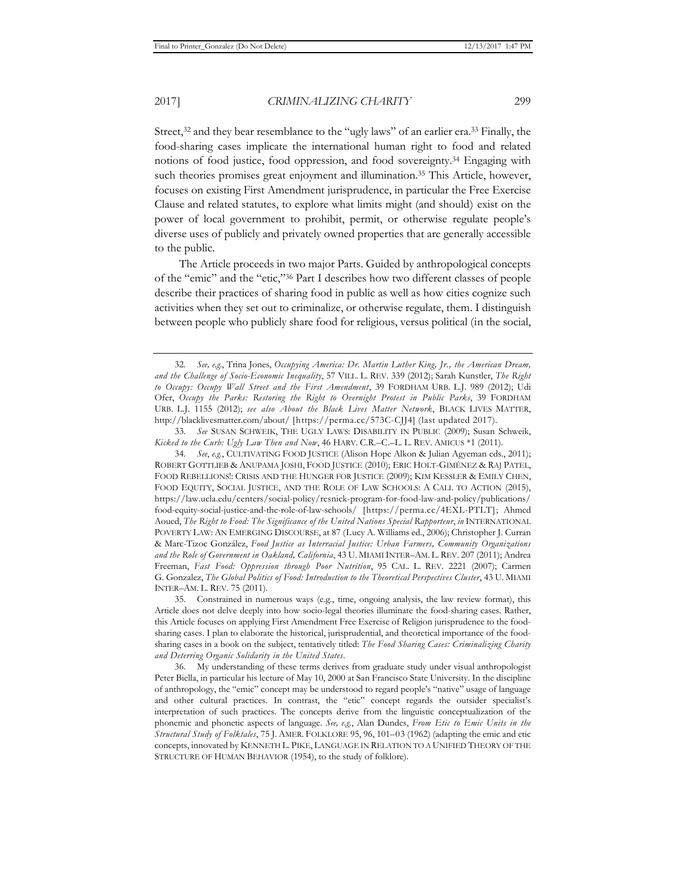Street,[32] and they bear resemblance to the "ugly laws" of an earlier era.[33] Finally, the food-sharing cases implicate the international human right to food and related notions of food justice, food oppression, and food sovereignty.[34] Engaging with such theories promises great enjoyment and illumination.[35] This Article, however, focuses on existing First Amendment jurisprudence, in particular the Free Exercise Clause and related statutes, to explore what limits might (and should) exist on the power of local government to prohibit, permit, or otherwise regulate people's diverse uses of publicly and privately owned properties that are generally accessible to the public.

The Article proceeds in two major Parts. Guided by anthropological concepts of the "emic" and the "etic,"[36] Part I describes how two different classes of people describe their practices of sharing food in public as well as how cities cognize such activities when they set out to criminalize, or otherwise regulate, them. I distinguish between people who publicly share food for religious, versus political (in the social,

---

32. *See, e.g.*, Trina Jones, *Occupying America: Dr. Martin Luther King, Jr., the American Dream, and the Challenge of Socio-Economic Inequality*, 57 VILL. L. REV. 339 (2012); Sarah Kunstler, *The Right to Occupy: Occupy Wall Street and the First Amendment*, 39 FORDHAM URB. L.J. 989 (2012); Udi Ofer, *Occupy the Parks: Restoring the Right to Overnight Protest in Public Parks*, 39 FORDHAM URB. L.J. 1155 (2012); *see also About the Black Lives Matter Network*, BLACK LIVES MATTER, http://blacklivesmatter.com/about/ [https://perma.cc/573C-CJJ4] (last updated 2017).

33. *See* SUSAN SCHWEIK, THE UGLY LAWS: DISABILITY IN PUBLIC (2009); Susan Schweik, *Kicked to the Curb: Ugly Law Then and Now*, 46 HARV. C.R.–C.–L. L. REV. AMICUS *1 (2011).

34. *See, e.g.*, CULTIVATING FOOD JUSTICE (Alison Hope Alkon & Julian Agyeman eds., 2011); ROBERT GOTTLIEB & ANUPAMA JOSHI, FOOD JUSTICE (2010); ERIC HOLT-GIMÉNEZ & RAJ PATEL, FOOD REBELLIONS!: CRISIS AND THE HUNGER FOR JUSTICE (2009); KIM KESSLER & EMILY CHEN, FOOD EQUITY, SOCIAL JUSTICE, AND THE ROLE OF LAW SCHOOLS: A CALL TO ACTION (2015), https://law.ucla.edu/centers/social-policy/resnick-program-for-food-law-and-policy/publications/food-equity-social-justice-and-the-role-of-law-schools/ [https://perma.cc/4EXL-PTLT]; Ahmed Aoued, *The Right to Food: The Significance of the United Nations Special Rapporteur*, *in* INTERNATIONAL POVERTY LAW: AN EMERGING DISCOURSE, at 87 (Lucy A. Williams ed., 2006); Christopher J. Curran & Marc-Tizoc González, *Food Justice as Interracial Justice: Urban Farmers, Community Organizations and the Role of Government in Oakland, California*, 43 U. MIAMI INTER–AM. L. REV. 207 (2011); Andrea Freeman, *Fast Food: Oppression through Poor Nutrition*, 95 CAL. L. REV. 2221 (2007); Carmen G. Gonzalez, *The Global Politics of Food: Introduction to the Theoretical Perspectives Cluster*, 43 U. MIAMI INTER–AM. L. REV. 75 (2011).

35. Constrained in numerous ways (e.g., time, ongoing analysis, the law review format), this Article does not delve deeply into how socio-legal theories illuminate the food-sharing cases. Rather, this Article focuses on applying First Amendment Free Exercise of Religion jurisprudence to the food-sharing cases. I plan to elaborate the historical, jurisprudential, and theoretical importance of the food-sharing cases in a book on the subject, tentatively titled: *The Food Sharing Cases: Criminalizing Charity and Deterring Organic Solidarity in the United States*.

36. My understanding of these terms derives from graduate study under visual anthropologist Peter Biella, in particular his lecture of May 10, 2000 at San Francisco State University. In the discipline of anthropology, the "emic" concept may be understood to regard people's "native" usage of language and other cultural practices. In contrast, the "etic" concept regards the outsider specialist's interpretation of such practices. The concepts derive from the linguistic conceptualization of the phonemic and phonetic aspects of language. *See, e.g.*, Alan Dundes, *From Etic to Emic Units in the Structural Study of Folktales*, 75 J. AMER. FOLKLORE 95, 96, 101–03 (1962) (adapting the emic and etic concepts, innovated by KENNETH L. PIKE, LANGUAGE IN RELATION TO A UNIFIED THEORY OF THE STRUCTURE OF HUMAN BEHAVIOR (1954), to the study of folklore).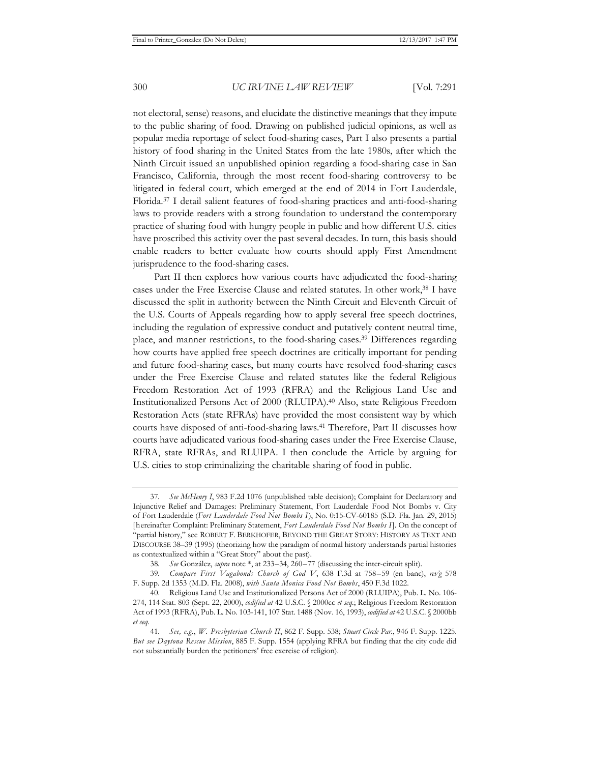not electoral, sense) reasons, and elucidate the distinctive meanings that they impute to the public sharing of food. Drawing on published judicial opinions, as well as popular media reportage of select food-sharing cases, Part I also presents a partial history of food sharing in the United States from the late 1980s, after which the Ninth Circuit issued an unpublished opinion regarding a food-sharing case in San Francisco, California, through the most recent food-sharing controversy to be litigated in federal court, which emerged at the end of 2014 in Fort Lauderdale, Florida.[37] I detail salient features of food-sharing practices and anti-food-sharing laws to provide readers with a strong foundation to understand the contemporary practice of sharing food with hungry people in public and how different U.S. cities have proscribed this activity over the past several decades. In turn, this basis should enable readers to better evaluate how courts should apply First Amendment jurisprudence to the food-sharing cases.

Part II then explores how various courts have adjudicated the food-sharing cases under the Free Exercise Clause and related statutes. In other work,[38] I have discussed the split in authority between the Ninth Circuit and Eleventh Circuit of the U.S. Courts of Appeals regarding how to apply several free speech doctrines, including the regulation of expressive conduct and putatively content neutral time, place, and manner restrictions, to the food-sharing cases.[39] Differences regarding how courts have applied free speech doctrines are critically important for pending and future food-sharing cases, but many courts have resolved food-sharing cases under the Free Exercise Clause and related statutes like the federal Religious Freedom Restoration Act of 1993 (RFRA) and the Religious Land Use and Institutionalized Persons Act of 2000 (RLUIPA).[40] Also, state Religious Freedom Restoration Acts (state RFRAs) have provided the most consistent way by which courts have disposed of anti-food-sharing laws.[41] Therefore, Part II discusses how courts have adjudicated various food-sharing cases under the Free Exercise Clause, RFRA, state RFRAs, and RLUIPA. I then conclude the Article by arguing for U.S. cities to stop criminalizing the charitable sharing of food in public.

---

37. *See McHenry I*, 983 F.2d 1076 (unpublished table decision); Complaint for Declaratory and Injunctive Relief and Damages: Preliminary Statement, Fort Lauderdale Food Not Bombs v. City of Fort Lauderdale (*Fort Lauderdale Food Not Bombs I*), No. 0:15-CV-60185 (S.D. Fla. Jan. 29, 2015) [hereinafter Complaint: Preliminary Statement, *Fort Lauderdale Food Not Bombs I*]. On the concept of "partial history," see ROBERT F. BERKHOFER, BEYOND THE GREAT STORY: HISTORY AS TEXT AND DISCOURSE 38–39 (1995) (theorizing how the paradigm of normal history understands partial histories as contextualized within a "Great Story" about the past).

38. *See* González, *supra* note *, at 233–34, 260–77 (discussing the inter-circuit split).

39. *Compare First Vagabonds Church of God V*, 638 F.3d at 758–59 (en banc), *rev'g* 578 F. Supp. 2d 1353 (M.D. Fla. 2008), *with Santa Monica Food Not Bombs*, 450 F.3d 1022.

40. Religious Land Use and Institutionalized Persons Act of 2000 (RLUIPA), Pub. L. No. 106-274, 114 Stat. 803 (Sept. 22, 2000), *codified at* 42 U.S.C. § 2000cc *et seq.*; Religious Freedom Restoration Act of 1993 (RFRA), Pub. L. No. 103-141, 107 Stat. 1488 (Nov. 16, 1993), *codified at* 42 U.S.C. § 2000bb *et seq.*

41. *See, e.g.*, *W. Presbyterian Church II*, 862 F. Supp. 538; *Stuart Circle Par.*, 946 F. Supp. 1225. *But see Daytona Rescue Mission*, 885 F. Supp. 1554 (applying RFRA but finding that the city code did not substantially burden the petitioners' free exercise of religion).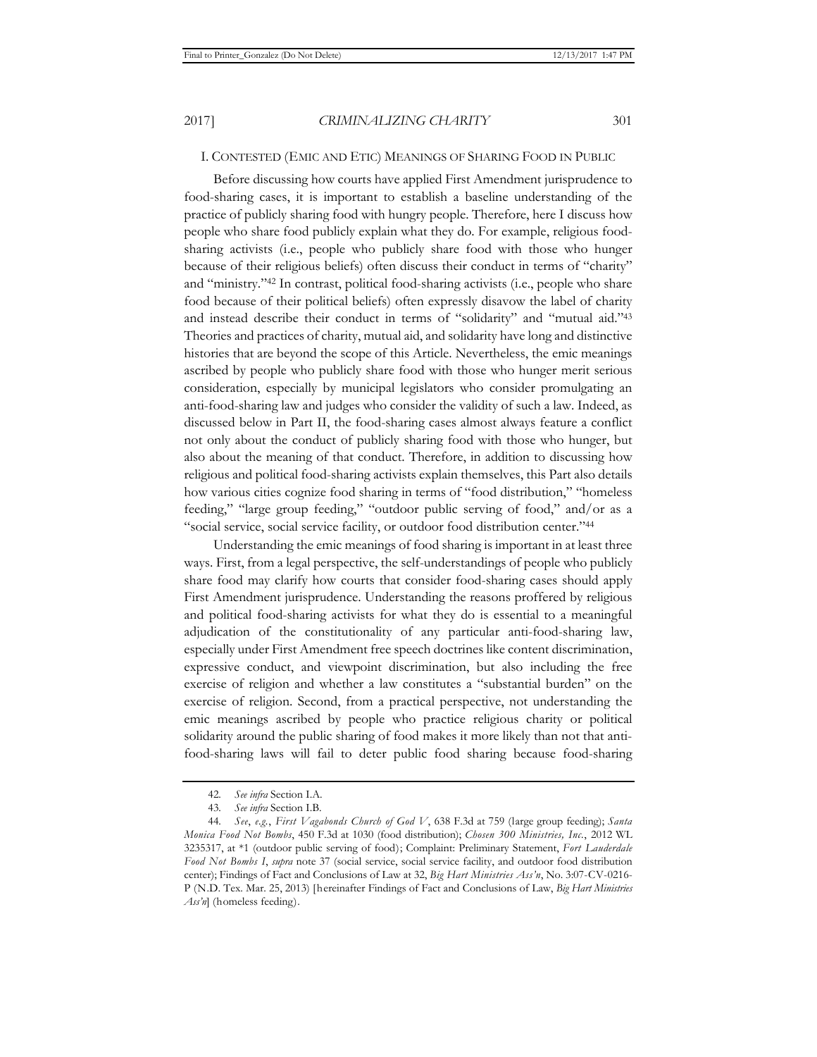## I. CONTESTED (EMIC AND ETIC) MEANINGS OF SHARING FOOD IN PUBLIC

Before discussing how courts have applied First Amendment jurisprudence to food-sharing cases, it is important to establish a baseline understanding of the practice of publicly sharing food with hungry people. Therefore, here I discuss how people who share food publicly explain what they do. For example, religious food-sharing activists (i.e., people who publicly share food with those who hunger because of their religious beliefs) often discuss their conduct in terms of "charity" and "ministry."[42] In contrast, political food-sharing activists (i.e., people who share food because of their political beliefs) often expressly disavow the label of charity and instead describe their conduct in terms of "solidarity" and "mutual aid."[43] Theories and practices of charity, mutual aid, and solidarity have long and distinctive histories that are beyond the scope of this Article. Nevertheless, the emic meanings ascribed by people who publicly share food with those who hunger merit serious consideration, especially by municipal legislators who consider promulgating an anti-food-sharing law and judges who consider the validity of such a law. Indeed, as discussed below in Part II, the food-sharing cases almost always feature a conflict not only about the conduct of publicly sharing food with those who hunger, but also about the meaning of that conduct. Therefore, in addition to discussing how religious and political food-sharing activists explain themselves, this Part also details how various cities cognize food sharing in terms of "food distribution," "homeless feeding," "large group feeding," "outdoor public serving of food," and/or as a "social service, social service facility, or outdoor food distribution center."[44]

Understanding the emic meanings of food sharing is important in at least three ways. First, from a legal perspective, the self-understandings of people who publicly share food may clarify how courts that consider food-sharing cases should apply First Amendment jurisprudence. Understanding the reasons proffered by religious and political food-sharing activists for what they do is essential to a meaningful adjudication of the constitutionality of any particular anti-food-sharing law, especially under First Amendment free speech doctrines like content discrimination, expressive conduct, and viewpoint discrimination, but also including the free exercise of religion and whether a law constitutes a "substantial burden" on the exercise of religion. Second, from a practical perspective, not understanding the emic meanings ascribed by people who practice religious charity or political solidarity around the public sharing of food makes it more likely than not that anti-food-sharing laws will fail to deter public food sharing because food-sharing

---

42. *See infra* Section I.A.

43. *See infra* Section I.B.

44. *See, e.g.*, *First Vagabonds Church of God V*, 638 F.3d at 759 (large group feeding); *Santa Monica Food Not Bombs*, 450 F.3d at 1030 (food distribution); *Chosen 300 Ministries, Inc.*, 2012 WL 3235317, at \*1 (outdoor public serving of food); Complaint: Preliminary Statement, *Fort Lauderdale Food Not Bombs I*, *supra* note 37 (social service, social service facility, and outdoor food distribution center); Findings of Fact and Conclusions of Law at 32, *Big Hart Ministries Ass'n*, No. 3:07-CV-0216-P (N.D. Tex. Mar. 25, 2013) [hereinafter Findings of Fact and Conclusions of Law, *Big Hart Ministries Ass'n*] (homeless feeding).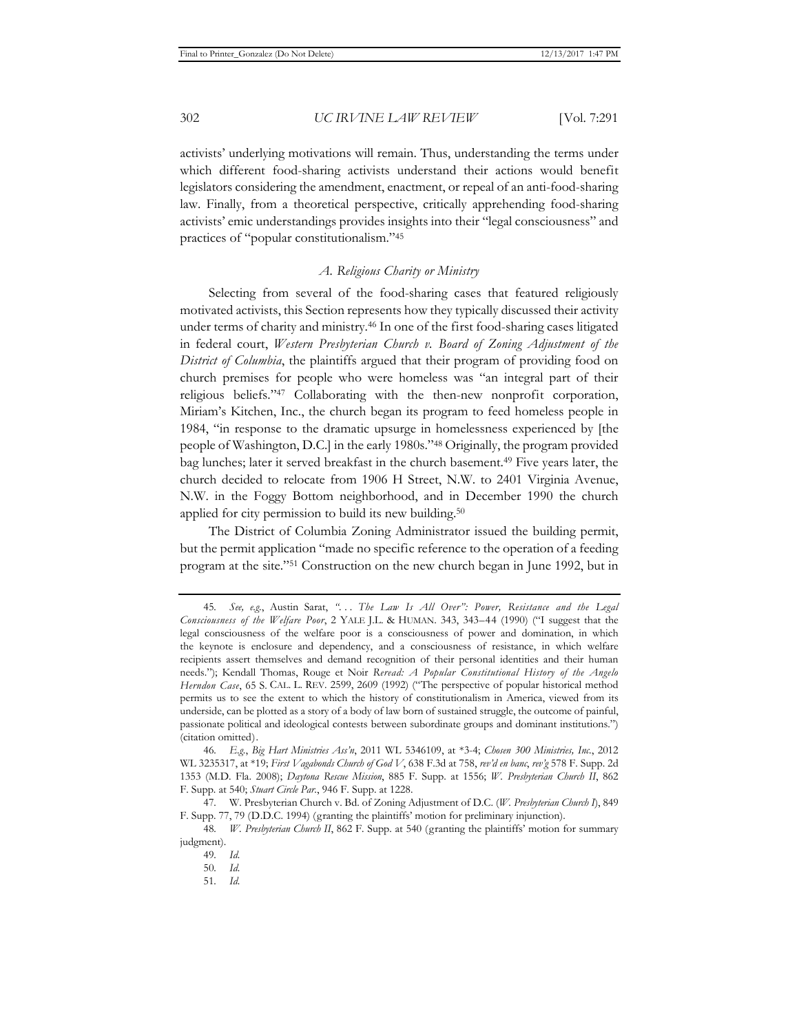activists' underlying motivations will remain. Thus, understanding the terms under which different food-sharing activists understand their actions would benefit legislators considering the amendment, enactment, or repeal of an anti-food-sharing law. Finally, from a theoretical perspective, critically apprehending food-sharing activists' emic understandings provides insights into their "legal consciousness" and practices of "popular constitutionalism."[45]

### *A. Religious Charity or Ministry*

Selecting from several of the food-sharing cases that featured religiously motivated activists, this Section represents how they typically discussed their activity under terms of charity and ministry.[46] In one of the first food-sharing cases litigated in federal court, *Western Presbyterian Church v. Board of Zoning Adjustment of the District of Columbia*, the plaintiffs argued that their program of providing food on church premises for people who were homeless was "an integral part of their religious beliefs."[47] Collaborating with the then-new nonprofit corporation, Miriam's Kitchen, Inc., the church began its program to feed homeless people in 1984, "in response to the dramatic upsurge in homelessness experienced by [the people of Washington, D.C.] in the early 1980s."[48] Originally, the program provided bag lunches; later it served breakfast in the church basement.[49] Five years later, the church decided to relocate from 1906 H Street, N.W. to 2401 Virginia Avenue, N.W. in the Foggy Bottom neighborhood, and in December 1990 the church applied for city permission to build its new building.[50]

The District of Columbia Zoning Administrator issued the building permit, but the permit application "made no specific reference to the operation of a feeding program at the site."[51] Construction on the new church began in June 1992, but in

---

45. *See, e.g.*, Austin Sarat, *". . . The Law Is All Over": Power, Resistance and the Legal Consciousness of the Welfare Poor*, 2 YALE J.L. & HUMAN. 343, 343–44 (1990) ("I suggest that the legal consciousness of the welfare poor is a consciousness of power and domination, in which the keynote is enclosure and dependency, and a consciousness of resistance, in which welfare recipients assert themselves and demand recognition of their personal identities and their human needs."); Kendall Thomas, Rouge et Noir *Reread: A Popular Constitutional History of the Angelo Herndon Case*, 65 S. CAL. L. REV. 2599, 2609 (1992) ("The perspective of popular historical method permits us to see the extent to which the history of constitutionalism in America, viewed from its underside, can be plotted as a story of a body of law born of sustained struggle, the outcome of painful, passionate political and ideological contests between subordinate groups and dominant institutions.") (citation omitted).

46. *E.g.*, *Big Hart Ministries Ass'n*, 2011 WL 5346109, at *3-4; *Chosen 300 Ministries, Inc.*, 2012 WL 3235317, at *19; *First Vagabonds Church of God V*, 638 F.3d at 758, *rev'd en banc*, *rev'g* 578 F. Supp. 2d 1353 (M.D. Fla. 2008); *Daytona Rescue Mission*, 885 F. Supp. at 1556; *W. Presbyterian Church II*, 862 F. Supp. at 540; *Stuart Circle Par.*, 946 F. Supp. at 1228.

47. W. Presbyterian Church v. Bd. of Zoning Adjustment of D.C. (*W. Presbyterian Church I*), 849 F. Supp. 77, 79 (D.D.C. 1994) (granting the plaintiffs' motion for preliminary injunction).

48. *W. Presbyterian Church II*, 862 F. Supp. at 540 (granting the plaintiffs' motion for summary judgment).

49. *Id.*

50. *Id.*

51. *Id.*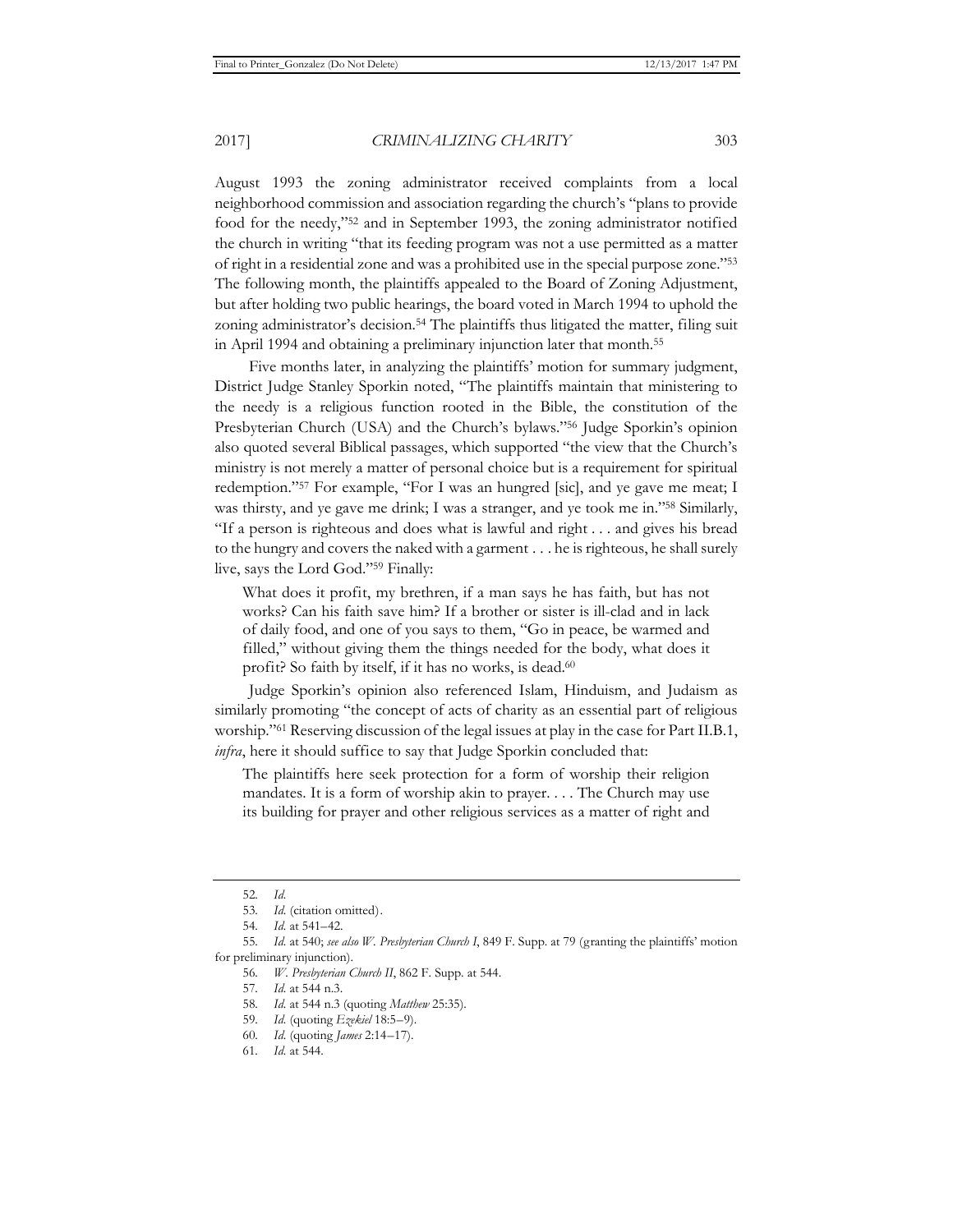August 1993 the zoning administrator received complaints from a local neighborhood commission and association regarding the church's "plans to provide food for the needy,"[52] and in September 1993, the zoning administrator notified the church in writing "that its feeding program was not a use permitted as a matter of right in a residential zone and was a prohibited use in the special purpose zone."[53] The following month, the plaintiffs appealed to the Board of Zoning Adjustment, but after holding two public hearings, the board voted in March 1994 to uphold the zoning administrator's decision.[54] The plaintiffs thus litigated the matter, filing suit in April 1994 and obtaining a preliminary injunction later that month.[55]

Five months later, in analyzing the plaintiffs' motion for summary judgment, District Judge Stanley Sporkin noted, "The plaintiffs maintain that ministering to the needy is a religious function rooted in the Bible, the constitution of the Presbyterian Church (USA) and the Church's bylaws."[56] Judge Sporkin's opinion also quoted several Biblical passages, which supported "the view that the Church's ministry is not merely a matter of personal choice but is a requirement for spiritual redemption."[57] For example, "For I was an hungred [sic], and ye gave me meat; I was thirsty, and ye gave me drink; I was a stranger, and ye took me in."[58] Similarly, "If a person is righteous and does what is lawful and right . . . and gives his bread to the hungry and covers the naked with a garment . . . he is righteous, he shall surely live, says the Lord God."[59] Finally:

> What does it profit, my brethren, if a man says he has faith, but has not works? Can his faith save him? If a brother or sister is ill-clad and in lack of daily food, and one of you says to them, "Go in peace, be warmed and filled," without giving them the things needed for the body, what does it profit? So faith by itself, if it has no works, is dead.[60]

Judge Sporkin's opinion also referenced Islam, Hinduism, and Judaism as similarly promoting "the concept of acts of charity as an essential part of religious worship."[61] Reserving discussion of the legal issues at play in the case for Part II.B.1, *infra*, here it should suffice to say that Judge Sporkin concluded that:

> The plaintiffs here seek protection for a form of worship their religion mandates. It is a form of worship akin to prayer. . . . The Church may use its building for prayer and other religious services as a matter of right and

---

52. *Id.*

53. *Id.* (citation omitted).

54. *Id.* at 541–42.

55. *Id.* at 540; *see also W. Presbyterian Church I*, 849 F. Supp. at 79 (granting the plaintiffs' motion for preliminary injunction).

56. *W. Presbyterian Church II*, 862 F. Supp. at 544.

57. *Id.* at 544 n.3.

58. *Id.* at 544 n.3 (quoting *Matthew* 25:35).

59. *Id.* (quoting *Ezekiel* 18:5–9).

60. *Id.* (quoting *James* 2:14–17).

61. *Id.* at 544.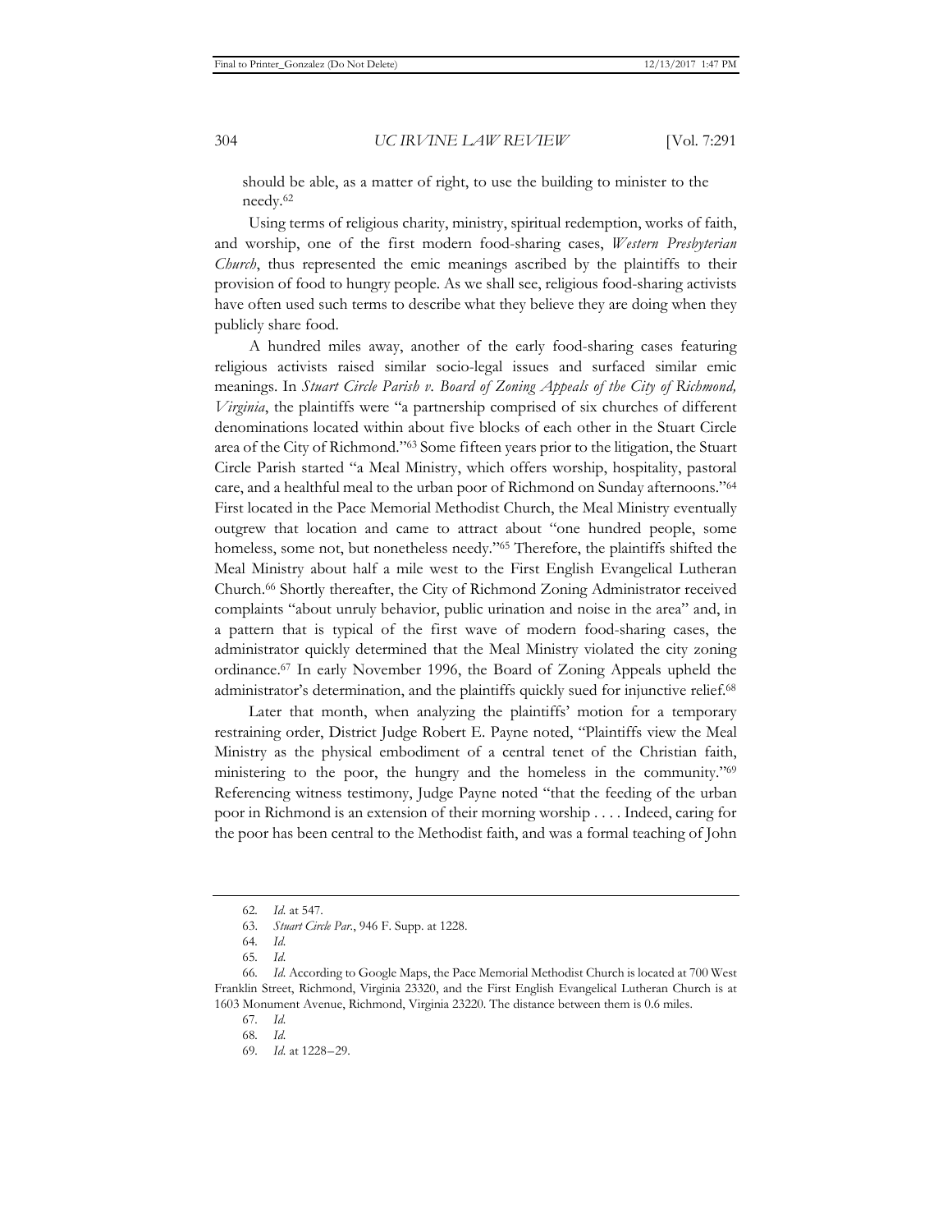should be able, as a matter of right, to use the building to minister to the needy.[62]

Using terms of religious charity, ministry, spiritual redemption, works of faith, and worship, one of the first modern food-sharing cases, *Western Presbyterian Church*, thus represented the emic meanings ascribed by the plaintiffs to their provision of food to hungry people. As we shall see, religious food-sharing activists have often used such terms to describe what they believe they are doing when they publicly share food.

A hundred miles away, another of the early food-sharing cases featuring religious activists raised similar socio-legal issues and surfaced similar emic meanings. In *Stuart Circle Parish v. Board of Zoning Appeals of the City of Richmond, Virginia*, the plaintiffs were "a partnership comprised of six churches of different denominations located within about five blocks of each other in the Stuart Circle area of the City of Richmond."[63] Some fifteen years prior to the litigation, the Stuart Circle Parish started "a Meal Ministry, which offers worship, hospitality, pastoral care, and a healthful meal to the urban poor of Richmond on Sunday afternoons."[64] First located in the Pace Memorial Methodist Church, the Meal Ministry eventually outgrew that location and came to attract about "one hundred people, some homeless, some not, but nonetheless needy."[65] Therefore, the plaintiffs shifted the Meal Ministry about half a mile west to the First English Evangelical Lutheran Church.[66] Shortly thereafter, the City of Richmond Zoning Administrator received complaints "about unruly behavior, public urination and noise in the area" and, in a pattern that is typical of the first wave of modern food-sharing cases, the administrator quickly determined that the Meal Ministry violated the city zoning ordinance.[67] In early November 1996, the Board of Zoning Appeals upheld the administrator's determination, and the plaintiffs quickly sued for injunctive relief.[68]

Later that month, when analyzing the plaintiffs' motion for a temporary restraining order, District Judge Robert E. Payne noted, "Plaintiffs view the Meal Ministry as the physical embodiment of a central tenet of the Christian faith, ministering to the poor, the hungry and the homeless in the community."[69] Referencing witness testimony, Judge Payne noted "that the feeding of the urban poor in Richmond is an extension of their morning worship . . . . Indeed, caring for the poor has been central to the Methodist faith, and was a formal teaching of John

---

62. *Id.* at 547.

63. *Stuart Circle Par.*, 946 F. Supp. at 1228.

64. *Id.*

65. *Id.*

66. *Id.* According to Google Maps, the Pace Memorial Methodist Church is located at 700 West Franklin Street, Richmond, Virginia 23320, and the First English Evangelical Lutheran Church is at 1603 Monument Avenue, Richmond, Virginia 23220. The distance between them is 0.6 miles.

67. *Id.*

68. *Id.*

69. *Id.* at 1228–29.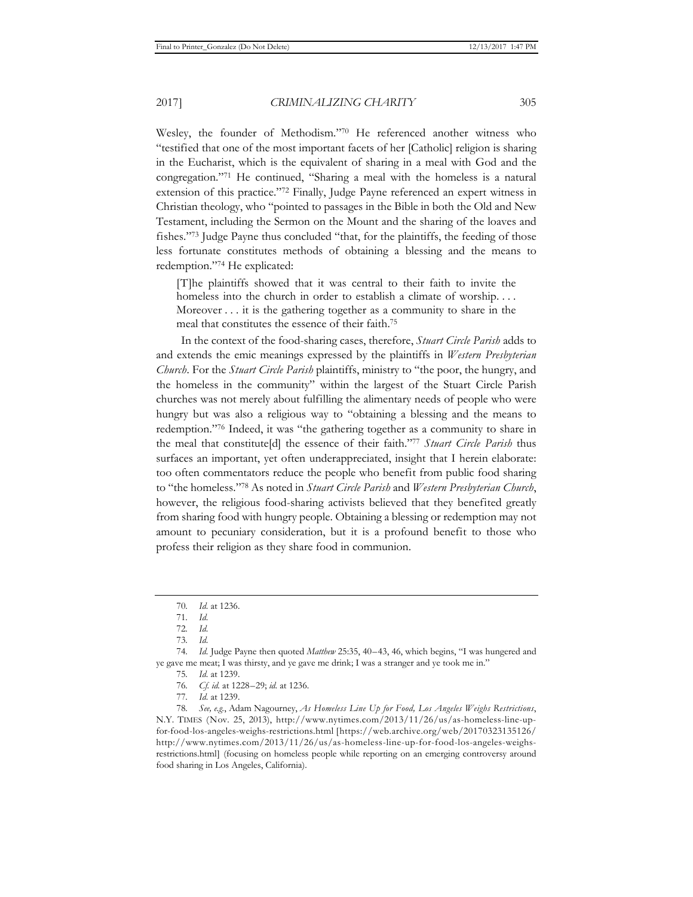Wesley, the founder of Methodism."[70] He referenced another witness who "testified that one of the most important facets of her [Catholic] religion is sharing in the Eucharist, which is the equivalent of sharing in a meal with God and the congregation."[71] He continued, "Sharing a meal with the homeless is a natural extension of this practice."[72] Finally, Judge Payne referenced an expert witness in Christian theology, who "pointed to passages in the Bible in both the Old and New Testament, including the Sermon on the Mount and the sharing of the loaves and fishes."[73] Judge Payne thus concluded "that, for the plaintiffs, the feeding of those less fortunate constitutes methods of obtaining a blessing and the means to redemption."[74] He explicated:

> [T]he plaintiffs showed that it was central to their faith to invite the homeless into the church in order to establish a climate of worship. . . . Moreover . . . it is the gathering together as a community to share in the meal that constitutes the essence of their faith.[75]

In the context of the food-sharing cases, therefore, *Stuart Circle Parish* adds to and extends the emic meanings expressed by the plaintiffs in *Western Presbyterian Church*. For the *Stuart Circle Parish* plaintiffs, ministry to "the poor, the hungry, and the homeless in the community" within the largest of the Stuart Circle Parish churches was not merely about fulfilling the alimentary needs of people who were hungry but was also a religious way to "obtaining a blessing and the means to redemption."[76] Indeed, it was "the gathering together as a community to share in the meal that constitute[d] the essence of their faith."[77] *Stuart Circle Parish* thus surfaces an important, yet often underappreciated, insight that I herein elaborate: too often commentators reduce the people who benefit from public food sharing to "the homeless."[78] As noted in *Stuart Circle Parish* and *Western Presbyterian Church*, however, the religious food-sharing activists believed that they benefited greatly from sharing food with hungry people. Obtaining a blessing or redemption may not amount to pecuniary consideration, but it is a profound benefit to those who profess their religion as they share food in communion.

---

70. *Id.* at 1236.

71. *Id.*

72. *Id.*

73. *Id.*

74. *Id.* Judge Payne then quoted *Matthew* 25:35, 40–43, 46, which begins, "I was hungered and ye gave me meat; I was thirsty, and ye gave me drink; I was a stranger and ye took me in."

75. *Id.* at 1239.

76. *Cf. id.* at 1228–29; *id.* at 1236.

77. *Id.* at 1239.

78. *See, e.g.*, Adam Nagourney, *As Homeless Line Up for Food, Los Angeles Weighs Restrictions*, N.Y. TIMES (Nov. 25, 2013), http://www.nytimes.com/2013/11/26/us/as-homeless-line-up-for-food-los-angeles-weighs-restrictions.html [https://web.archive.org/web/20170323135126/http://www.nytimes.com/2013/11/26/us/as-homeless-line-up-for-food-los-angeles-weighs-restrictions.html] (focusing on homeless people while reporting on an emerging controversy around food sharing in Los Angeles, California).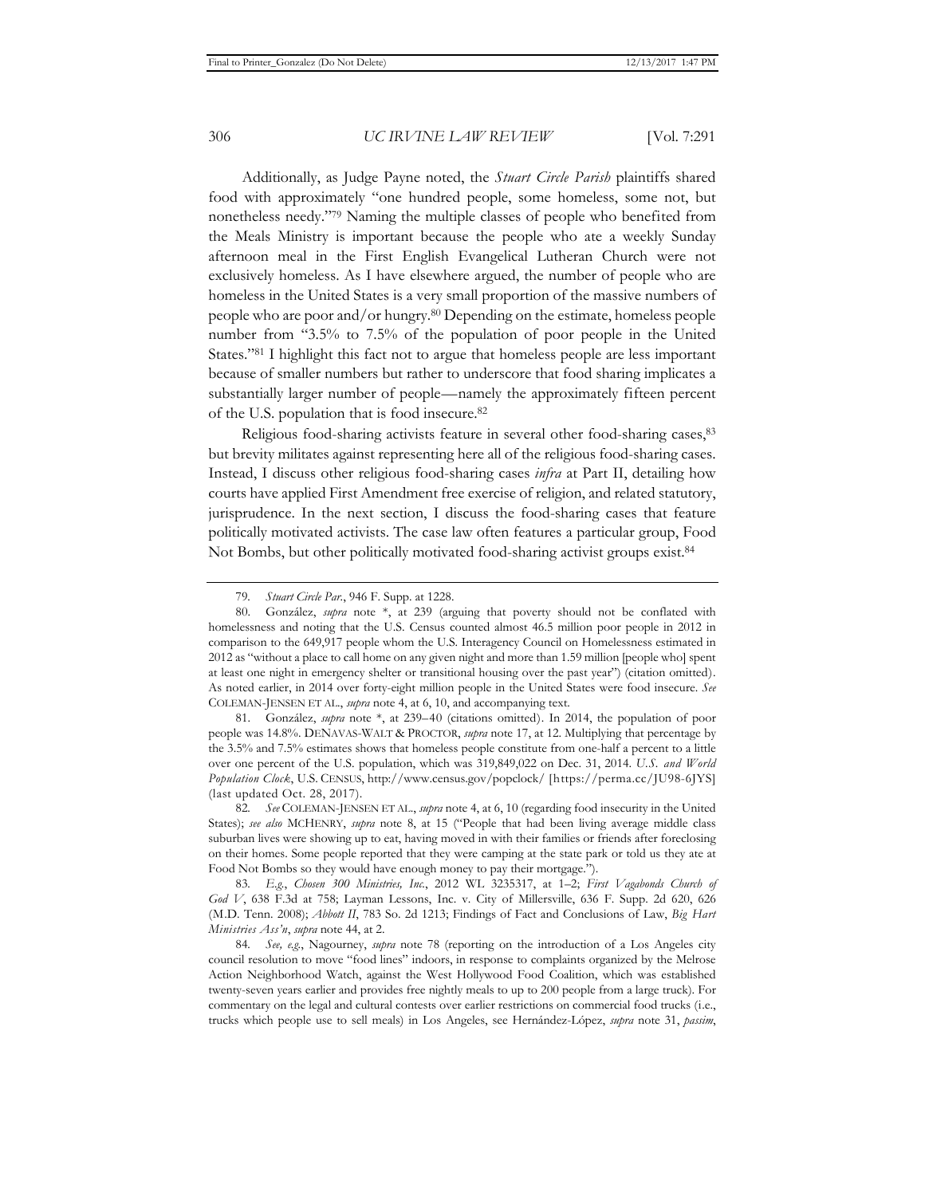Additionally, as Judge Payne noted, the *Stuart Circle Parish* plaintiffs shared food with approximately "one hundred people, some homeless, some not, but nonetheless needy."[79] Naming the multiple classes of people who benefited from the Meals Ministry is important because the people who ate a weekly Sunday afternoon meal in the First English Evangelical Lutheran Church were not exclusively homeless. As I have elsewhere argued, the number of people who are homeless in the United States is a very small proportion of the massive numbers of people who are poor and/or hungry.[80] Depending on the estimate, homeless people number from "3.5% to 7.5% of the population of poor people in the United States."[81] I highlight this fact not to argue that homeless people are less important because of smaller numbers but rather to underscore that food sharing implicates a substantially larger number of people—namely the approximately fifteen percent of the U.S. population that is food insecure.[82]

Religious food-sharing activists feature in several other food-sharing cases,[83] but brevity militates against representing here all of the religious food-sharing cases. Instead, I discuss other religious food-sharing cases *infra* at Part II, detailing how courts have applied First Amendment free exercise of religion, and related statutory, jurisprudence. In the next section, I discuss the food-sharing cases that feature politically motivated activists. The case law often features a particular group, Food Not Bombs, but other politically motivated food-sharing activist groups exist.[84]

---

79. *Stuart Circle Par.*, 946 F. Supp. at 1228.

80. González, *supra* note \*, at 239 (arguing that poverty should not be conflated with homelessness and noting that the U.S. Census counted almost 46.5 million poor people in 2012 in comparison to the 649,917 people whom the U.S. Interagency Council on Homelessness estimated in 2012 as "without a place to call home on any given night and more than 1.59 million [people who] spent at least one night in emergency shelter or transitional housing over the past year") (citation omitted). As noted earlier, in 2014 over forty-eight million people in the United States were food insecure. *See* COLEMAN-JENSEN ET AL., *supra* note 4, at 6, 10, and accompanying text.

81. González, *supra* note \*, at 239–40 (citations omitted). In 2014, the population of poor people was 14.8%. DENAVAS-WALT & PROCTOR, *supra* note 17, at 12. Multiplying that percentage by the 3.5% and 7.5% estimates shows that homeless people constitute from one-half a percent to a little over one percent of the U.S. population, which was 319,849,022 on Dec. 31, 2014. *U.S. and World Population Clock*, U.S. CENSUS, http://www.census.gov/popclock/ [https://perma.cc/JU98-6JYS] (last updated Oct. 28, 2017).

82. *See* COLEMAN-JENSEN ET AL., *supra* note 4, at 6, 10 (regarding food insecurity in the United States); *see also* MCHENRY, *supra* note 8, at 15 ("People that had been living average middle class suburban lives were showing up to eat, having moved in with their families or friends after foreclosing on their homes. Some people reported that they were camping at the state park or told us they ate at Food Not Bombs so they would have enough money to pay their mortgage.").

83. *E.g.*, *Chosen 300 Ministries, Inc.*, 2012 WL 3235317, at 1–2; *First Vagabonds Church of God V*, 638 F.3d at 758; Layman Lessons, Inc. v. City of Millersville, 636 F. Supp. 2d 620, 626 (M.D. Tenn. 2008); *Abbott II*, 783 So. 2d 1213; Findings of Fact and Conclusions of Law, *Big Hart Ministries Ass'n*, *supra* note 44, at 2.

84. *See, e.g.*, Nagourney, *supra* note 78 (reporting on the introduction of a Los Angeles city council resolution to move "food lines" indoors, in response to complaints organized by the Melrose Action Neighborhood Watch, against the West Hollywood Food Coalition, which was established twenty-seven years earlier and provides free nightly meals to up to 200 people from a large truck). For commentary on the legal and cultural contests over earlier restrictions on commercial food trucks (i.e., trucks which people use to sell meals) in Los Angeles, see Hernández-López, *supra* note 31, *passim*,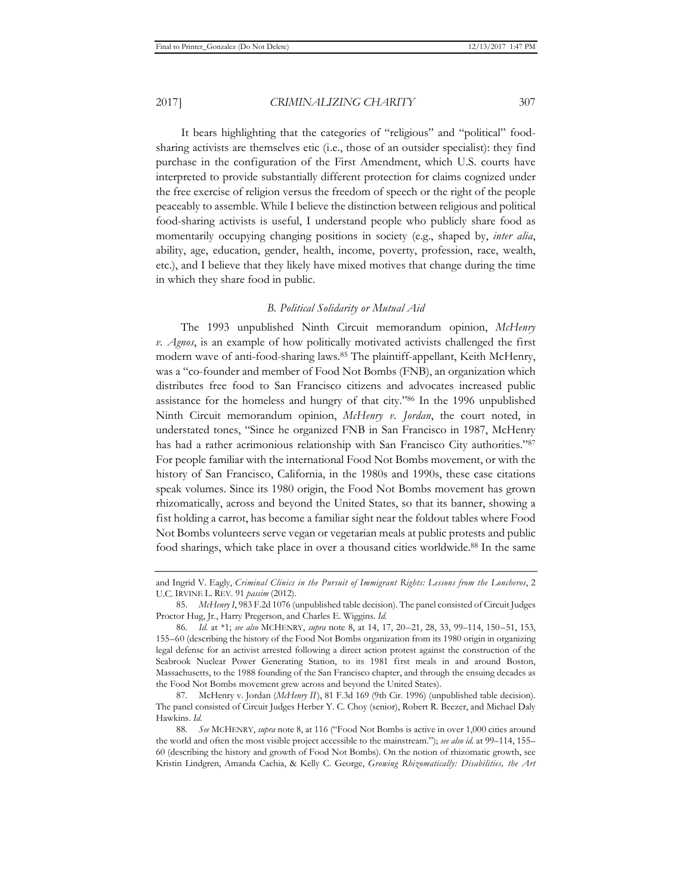It bears highlighting that the categories of "religious" and "political" food-sharing activists are themselves etic (i.e., those of an outsider specialist): they find purchase in the configuration of the First Amendment, which U.S. courts have interpreted to provide substantially different protection for claims cognized under the free exercise of religion versus the freedom of speech or the right of the people peaceably to assemble. While I believe the distinction between religious and political food-sharing activists is useful, I understand people who publicly share food as momentarily occupying changing positions in society (e.g., shaped by, *inter alia*, ability, age, education, gender, health, income, poverty, profession, race, wealth, etc.), and I believe that they likely have mixed motives that change during the time in which they share food in public.

### *B. Political Solidarity or Mutual Aid*

The 1993 unpublished Ninth Circuit memorandum opinion, *McHenry v. Agnos*, is an example of how politically motivated activists challenged the first modern wave of anti-food-sharing laws.[85] The plaintiff-appellant, Keith McHenry, was a "co-founder and member of Food Not Bombs (FNB), an organization which distributes free food to San Francisco citizens and advocates increased public assistance for the homeless and hungry of that city."[86] In the 1996 unpublished Ninth Circuit memorandum opinion, *McHenry v. Jordan*, the court noted, in understated tones, "Since he organized FNB in San Francisco in 1987, McHenry has had a rather acrimonious relationship with San Francisco City authorities."[87] For people familiar with the international Food Not Bombs movement, or with the history of San Francisco, California, in the 1980s and 1990s, these case citations speak volumes. Since its 1980 origin, the Food Not Bombs movement has grown rhizomatically, across and beyond the United States, so that its banner, showing a fist holding a carrot, has become a familiar sight near the foldout tables where Food Not Bombs volunteers serve vegan or vegetarian meals at public protests and public food sharings, which take place in over a thousand cities worldwide.[88] In the same

---

and Ingrid V. Eagly, *Criminal Clinics in the Pursuit of Immigrant Rights: Lessons from the Loncheros*, 2 U.C. IRVINE L. REV. 91 *passim* (2012).

85. *McHenry I*, 983 F.2d 1076 (unpublished table decision). The panel consisted of Circuit Judges Proctor Hug, Jr., Harry Pregerson, and Charles E. Wiggins. *Id.*

86. *Id.* at *1; *see also* MCHENRY, *supra* note 8, at 14, 17, 20–21, 28, 33, 99–114, 150–51, 153, 155–60 (describing the history of the Food Not Bombs organization from its 1980 origin in organizing legal defense for an activist arrested following a direct action protest against the construction of the Seabrook Nuclear Power Generating Station, to its 1981 first meals in and around Boston, Massachusetts, to the 1988 founding of the San Francisco chapter, and through the ensuing decades as the Food Not Bombs movement grew across and beyond the United States).

87. McHenry v. Jordan (*McHenry II*), 81 F.3d 169 (9th Cir. 1996) (unpublished table decision). The panel consisted of Circuit Judges Herber Y. C. Choy (senior), Robert R. Beezer, and Michael Daly Hawkins. *Id.*

88. *See* MCHENRY, *supra* note 8, at 116 ("Food Not Bombs is active in over 1,000 cities around the world and often the most visible project accessible to the mainstream."); *see also id.* at 99–114, 155–60 (describing the history and growth of Food Not Bombs). On the notion of rhizomatic growth, see Kristin Lindgren, Amanda Cachia, & Kelly C. George, *Growing Rhizomatically: Disabilities, the Art*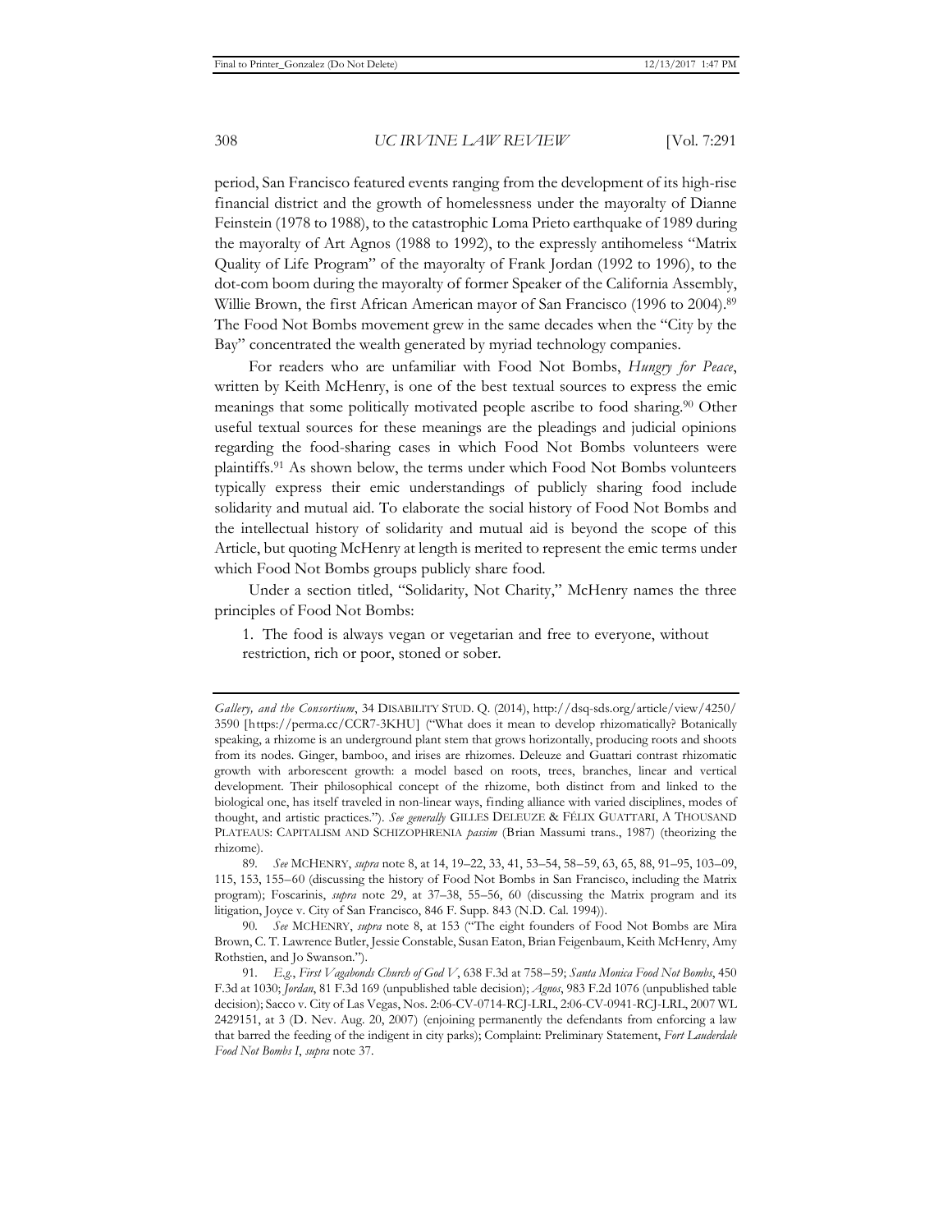period, San Francisco featured events ranging from the development of its high-rise financial district and the growth of homelessness under the mayoralty of Dianne Feinstein (1978 to 1988), to the catastrophic Loma Prieta earthquake of 1989 during the mayoralty of Art Agnos (1988 to 1992), to the expressly antihomeless "Matrix Quality of Life Program" of the mayoralty of Frank Jordan (1992 to 1996), to the dot-com boom during the mayoralty of former Speaker of the California Assembly, Willie Brown, the first African American mayor of San Francisco (1996 to 2004).[89] The Food Not Bombs movement grew in the same decades when the "City by the Bay" concentrated the wealth generated by myriad technology companies.

For readers who are unfamiliar with Food Not Bombs, *Hungry for Peace*, written by Keith McHenry, is one of the best textual sources to express the emic meanings that some politically motivated people ascribe to food sharing.[90] Other useful textual sources for these meanings are the pleadings and judicial opinions regarding the food-sharing cases in which Food Not Bombs volunteers were plaintiffs.[91] As shown below, the terms under which Food Not Bombs volunteers typically express their emic understandings of publicly sharing food include solidarity and mutual aid. To elaborate the social history of Food Not Bombs and the intellectual history of solidarity and mutual aid is beyond the scope of this Article, but quoting McHenry at length is merited to represent the emic terms under which Food Not Bombs groups publicly share food.

Under a section titled, "Solidarity, Not Charity," McHenry names the three principles of Food Not Bombs:

> 1. The food is always vegan or vegetarian and free to everyone, without restriction, rich or poor, stoned or sober.

---

*Gallery, and the Consortium*, 34 DISABILITY STUD. Q. (2014), http://dsq-sds.org/article/view/4250/3590 [https://perma.cc/CCR7-3KHU] ("What does it mean to develop rhizomatically? Botanically speaking, a rhizome is an underground plant stem that grows horizontally, producing roots and shoots from its nodes. Ginger, bamboo, and irises are rhizomes. Deleuze and Guattari contrast rhizomatic growth with arborescent growth: a model based on roots, trees, branches, linear and vertical development. Their philosophical concept of the rhizome, both distinct from and linked to the biological one, has itself traveled in non-linear ways, finding alliance with varied disciplines, modes of thought, and artistic practices."). *See generally* GILLES DELEUZE & FÉLIX GUATTARI, A THOUSAND PLATEAUS: CAPITALISM AND SCHIZOPHRENIA *passim* (Brian Massumi trans., 1987) (theorizing the rhizome).

89. *See* MCHENRY, *supra* note 8, at 14, 19–22, 33, 41, 53–54, 58–59, 63, 65, 88, 91–95, 103–09, 115, 153, 155–60 (discussing the history of Food Not Bombs in San Francisco, including the Matrix program); Foscarinis, *supra* note 29, at 37–38, 55–56, 60 (discussing the Matrix program and its litigation, Joyce v. City of San Francisco, 846 F. Supp. 843 (N.D. Cal. 1994)).

90. *See* MCHENRY, *supra* note 8, at 153 ("The eight founders of Food Not Bombs are Mira Brown, C. T. Lawrence Butler, Jessie Constable, Susan Eaton, Brian Feigenbaum, Keith McHenry, Amy Rothstien, and Jo Swanson.").

91. *E.g.*, *First Vagabonds Church of God V*, 638 F.3d at 758–59; *Santa Monica Food Not Bombs*, 450 F.3d at 1030; *Jordan*, 81 F.3d 169 (unpublished table decision); *Agnos*, 983 F.2d 1076 (unpublished table decision); Sacco v. City of Las Vegas, Nos. 2:06-CV-0714-RCJ-LRL, 2:06-CV-0941-RCJ-LRL, 2007 WL 2429151, at 3 (D. Nev. Aug. 20, 2007) (enjoining permanently the defendants from enforcing a law that barred the feeding of the indigent in city parks); Complaint: Preliminary Statement, *Fort Lauderdale Food Not Bombs I*, *supra* note 37.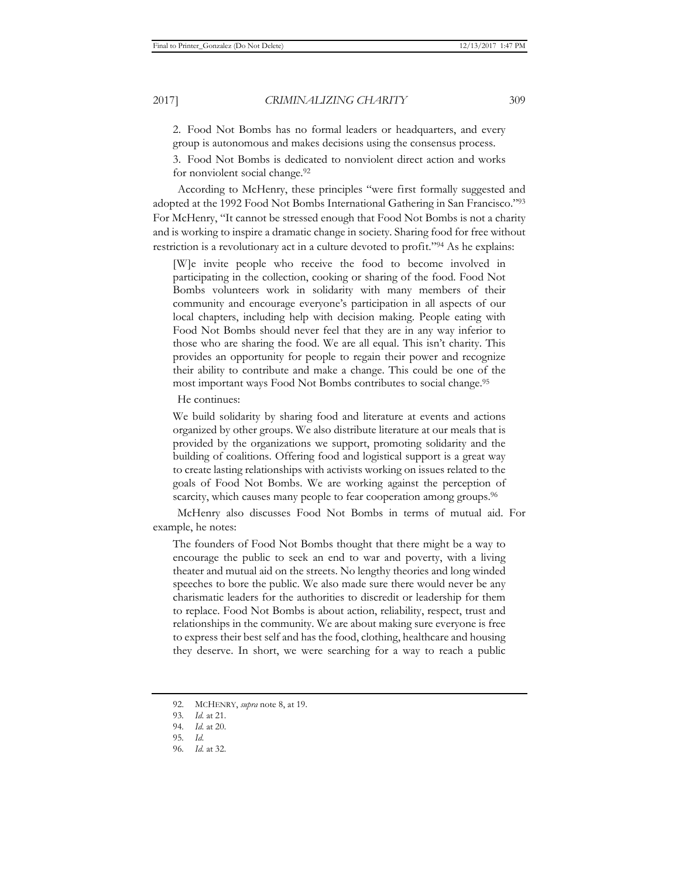2. Food Not Bombs has no formal leaders or headquarters, and every group is autonomous and makes decisions using the consensus process.

3. Food Not Bombs is dedicated to nonviolent direct action and works for nonviolent social change.[92]

According to McHenry, these principles "were first formally suggested and adopted at the 1992 Food Not Bombs International Gathering in San Francisco."[93] For McHenry, "It cannot be stressed enough that Food Not Bombs is not a charity and is working to inspire a dramatic change in society. Sharing food for free without restriction is a revolutionary act in a culture devoted to profit."[94] As he explains:

> [W]e invite people who receive the food to become involved in participating in the collection, cooking or sharing of the food. Food Not Bombs volunteers work in solidarity with many members of their community and encourage everyone's participation in all aspects of our local chapters, including help with decision making. People eating with Food Not Bombs should never feel that they are in any way inferior to those who are sharing the food. We are all equal. This isn't charity. This provides an opportunity for people to regain their power and recognize their ability to contribute and make a change. This could be one of the most important ways Food Not Bombs contributes to social change.[95]

He continues:

> We build solidarity by sharing food and literature at events and actions organized by other groups. We also distribute literature at our meals that is provided by the organizations we support, promoting solidarity and the building of coalitions. Offering food and logistical support is a great way to create lasting relationships with activists working on issues related to the goals of Food Not Bombs. We are working against the perception of scarcity, which causes many people to fear cooperation among groups.[96]

McHenry also discusses Food Not Bombs in terms of mutual aid. For example, he notes:

> The founders of Food Not Bombs thought that there might be a way to encourage the public to seek an end to war and poverty, with a living theater and mutual aid on the streets. No lengthy theories and long winded speeches to bore the public. We also made sure there would never be any charismatic leaders for the authorities to discredit or leadership for them to replace. Food Not Bombs is about action, reliability, respect, trust and relationships in the community. We are about making sure everyone is free to express their best self and has the food, clothing, healthcare and housing they deserve. In short, we were searching for a way to reach a public

---

92. MCHENRY, *supra* note 8, at 19.
93. *Id.* at 21.
94. *Id.* at 20.
95. *Id.*
96. *Id.* at 32.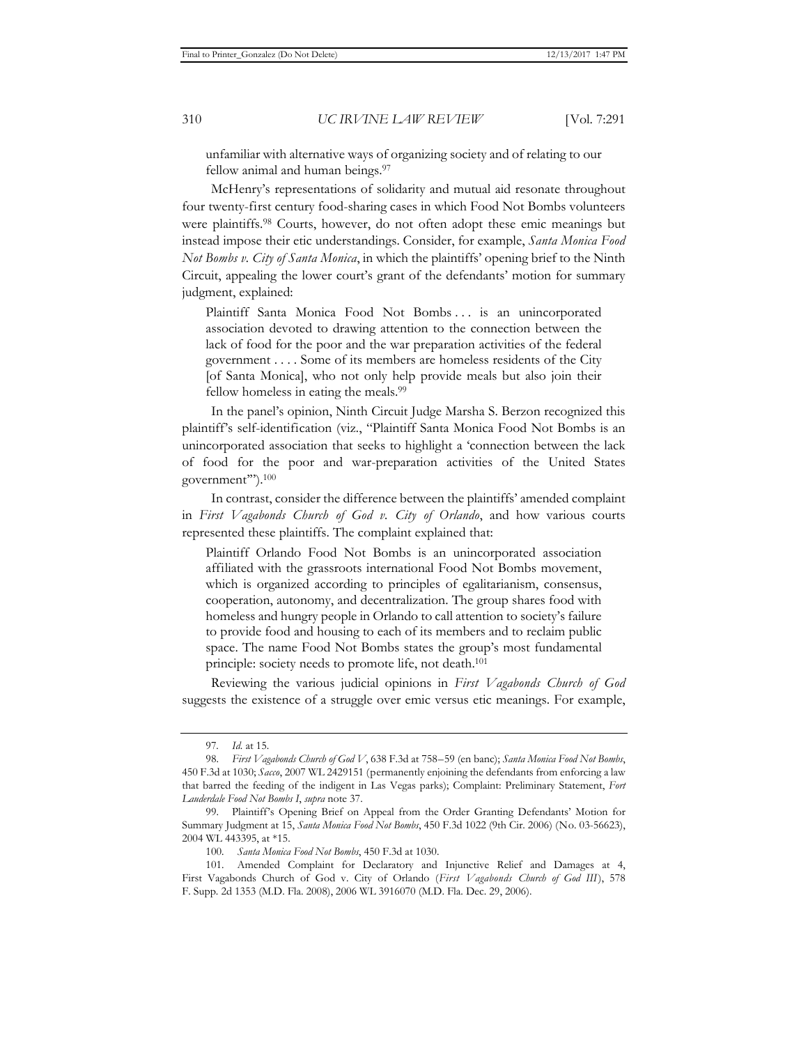unfamiliar with alternative ways of organizing society and of relating to our fellow animal and human beings.[97]

McHenry's representations of solidarity and mutual aid resonate throughout four twenty-first century food-sharing cases in which Food Not Bombs volunteers were plaintiffs.[98] Courts, however, do not often adopt these emic meanings but instead impose their etic understandings. Consider, for example, *Santa Monica Food Not Bombs v. City of Santa Monica*, in which the plaintiffs' opening brief to the Ninth Circuit, appealing the lower court's grant of the defendants' motion for summary judgment, explained:

> Plaintiff Santa Monica Food Not Bombs . . . is an unincorporated association devoted to drawing attention to the connection between the lack of food for the poor and the war preparation activities of the federal government . . . . Some of its members are homeless residents of the City [of Santa Monica], who not only help provide meals but also join their fellow homeless in eating the meals.[99]

In the panel's opinion, Ninth Circuit Judge Marsha S. Berzon recognized this plaintiff's self-identification (viz., "Plaintiff Santa Monica Food Not Bombs is an unincorporated association that seeks to highlight a 'connection between the lack of food for the poor and war-preparation activities of the United States government'").[100]

In contrast, consider the difference between the plaintiffs' amended complaint in *First Vagabonds Church of God v. City of Orlando*, and how various courts represented these plaintiffs. The complaint explained that:

> Plaintiff Orlando Food Not Bombs is an unincorporated association affiliated with the grassroots international Food Not Bombs movement, which is organized according to principles of egalitarianism, consensus, cooperation, autonomy, and decentralization. The group shares food with homeless and hungry people in Orlando to call attention to society's failure to provide food and housing to each of its members and to reclaim public space. The name Food Not Bombs states the group's most fundamental principle: society needs to promote life, not death.[101]

Reviewing the various judicial opinions in *First Vagabonds Church of God* suggests the existence of a struggle over emic versus etic meanings. For example,

---

97. *Id.* at 15.

98. *First Vagabonds Church of God V*, 638 F.3d at 758–59 (en banc); *Santa Monica Food Not Bombs*, 450 F.3d at 1030; *Sacco*, 2007 WL 2429151 (permanently enjoining the defendants from enforcing a law that barred the feeding of the indigent in Las Vegas parks); Complaint: Preliminary Statement, *Fort Lauderdale Food Not Bombs I*, *supra* note 37.

99. Plaintiff's Opening Brief on Appeal from the Order Granting Defendants' Motion for Summary Judgment at 15, *Santa Monica Food Not Bombs*, 450 F.3d 1022 (9th Cir. 2006) (No. 03-56623), 2004 WL 443395, at *15.

100. *Santa Monica Food Not Bombs*, 450 F.3d at 1030.

101. Amended Complaint for Declaratory and Injunctive Relief and Damages at 4, First Vagabonds Church of God v. City of Orlando (*First Vagabonds Church of God III*), 578 F. Supp. 2d 1353 (M.D. Fla. 2008), 2006 WL 3916070 (M.D. Fla. Dec. 29, 2006).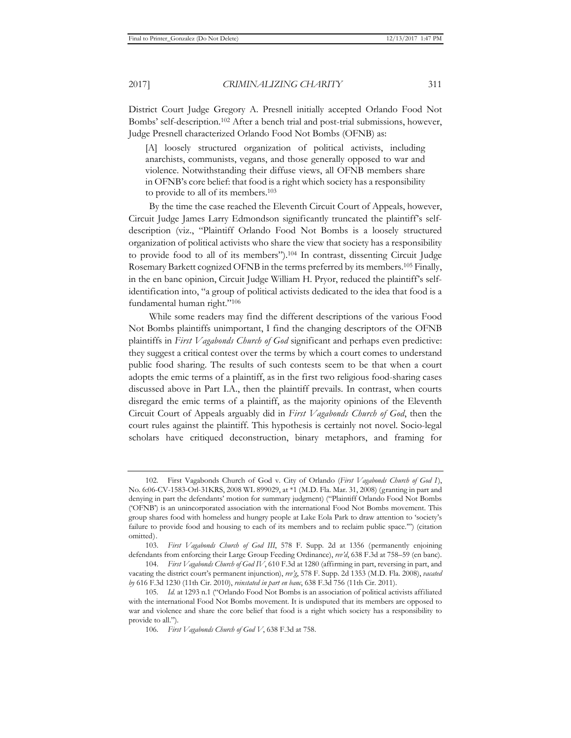District Court Judge Gregory A. Presnell initially accepted Orlando Food Not Bombs' self-description.[102] After a bench trial and post-trial submissions, however, Judge Presnell characterized Orlando Food Not Bombs (OFNB) as:

> [A] loosely structured organization of political activists, including anarchists, communists, vegans, and those generally opposed to war and violence. Notwithstanding their diffuse views, all OFNB members share in OFNB's core belief: that food is a right which society has a responsibility to provide to all of its members.[103]

By the time the case reached the Eleventh Circuit Court of Appeals, however, Circuit Judge James Larry Edmondson significantly truncated the plaintiff's self-description (viz., "Plaintiff Orlando Food Not Bombs is a loosely structured organization of political activists who share the view that society has a responsibility to provide food to all of its members").[104] In contrast, dissenting Circuit Judge Rosemary Barkett cognized OFNB in the terms preferred by its members.[105] Finally, in the en banc opinion, Circuit Judge William H. Pryor, reduced the plaintiff's self-identification into, "a group of political activists dedicated to the idea that food is a fundamental human right."[106]

While some readers may find the different descriptions of the various Food Not Bombs plaintiffs unimportant, I find the changing descriptors of the OFNB plaintiffs in *First Vagabonds Church of God* significant and perhaps even predictive: they suggest a critical contest over the terms by which a court comes to understand public food sharing. The results of such contests seem to be that when a court adopts the emic terms of a plaintiff, as in the first two religious food-sharing cases discussed above in Part I.A., then the plaintiff prevails. In contrast, when courts disregard the emic terms of a plaintiff, as the majority opinions of the Eleventh Circuit Court of Appeals arguably did in *First Vagabonds Church of God*, then the court rules against the plaintiff. This hypothesis is certainly not novel. Socio-legal scholars have critiqued deconstruction, binary metaphors, and framing for

---

102. First Vagabonds Church of God v. City of Orlando (*First Vagabonds Church of God I*), No. 6:06-CV-1583-Orl-31KRS, 2008 WL 899029, at *1 (M.D. Fla. Mar. 31, 2008) (granting in part and denying in part the defendants' motion for summary judgment) ("Plaintiff Orlando Food Not Bombs ('OFNB') is an unincorporated association with the international Food Not Bombs movement. This group shares food with homeless and hungry people at Lake Eola Park to draw attention to 'society's failure to provide food and housing to each of its members and to reclaim public space.'") (citation omitted).

103. *First Vagabonds Church of God III*, 578 F. Supp. 2d at 1356 (permanently enjoining defendants from enforcing their Large Group Feeding Ordinance), *rev'd*, 638 F.3d at 758–59 (en banc).

104. *First Vagabonds Church of God IV*, 610 F.3d at 1280 (affirming in part, reversing in part, and vacating the district court's permanent injunction), *rev'g*, 578 F. Supp. 2d 1353 (M.D. Fla. 2008), *vacated by* 616 F.3d 1230 (11th Cir. 2010), *reinstated in part en banc*, 638 F.3d 756 (11th Cir. 2011).

105. *Id.* at 1293 n.1 ("Orlando Food Not Bombs is an association of political activists affiliated with the international Food Not Bombs movement. It is undisputed that its members are opposed to war and violence and share the core belief that food is a right which society has a responsibility to provide to all.").

106. *First Vagabonds Church of God V*, 638 F.3d at 758.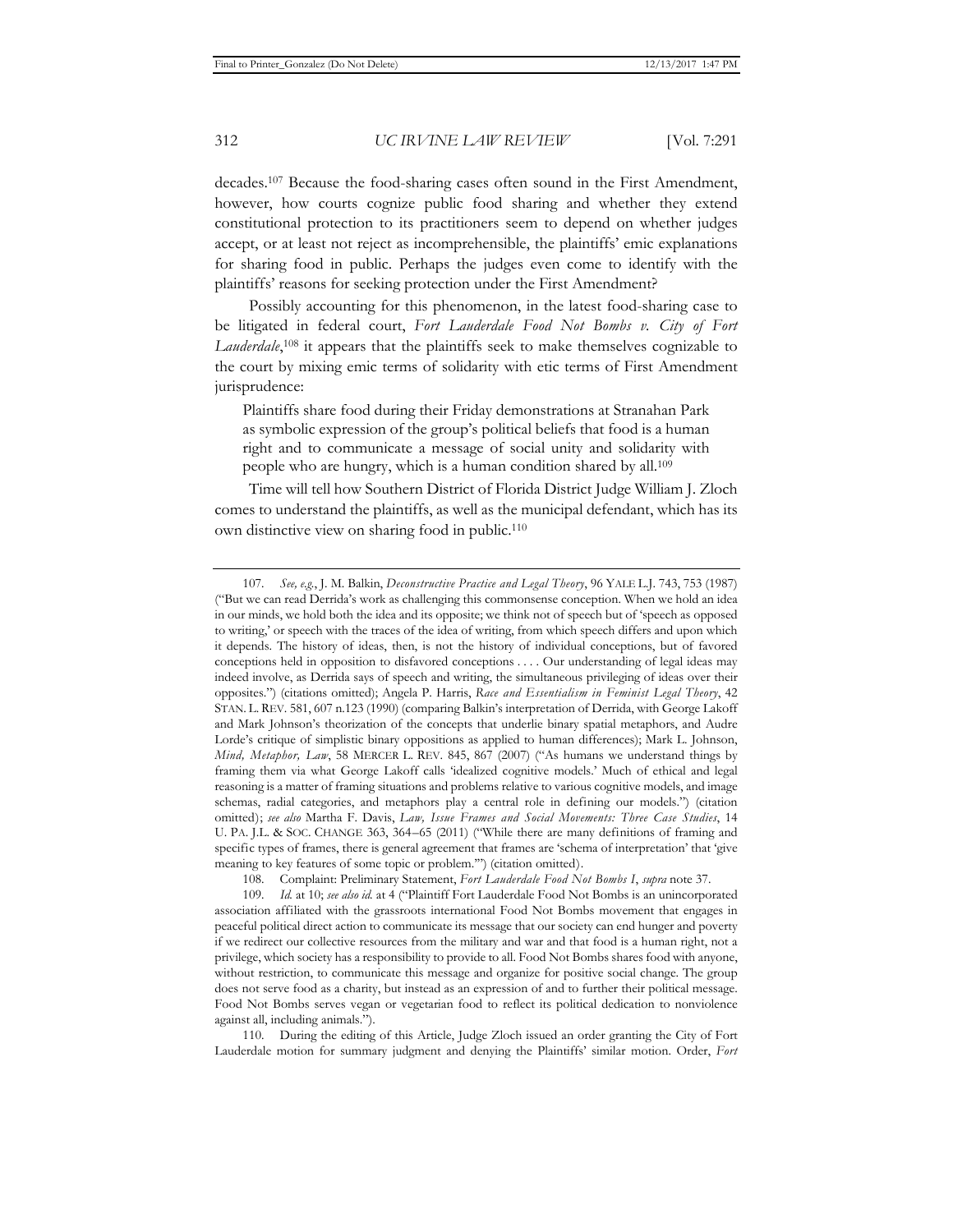decades.[107] Because the food-sharing cases often sound in the First Amendment, however, how courts cognize public food sharing and whether they extend constitutional protection to its practitioners seem to depend on whether judges accept, or at least not reject as incomprehensible, the plaintiffs' emic explanations for sharing food in public. Perhaps the judges even come to identify with the plaintiffs' reasons for seeking protection under the First Amendment?

Possibly accounting for this phenomenon, in the latest food-sharing case to be litigated in federal court, *Fort Lauderdale Food Not Bombs v. City of Fort Lauderdale*,[108] it appears that the plaintiffs seek to make themselves cognizable to the court by mixing emic terms of solidarity with etic terms of First Amendment jurisprudence:

> Plaintiffs share food during their Friday demonstrations at Stranahan Park as symbolic expression of the group's political beliefs that food is a human right and to communicate a message of social unity and solidarity with people who are hungry, which is a human condition shared by all.[109]

Time will tell how Southern District of Florida District Judge William J. Zloch comes to understand the plaintiffs, as well as the municipal defendant, which has its own distinctive view on sharing food in public.[110]

---

107. *See, e.g.*, J. M. Balkin, *Deconstructive Practice and Legal Theory*, 96 YALE L.J. 743, 753 (1987) ("But we can read Derrida's work as challenging this commonsense conception. When we hold an idea in our minds, we hold both the idea and its opposite; we think not of speech but of 'speech as opposed to writing,' or speech with the traces of the idea of writing, from which speech differs and upon which it depends. The history of ideas, then, is not the history of individual conceptions, but of favored conceptions held in opposition to disfavored conceptions . . . . Our understanding of legal ideas may indeed involve, as Derrida says of speech and writing, the simultaneous privileging of ideas over their opposites.") (citations omitted); Angela P. Harris, *Race and Essentialism in Feminist Legal Theory*, 42 STAN. L. REV. 581, 607 n.123 (1990) (comparing Balkin's interpretation of Derrida, with George Lakoff and Mark Johnson's theorization of the concepts that underlie binary spatial metaphors, and Audre Lorde's critique of simplistic binary oppositions as applied to human differences); Mark L. Johnson, *Mind, Metaphor, Law*, 58 MERCER L. REV. 845, 867 (2007) ("As humans we understand things by framing them via what George Lakoff calls 'idealized cognitive models.' Much of ethical and legal reasoning is a matter of framing situations and problems relative to various cognitive models, and image schemas, radial categories, and metaphors play a central role in defining our models.") (citation omitted); *see also* Martha F. Davis, *Law, Issue Frames and Social Movements: Three Case Studies*, 14 U. PA. J.L. & SOC. CHANGE 363, 364–65 (2011) ("While there are many definitions of framing and specific types of frames, there is general agreement that frames are 'schema of interpretation' that 'give meaning to key features of some topic or problem.'") (citation omitted).

108. Complaint: Preliminary Statement, *Fort Lauderdale Food Not Bombs I*, *supra* note 37.

109. *Id.* at 10; *see also id.* at 4 ("Plaintiff Fort Lauderdale Food Not Bombs is an unincorporated association affiliated with the grassroots international Food Not Bombs movement that engages in peaceful political direct action to communicate its message that our society can end hunger and poverty if we redirect our collective resources from the military and war and that food is a human right, not a privilege, which society has a responsibility to provide to all. Food Not Bombs shares food with anyone, without restriction, to communicate this message and organize for positive social change. The group does not serve food as a charity, but instead as an expression of and to further their political message. Food Not Bombs serves vegan or vegetarian food to reflect its political dedication to nonviolence against all, including animals.").

110. During the editing of this Article, Judge Zloch issued an order granting the City of Fort Lauderdale motion for summary judgment and denying the Plaintiffs' similar motion. Order, *Fort*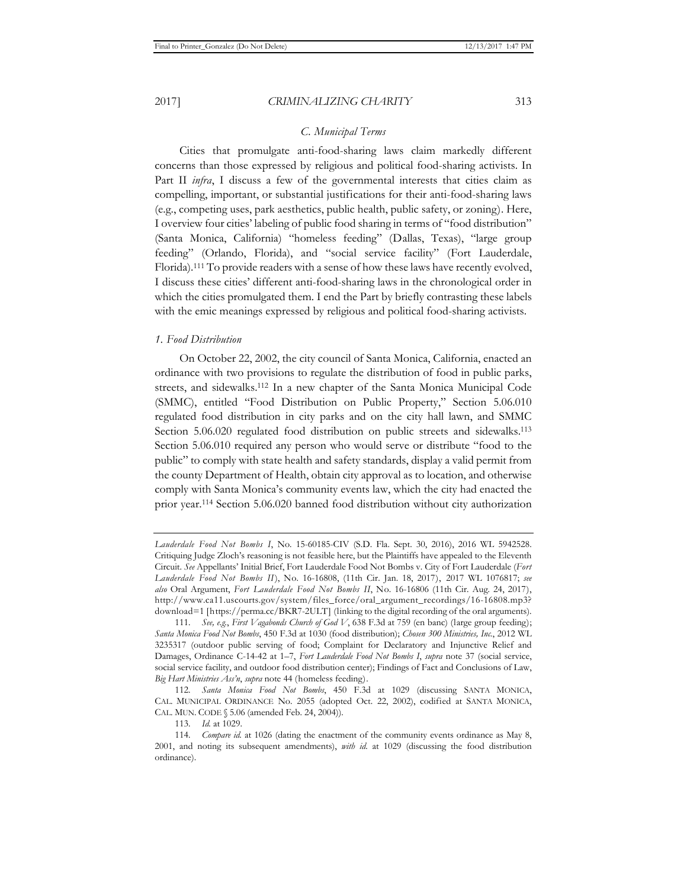### *C. Municipal Terms*

Cities that promulgate anti-food-sharing laws claim markedly different concerns than those expressed by religious and political food-sharing activists. In Part II *infra*, I discuss a few of the governmental interests that cities claim as compelling, important, or substantial justifications for their anti-food-sharing laws (e.g., competing uses, park aesthetics, public health, public safety, or zoning). Here, I overview four cities' labeling of public food sharing in terms of "food distribution" (Santa Monica, California) "homeless feeding" (Dallas, Texas), "large group feeding" (Orlando, Florida), and "social service facility" (Fort Lauderdale, Florida).[111] To provide readers with a sense of how these laws have recently evolved, I discuss these cities' different anti-food-sharing laws in the chronological order in which the cities promulgated them. I end the Part by briefly contrasting these labels with the emic meanings expressed by religious and political food-sharing activists.

#### *1. Food Distribution*

On October 22, 2002, the city council of Santa Monica, California, enacted an ordinance with two provisions to regulate the distribution of food in public parks, streets, and sidewalks.[112] In a new chapter of the Santa Monica Municipal Code (SMMC), entitled "Food Distribution on Public Property," Section 5.06.010 regulated food distribution in city parks and on the city hall lawn, and SMMC Section 5.06.020 regulated food distribution on public streets and sidewalks.[113] Section 5.06.010 required any person who would serve or distribute "food to the public" to comply with state health and safety standards, display a valid permit from the county Department of Health, obtain city approval as to location, and otherwise comply with Santa Monica's community events law, which the city had enacted the prior year.[114] Section 5.06.020 banned food distribution without city authorization

---

*Lauderdale Food Not Bombs I*, No. 15-60185-CIV (S.D. Fla. Sept. 30, 2016), 2016 WL 5942528. Critiquing Judge Zloch's reasoning is not feasible here, but the Plaintiffs have appealed to the Eleventh Circuit. *See* Appellants' Initial Brief, Fort Lauderdale Food Not Bombs v. City of Fort Lauderdale (*Fort Lauderdale Food Not Bombs II*), No. 16-16808, (11th Cir. Jan. 18, 2017), 2017 WL 1076817; *see also* Oral Argument, *Fort Lauderdale Food Not Bombs II*, No. 16-16806 (11th Cir. Aug. 24, 2017), http://www.ca11.uscourts.gov/system/files_force/oral_argument_recordings/16-16808.mp3?download=1 [https://perma.cc/BKR7-2ULT] (linking to the digital recording of the oral arguments).

111. *See, e.g.*, *First Vagabonds Church of God V*, 638 F.3d at 759 (en banc) (large group feeding); *Santa Monica Food Not Bombs*, 450 F.3d at 1030 (food distribution); *Chosen 300 Ministries, Inc.*, 2012 WL 3235317 (outdoor public serving of food; Complaint for Declaratory and Injunctive Relief and Damages, Ordinance C-14-42 at 1–7, *Fort Lauderdale Food Not Bombs I*, *supra* note 37 (social service, social service facility, and outdoor food distribution center); Findings of Fact and Conclusions of Law, *Big Hart Ministries Ass'n*, *supra* note 44 (homeless feeding).

112. *Santa Monica Food Not Bombs*, 450 F.3d at 1029 (discussing SANTA MONICA, CAL. MUNICIPAL ORDINANCE No. 2055 (adopted Oct. 22, 2002), codified at SANTA MONICA, CAL. MUN. CODE § 5.06 (amended Feb. 24, 2004)).

113. *Id.* at 1029.

114. *Compare id.* at 1026 (dating the enactment of the community events ordinance as May 8, 2001, and noting its subsequent amendments), *with id.* at 1029 (discussing the food distribution ordinance).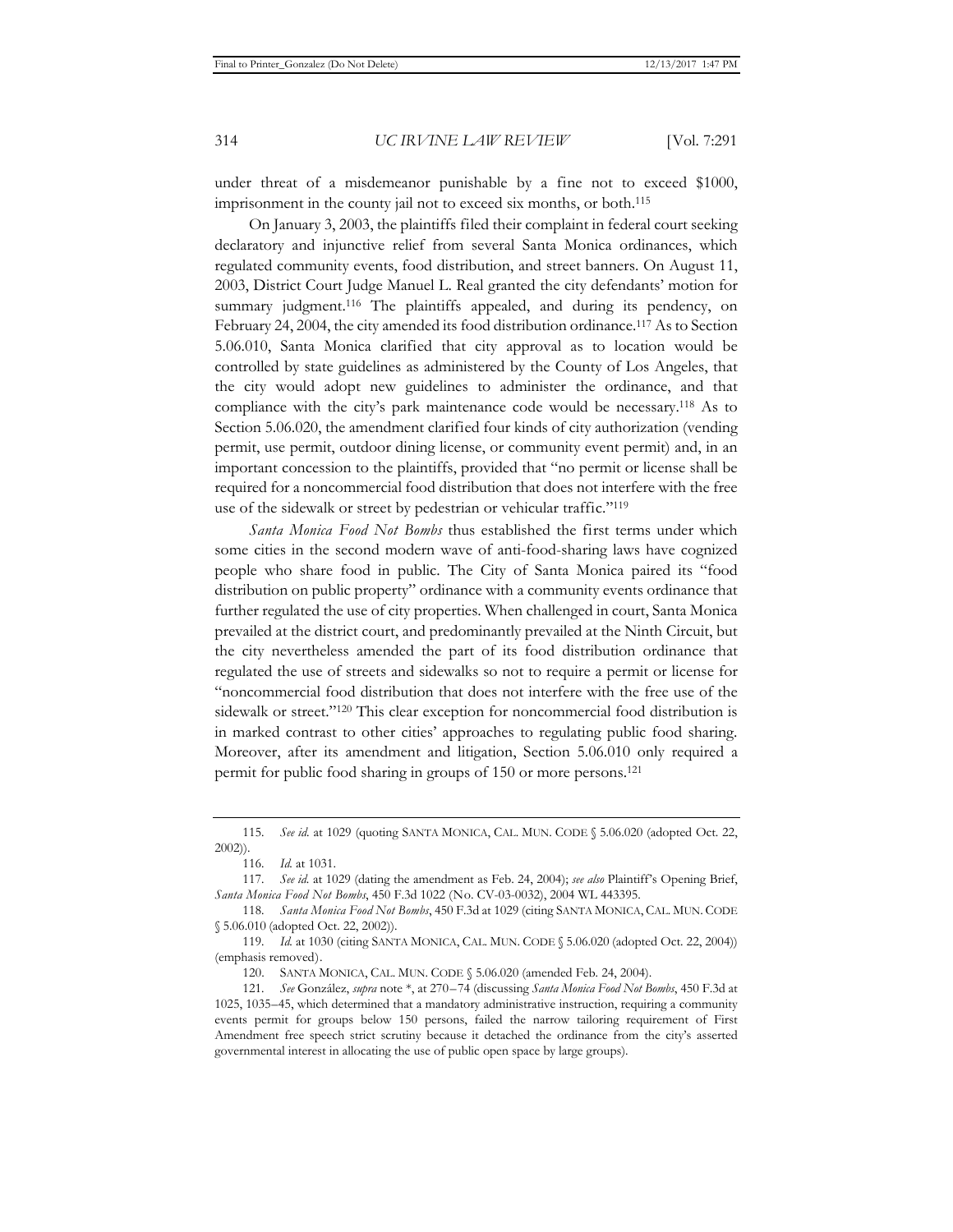under threat of a misdemeanor punishable by a fine not to exceed $1000, imprisonment in the county jail not to exceed six months, or both.[115]

On January 3, 2003, the plaintiffs filed their complaint in federal court seeking declaratory and injunctive relief from several Santa Monica ordinances, which regulated community events, food distribution, and street banners. On August 11, 2003, District Court Judge Manuel L. Real granted the city defendants' motion for summary judgment.[116] The plaintiffs appealed, and during its pendency, on February 24, 2004, the city amended its food distribution ordinance.[117] As to Section 5.06.010, Santa Monica clarified that city approval as to location would be controlled by state guidelines as administered by the County of Los Angeles, that the city would adopt new guidelines to administer the ordinance, and that compliance with the city's park maintenance code would be necessary.[118] As to Section 5.06.020, the amendment clarified four kinds of city authorization (vending permit, use permit, outdoor dining license, or community event permit) and, in an important concession to the plaintiffs, provided that "no permit or license shall be required for a noncommercial food distribution that does not interfere with the free use of the sidewalk or street by pedestrian or vehicular traffic."[119]

*Santa Monica Food Not Bombs* thus established the first terms under which some cities in the second modern wave of anti-food-sharing laws have cognized people who share food in public. The City of Santa Monica paired its "food distribution on public property" ordinance with a community events ordinance that further regulated the use of city properties. When challenged in court, Santa Monica prevailed at the district court, and predominantly prevailed at the Ninth Circuit, but the city nevertheless amended the part of its food distribution ordinance that regulated the use of streets and sidewalks so not to require a permit or license for "noncommercial food distribution that does not interfere with the free use of the sidewalk or street."[120] This clear exception for noncommercial food distribution is in marked contrast to other cities' approaches to regulating public food sharing. Moreover, after its amendment and litigation, Section 5.06.010 only required a permit for public food sharing in groups of 150 or more persons.[121]

---

115. *See id.* at 1029 (quoting SANTA MONICA, CAL. MUN. CODE § 5.06.020 (adopted Oct. 22, 2002)).

116. *Id.* at 1031.

117. *See id.* at 1029 (dating the amendment as Feb. 24, 2004); *see also* Plaintiff's Opening Brief, *Santa Monica Food Not Bombs*, 450 F.3d 1022 (No. CV-03-0032), 2004 WL 443395.

118. *Santa Monica Food Not Bombs*, 450 F.3d at 1029 (citing SANTA MONICA, CAL. MUN. CODE § 5.06.010 (adopted Oct. 22, 2002)).

119. *Id.* at 1030 (citing SANTA MONICA, CAL. MUN. CODE § 5.06.020 (adopted Oct. 22, 2004)) (emphasis removed).

120. SANTA MONICA, CAL. MUN. CODE § 5.06.020 (amended Feb. 24, 2004).

121. *See* González, *supra* note *, at 270–74 (discussing *Santa Monica Food Not Bombs*, 450 F.3d at 1025, 1035–45, which determined that a mandatory administrative instruction, requiring a community events permit for groups below 150 persons, failed the narrow tailoring requirement of First Amendment free speech strict scrutiny because it detached the ordinance from the city's asserted governmental interest in allocating the use of public open space by large groups).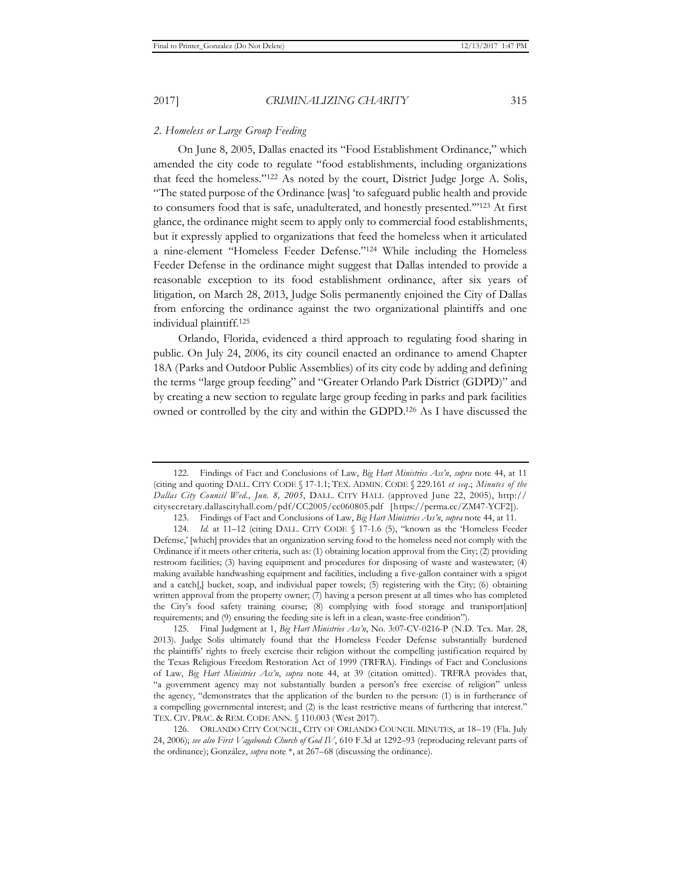*2. Homeless or Large Group Feeding*

On June 8, 2005, Dallas enacted its "Food Establishment Ordinance," which amended the city code to regulate "food establishments, including organizations that feed the homeless."[122] As noted by the court, District Judge Jorge A. Solis, "The stated purpose of the Ordinance [was] 'to safeguard public health and provide to consumers food that is safe, unadulterated, and honestly presented.'"[123] At first glance, the ordinance might seem to apply only to commercial food establishments, but it expressly applied to organizations that feed the homeless when it articulated a nine-element "Homeless Feeder Defense."[124] While including the Homeless Feeder Defense in the ordinance might suggest that Dallas intended to provide a reasonable exception to its food establishment ordinance, after six years of litigation, on March 28, 2013, Judge Solis permanently enjoined the City of Dallas from enforcing the ordinance against the two organizational plaintiffs and one individual plaintiff.[125]

Orlando, Florida, evidenced a third approach to regulating food sharing in public. On July 24, 2006, its city council enacted an ordinance to amend Chapter 18A (Parks and Outdoor Public Assemblies) of its city code by adding and defining the terms "large group feeding" and "Greater Orlando Park District (GDPD)" and by creating a new section to regulate large group feeding in parks and park facilities owned or controlled by the city and within the GDPD.[126] As I have discussed the

---

122. Findings of Fact and Conclusions of Law, *Big Hart Ministries Ass'n*, *supra* note 44, at 11 (citing and quoting DALL. CITY CODE § 17-1.1; TEX. ADMIN. CODE § 229.161 *et seq*.; *Minutes of the Dallas City Council Wed., Jun. 8, 2005*, DALL. CITY HALL (approved June 22, 2005), http://citysecretary.dallascityhall.com/pdf/CC2005/cc060805.pdf [https://perma.cc/ZM47-YCF2]).

123. Findings of Fact and Conclusions of Law, *Big Hart Ministries Ass'n*, *supra* note 44, at 11.

124. *Id.* at 11–12 (citing DALL. CITY CODE § 17-1.6 (5), "known as the 'Homeless Feeder Defense,' [which] provides that an organization serving food to the homeless need not comply with the Ordinance if it meets other criteria, such as: (1) obtaining location approval from the City; (2) providing restroom facilities; (3) having equipment and procedures for disposing of waste and wastewater; (4) making available handwashing equipment and facilities, including a five-gallon container with a spigot and a catch[,] bucket, soap, and individual paper towels; (5) registering with the City; (6) obtaining written approval from the property owner; (7) having a person present at all times who has completed the City's food safety training course; (8) complying with food storage and transport[ation] requirements; and (9) ensuring the feeding site is left in a clean, waste-free condition").

125. Final Judgment at 1, *Big Hart Ministries Ass'n*, No. 3:07-CV-0216-P (N.D. Tex. Mar. 28, 2013). Judge Solis ultimately found that the Homeless Feeder Defense substantially burdened the plaintiffs' rights to freely exercise their religion without the compelling justification required by the Texas Religious Freedom Restoration Act of 1999 (TRFRA). Findings of Fact and Conclusions of Law, *Big Hart Ministries Ass'n*, *supra* note 44, at 39 (citation omitted). TRFRA provides that, "a government agency may not substantially burden a person's free exercise of religion" unless the agency, "demonstrates that the application of the burden to the person: (1) is in furtherance of a compelling governmental interest; and (2) is the least restrictive means of furthering that interest." TEX. CIV. PRAC. & REM. CODE ANN. § 110.003 (West 2017).

126. ORLANDO CITY COUNCIL, CITY OF ORLANDO COUNCIL MINUTES, at 18–19 (Fla. July 24, 2006); *see also First Vagabonds Church of God IV*, 610 F.3d at 1292–93 (reproducing relevant parts of the ordinance); González, *supra* note \*, at 267–68 (discussing the ordinance).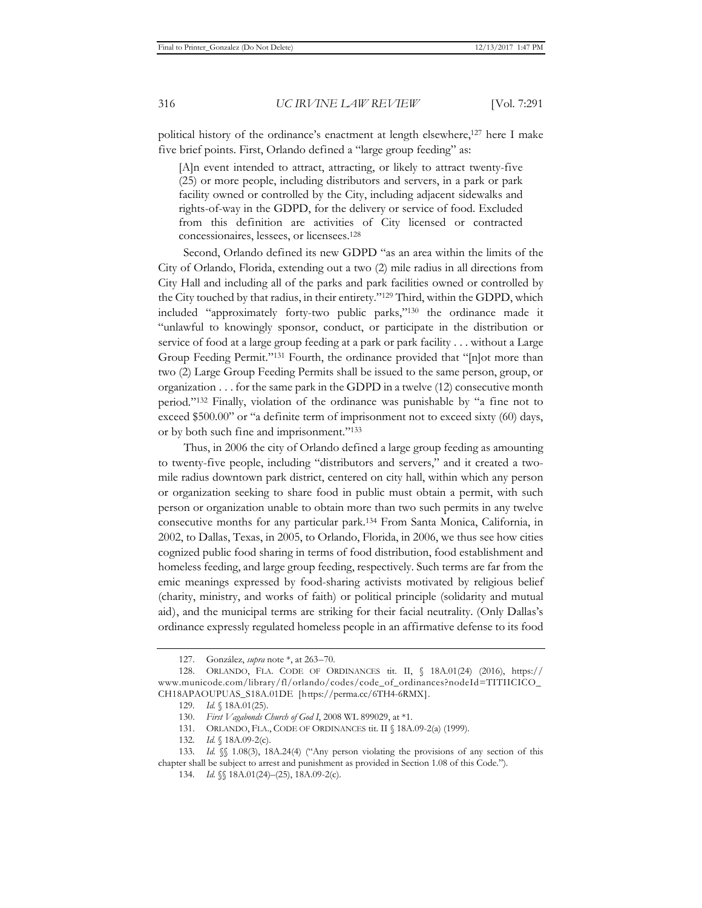political history of the ordinance's enactment at length elsewhere,[127] here I make five brief points. First, Orlando defined a "large group feeding" as:

> [A]n event intended to attract, attracting, or likely to attract twenty-five (25) or more people, including distributors and servers, in a park or park facility owned or controlled by the City, including adjacent sidewalks and rights-of-way in the GDPD, for the delivery or service of food. Excluded from this definition are activities of City licensed or contracted concessionaires, lessees, or licensees.[128]

Second, Orlando defined its new GDPD "as an area within the limits of the City of Orlando, Florida, extending out a two (2) mile radius in all directions from City Hall and including all of the parks and park facilities owned or controlled by the City touched by that radius, in their entirety."[129] Third, within the GDPD, which included "approximately forty-two public parks,"[130] the ordinance made it "unlawful to knowingly sponsor, conduct, or participate in the distribution or service of food at a large group feeding at a park or park facility . . . without a Large Group Feeding Permit."[131] Fourth, the ordinance provided that "[n]ot more than two (2) Large Group Feeding Permits shall be issued to the same person, group, or organization . . . for the same park in the GDPD in a twelve (12) consecutive month period."[132] Finally, violation of the ordinance was punishable by "a fine not to exceed $500.00" or "a definite term of imprisonment not to exceed sixty (60) days, or by both such fine and imprisonment."[133]

Thus, in 2006 the city of Orlando defined a large group feeding as amounting to twenty-five people, including "distributors and servers," and it created a two-mile radius downtown park district, centered on city hall, within which any person or organization seeking to share food in public must obtain a permit, with such person or organization unable to obtain more than two such permits in any twelve consecutive months for any particular park.[134] From Santa Monica, California, in 2002, to Dallas, Texas, in 2005, to Orlando, Florida, in 2006, we thus see how cities cognized public food sharing in terms of food distribution, food establishment and homeless feeding, and large group feeding, respectively. Such terms are far from the emic meanings expressed by food-sharing activists motivated by religious belief (charity, ministry, and works of faith) or political principle (solidarity and mutual aid), and the municipal terms are striking for their facial neutrality. (Only Dallas's ordinance expressly regulated homeless people in an affirmative defense to its food

---

127. González, *supra* note *, at 263–70.

128. ORLANDO, FLA. CODE OF ORDINANCES tit. II, § 18A.01(24) (2016), https://www.municode.com/library/fl/orlando/codes/code_of_ordinances?nodeId=TITIICICO_CH18APAOUPUAS_S18A.01DE [https://perma.cc/6TH4-6RMX].

129. *Id.* § 18A.01(25).

130. *First Vagabonds Church of God I*, 2008 WL 899029, at *1.

131. ORLANDO, FLA., CODE OF ORDINANCES tit. II § 18A.09-2(a) (1999).

132. *Id.* § 18A.09-2(c).

133. *Id.* §§ 1.08(3), 18A.24(4) ("Any person violating the provisions of any section of this chapter shall be subject to arrest and punishment as provided in Section 1.08 of this Code.").

134. *Id.* §§ 18A.01(24)–(25), 18A.09-2(c).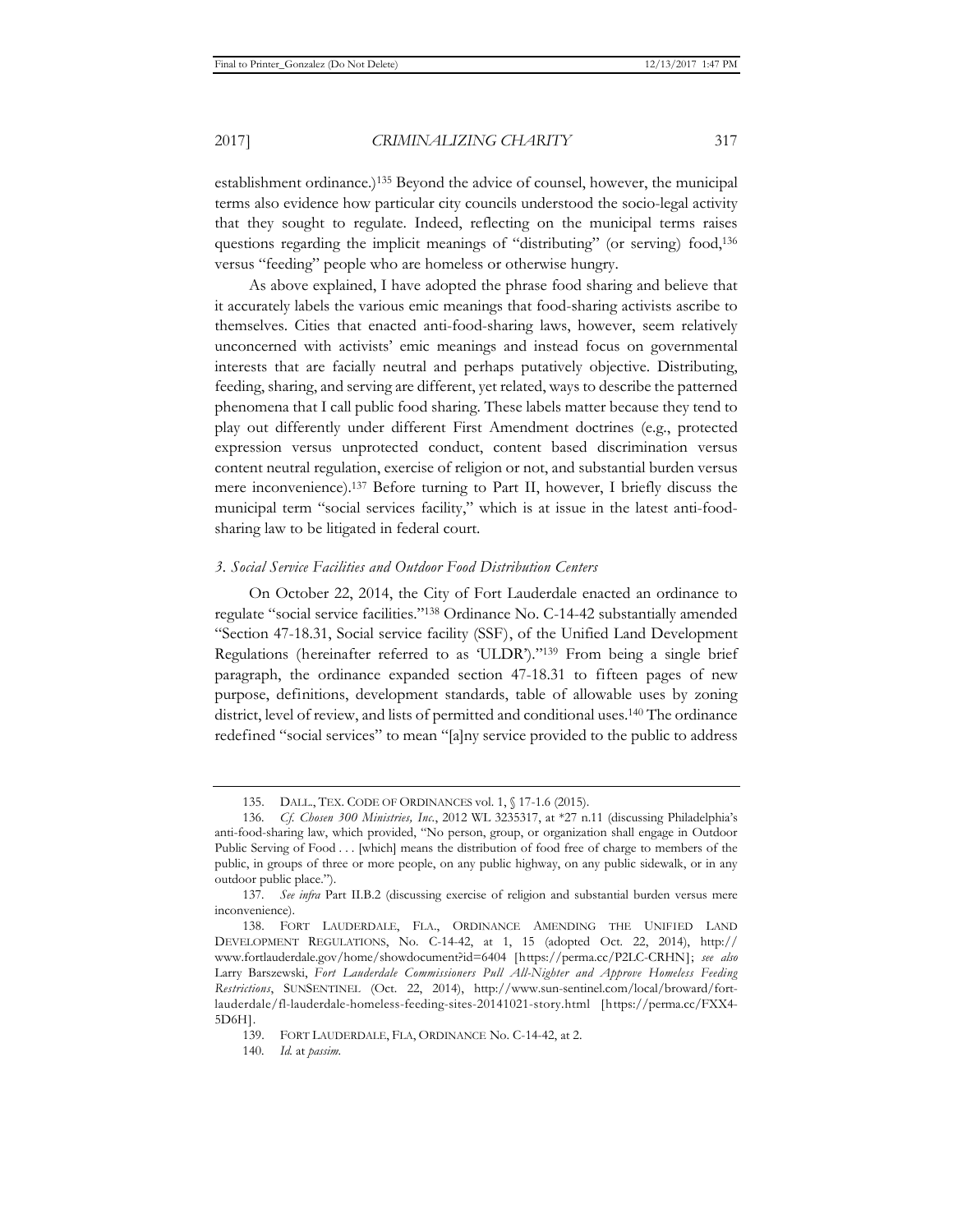establishment ordinance.)[135] Beyond the advice of counsel, however, the municipal terms also evidence how particular city councils understood the socio-legal activity that they sought to regulate. Indeed, reflecting on the municipal terms raises questions regarding the implicit meanings of "distributing" (or serving) food,[136] versus "feeding" people who are homeless or otherwise hungry.

As above explained, I have adopted the phrase food sharing and believe that it accurately labels the various emic meanings that food-sharing activists ascribe to themselves. Cities that enacted anti-food-sharing laws, however, seem relatively unconcerned with activists' emic meanings and instead focus on governmental interests that are facially neutral and perhaps putatively objective. Distributing, feeding, sharing, and serving are different, yet related, ways to describe the patterned phenomena that I call public food sharing. These labels matter because they tend to play out differently under different First Amendment doctrines (e.g., protected expression versus unprotected conduct, content based discrimination versus content neutral regulation, exercise of religion or not, and substantial burden versus mere inconvenience).[137] Before turning to Part II, however, I briefly discuss the municipal term "social services facility," which is at issue in the latest anti-food-sharing law to be litigated in federal court.

### *3. Social Service Facilities and Outdoor Food Distribution Centers*

On October 22, 2014, the City of Fort Lauderdale enacted an ordinance to regulate "social service facilities."[138] Ordinance No. C-14-42 substantially amended "Section 47-18.31, Social service facility (SSF), of the Unified Land Development Regulations (hereinafter referred to as 'ULDR')."[139] From being a single brief paragraph, the ordinance expanded section 47-18.31 to fifteen pages of new purpose, definitions, development standards, table of allowable uses by zoning district, level of review, and lists of permitted and conditional uses.[140] The ordinance redefined "social services" to mean "[a]ny service provided to the public to address

---

135. DALL., TEX. CODE OF ORDINANCES vol. 1, § 17-1.6 (2015).

136. *Cf. Chosen 300 Ministries, Inc.*, 2012 WL 3235317, at *27 n.11 (discussing Philadelphia's anti-food-sharing law, which provided, "No person, group, or organization shall engage in Outdoor Public Serving of Food . . . [which] means the distribution of food free of charge to members of the public, in groups of three or more people, on any public highway, on any public sidewalk, or in any outdoor public place.").

137. *See infra* Part II.B.2 (discussing exercise of religion and substantial burden versus mere inconvenience).

138. FORT LAUDERDALE, FLA., ORDINANCE AMENDING THE UNIFIED LAND DEVELOPMENT REGULATIONS, No. C-14-42, at 1, 15 (adopted Oct. 22, 2014), http://www.fortlauderdale.gov/home/showdocument?id=6404 [https://perma.cc/P2LC-CRHN]; *see also* Larry Barszewski, *Fort Lauderdale Commissioners Pull All-Nighter and Approve Homeless Feeding Restrictions*, SUNSENTINEL (Oct. 22, 2014), http://www.sun-sentinel.com/local/broward/fort-lauderdale/fl-lauderdale-homeless-feeding-sites-20141021-story.html [https://perma.cc/FXX4-5D6H].

139. FORT LAUDERDALE, FLA, ORDINANCE No. C-14-42, at 2.

140. *Id.* at *passim*.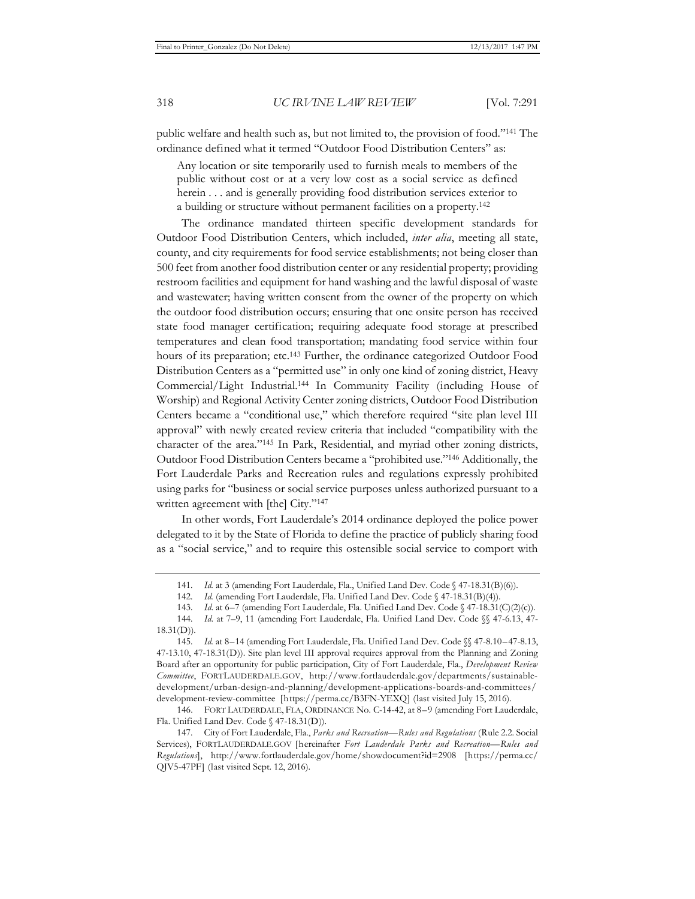public welfare and health such as, but not limited to, the provision of food."[141] The ordinance defined what it termed "Outdoor Food Distribution Centers" as:

> Any location or site temporarily used to furnish meals to members of the public without cost or at a very low cost as a social service as defined herein . . . and is generally providing food distribution services exterior to a building or structure without permanent facilities on a property.[142]

The ordinance mandated thirteen specific development standards for Outdoor Food Distribution Centers, which included, *inter alia*, meeting all state, county, and city requirements for food service establishments; not being closer than 500 feet from another food distribution center or any residential property; providing restroom facilities and equipment for hand washing and the lawful disposal of waste and wastewater; having written consent from the owner of the property on which the outdoor food distribution occurs; ensuring that one onsite person has received state food manager certification; requiring adequate food storage at prescribed temperatures and clean food transportation; mandating food service within four hours of its preparation; etc.[143] Further, the ordinance categorized Outdoor Food Distribution Centers as a "permitted use" in only one kind of zoning district, Heavy Commercial/Light Industrial.[144] In Community Facility (including House of Worship) and Regional Activity Center zoning districts, Outdoor Food Distribution Centers became a "conditional use," which therefore required "site plan level III approval" with newly created review criteria that included "compatibility with the character of the area."[145] In Park, Residential, and myriad other zoning districts, Outdoor Food Distribution Centers became a "prohibited use."[146] Additionally, the Fort Lauderdale Parks and Recreation rules and regulations expressly prohibited using parks for "business or social service purposes unless authorized pursuant to a written agreement with [the] City."[147]

In other words, Fort Lauderdale's 2014 ordinance deployed the police power delegated to it by the State of Florida to define the practice of publicly sharing food as a "social service," and to require this ostensible social service to comport with

---

141. *Id.* at 3 (amending Fort Lauderdale, Fla., Unified Land Dev. Code § 47-18.31(B)(6)).

142. *Id.* (amending Fort Lauderdale, Fla. Unified Land Dev. Code § 47-18.31(B)(4)).

143. *Id.* at 6–7 (amending Fort Lauderdale, Fla. Unified Land Dev. Code § 47-18.31(C)(2)(c)).

144. *Id.* at 7–9, 11 (amending Fort Lauderdale, Fla. Unified Land Dev. Code §§ 47-6.13, 47-18.31(D)).

145. *Id.* at 8–14 (amending Fort Lauderdale, Fla. Unified Land Dev. Code §§ 47-8.10–47-8.13, 47-13.10, 47-18.31(D)). Site plan level III approval requires approval from the Planning and Zoning Board after an opportunity for public participation, City of Fort Lauderdale, Fla., *Development Review Committee*, FORTLAUDERDALE.GOV, http://www.fortlauderdale.gov/departments/sustainable-development/urban-design-and-planning/development-applications-boards-and-committees/development-review-committee [https://perma.cc/B3FN-YEXQ] (last visited July 15, 2016).

146. FORT LAUDERDALE, FLA, ORDINANCE No. C-14-42, at 8–9 (amending Fort Lauderdale, Fla. Unified Land Dev. Code § 47-18.31(D)).

147. City of Fort Lauderdale, Fla., *Parks and Recreation—Rules and Regulations* (Rule 2.2. Social Services), FORTLAUDERDALE.GOV [hereinafter *Fort Lauderdale Parks and Recreation—Rules and Regulations*], http://www.fortlauderdale.gov/home/showdocument?id=2908 [https://perma.cc/QJV5-47PF] (last visited Sept. 12, 2016).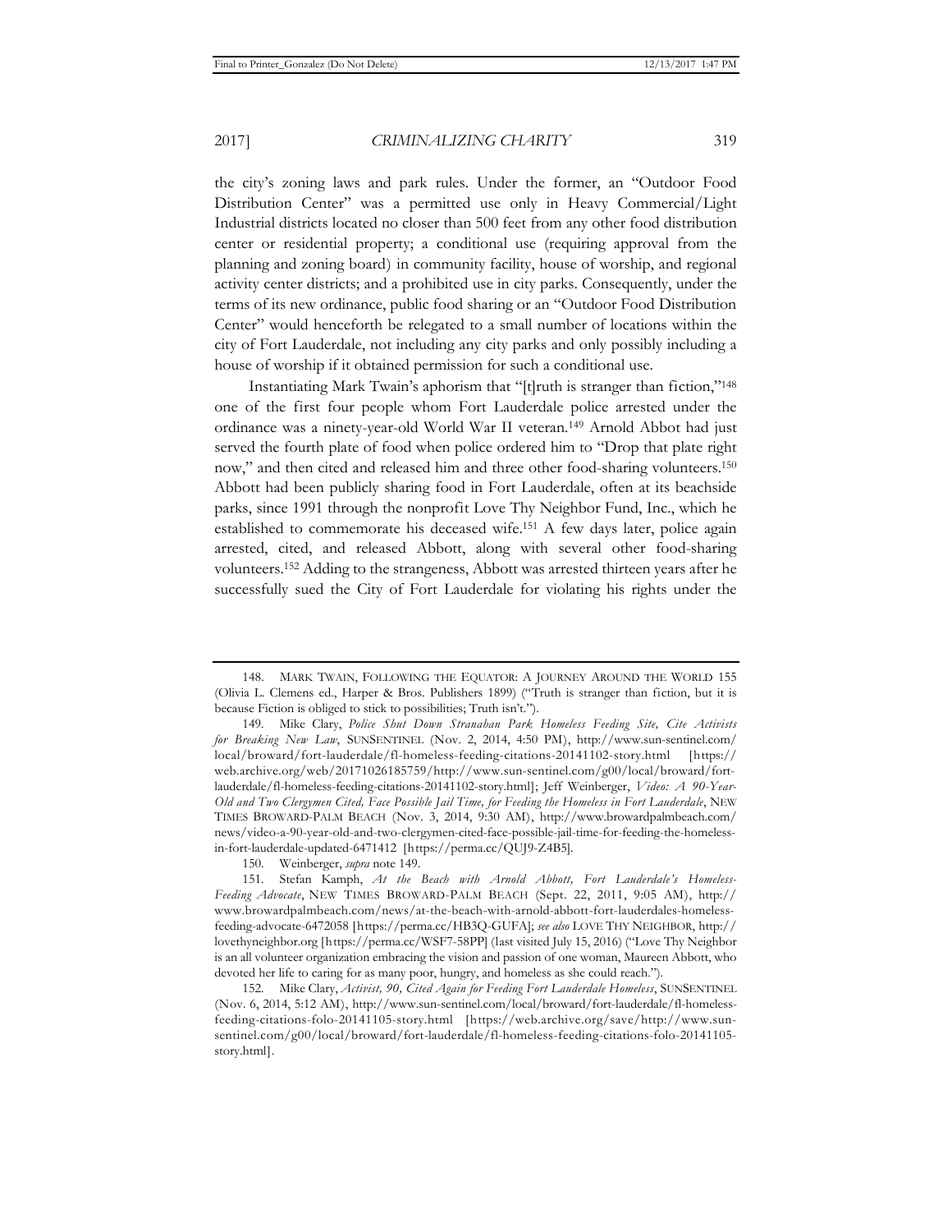the city's zoning laws and park rules. Under the former, an "Outdoor Food Distribution Center" was a permitted use only in Heavy Commercial/Light Industrial districts located no closer than 500 feet from any other food distribution center or residential property; a conditional use (requiring approval from the planning and zoning board) in community facility, house of worship, and regional activity center districts; and a prohibited use in city parks. Consequently, under the terms of its new ordinance, public food sharing or an "Outdoor Food Distribution Center" would henceforth be relegated to a small number of locations within the city of Fort Lauderdale, not including any city parks and only possibly including a house of worship if it obtained permission for such a conditional use.

Instantiating Mark Twain's aphorism that "[t]ruth is stranger than fiction,"[148] one of the first four people whom Fort Lauderdale police arrested under the ordinance was a ninety-year-old World War II veteran.[149] Arnold Abbot had just served the fourth plate of food when police ordered him to "Drop that plate right now," and then cited and released him and three other food-sharing volunteers.[150] Abbott had been publicly sharing food in Fort Lauderdale, often at its beachside parks, since 1991 through the nonprofit Love Thy Neighbor Fund, Inc., which he established to commemorate his deceased wife.[151] A few days later, police again arrested, cited, and released Abbott, along with several other food-sharing volunteers.[152] Adding to the strangeness, Abbott was arrested thirteen years after he successfully sued the City of Fort Lauderdale for violating his rights under the

---

148. MARK TWAIN, FOLLOWING THE EQUATOR: A JOURNEY AROUND THE WORLD 155 (Olivia L. Clemens ed., Harper & Bros. Publishers 1899) ("Truth is stranger than fiction, but it is because Fiction is obliged to stick to possibilities; Truth isn't.").

149. Mike Clary, *Police Shut Down Stranahan Park Homeless Feeding Site, Cite Activists for Breaking New Law*, SUNSENTINEL (Nov. 2, 2014, 4:50 PM), http://www.sun-sentinel.com/local/broward/fort-lauderdale/fl-homeless-feeding-citations-20141102-story.html [https://web.archive.org/web/20171026185759/http://www.sun-sentinel.com/g00/local/broward/fort-lauderdale/fl-homeless-feeding-citations-20141102-story.html]; Jeff Weinberger, *Video: A 90-Year-Old and Two Clergymen Cited, Face Possible Jail Time, for Feeding the Homeless in Fort Lauderdale*, NEW TIMES BROWARD-PALM BEACH (Nov. 3, 2014, 9:30 AM), http://www.browardpalmbeach.com/news/video-a-90-year-old-and-two-clergymen-cited-face-possible-jail-time-for-feeding-the-homeless-in-fort-lauderdale-updated-6471412 [https://perma.cc/QUJ9-Z4B5].

150. Weinberger, *supra* note 149.

151. Stefan Kamph, *At the Beach with Arnold Abbott, Fort Lauderdale's Homeless-Feeding Advocate*, NEW TIMES BROWARD-PALM BEACH (Sept. 22, 2011, 9:05 AM), http://www.browardpalmbeach.com/news/at-the-beach-with-arnold-abbott-fort-lauderdales-homeless-feeding-advocate-6472058 [https://perma.cc/HB3Q-GUFA]; *see also* LOVE THY NEIGHBOR, http://lovethyneighbor.org [https://perma.cc/WSF7-58PP] (last visited July 15, 2016) ("Love Thy Neighbor is an all volunteer organization embracing the vision and passion of one woman, Maureen Abbott, who devoted her life to caring for as many poor, hungry, and homeless as she could reach.").

152. Mike Clary, *Activist, 90, Cited Again for Feeding Fort Lauderdale Homeless*, SUNSENTINEL (Nov. 6, 2014, 5:12 AM), http://www.sun-sentinel.com/local/broward/fort-lauderdale/fl-homeless-feeding-citations-folo-20141105-story.html [https://web.archive.org/save/http://www.sun-sentinel.com/g00/local/broward/fort-lauderdale/fl-homeless-feeding-citations-folo-20141105-story.html].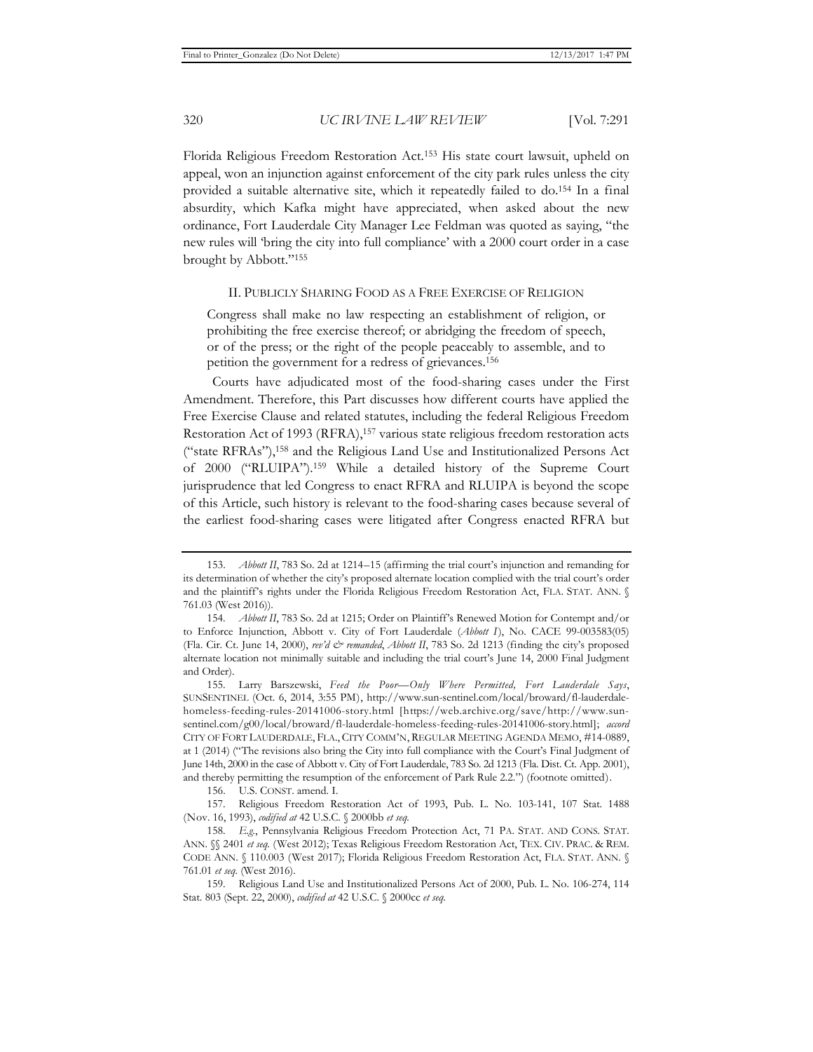Florida Religious Freedom Restoration Act.[153] His state court lawsuit, upheld on appeal, won an injunction against enforcement of the city park rules unless the city provided a suitable alternative site, which it repeatedly failed to do.[154] In a final absurdity, which Kafka might have appreciated, when asked about the new ordinance, Fort Lauderdale City Manager Lee Feldman was quoted as saying, "the new rules will 'bring the city into full compliance' with a 2000 court order in a case brought by Abbott."[155]

## II. Publicly Sharing Food as a Free Exercise of Religion

> Congress shall make no law respecting an establishment of religion, or prohibiting the free exercise thereof; or abridging the freedom of speech, or of the press; or the right of the people peaceably to assemble, and to petition the government for a redress of grievances.[156]

Courts have adjudicated most of the food-sharing cases under the First Amendment. Therefore, this Part discusses how different courts have applied the Free Exercise Clause and related statutes, including the federal Religious Freedom Restoration Act of 1993 (RFRA),[157] various state religious freedom restoration acts ("state RFRAs"),[158] and the Religious Land Use and Institutionalized Persons Act of 2000 ("RLUIPA").[159] While a detailed history of the Supreme Court jurisprudence that led Congress to enact RFRA and RLUIPA is beyond the scope of this Article, such history is relevant to the food-sharing cases because several of the earliest food-sharing cases were litigated after Congress enacted RFRA but

---

153. *Abbott II*, 783 So. 2d at 1214–15 (affirming the trial court's injunction and remanding for its determination of whether the city's proposed alternate location complied with the trial court's order and the plaintiff's rights under the Florida Religious Freedom Restoration Act, FLA. STAT. ANN. § 761.03 (West 2016)).

154. *Abbott II*, 783 So. 2d at 1215; Order on Plaintiff's Renewed Motion for Contempt and/or to Enforce Injunction, Abbott v. City of Fort Lauderdale (*Abbott I*), No. CACE 99-003583(05) (Fla. Cir. Ct. June 14, 2000), *rev'd & remanded*, *Abbott II*, 783 So. 2d 1213 (finding the city's proposed alternate location not minimally suitable and including the trial court's June 14, 2000 Final Judgment and Order).

155. Larry Barszewski, *Feed the Poor—Only Where Permitted, Fort Lauderdale Says*, SUNSENTINEL (Oct. 6, 2014, 3:55 PM), http://www.sun-sentinel.com/local/broward/fl-lauderdale-homeless-feeding-rules-20141006-story.html [https://web.archive.org/save/http://www.sun-sentinel.com/g00/local/broward/fl-lauderdale-homeless-feeding-rules-20141006-story.html]; *accord* CITY OF FORT LAUDERDALE, FLA., CITY COMM'N, REGULAR MEETING AGENDA MEMO, #14-0889, at 1 (2014) ("The revisions also bring the City into full compliance with the Court's Final Judgment of June 14th, 2000 in the case of Abbott v. City of Fort Lauderdale, 783 So. 2d 1213 (Fla. Dist. Ct. App. 2001), and thereby permitting the resumption of the enforcement of Park Rule 2.2.") (footnote omitted).

156. U.S. CONST. amend. I.

157. Religious Freedom Restoration Act of 1993, Pub. L. No. 103-141, 107 Stat. 1488 (Nov. 16, 1993), *codified at* 42 U.S.C. § 2000bb *et seq.*

158. *E.g.*, Pennsylvania Religious Freedom Protection Act, 71 PA. STAT. AND CONS. STAT. ANN. §§ 2401 *et seq.* (West 2012); Texas Religious Freedom Restoration Act, TEX. CIV. PRAC. & REM. CODE ANN. § 110.003 (West 2017); Florida Religious Freedom Restoration Act, FLA. STAT. ANN. § 761.01 *et seq.* (West 2016).

159. Religious Land Use and Institutionalized Persons Act of 2000, Pub. L. No. 106-274, 114 Stat. 803 (Sept. 22, 2000), *codified at* 42 U.S.C. § 2000cc *et seq.*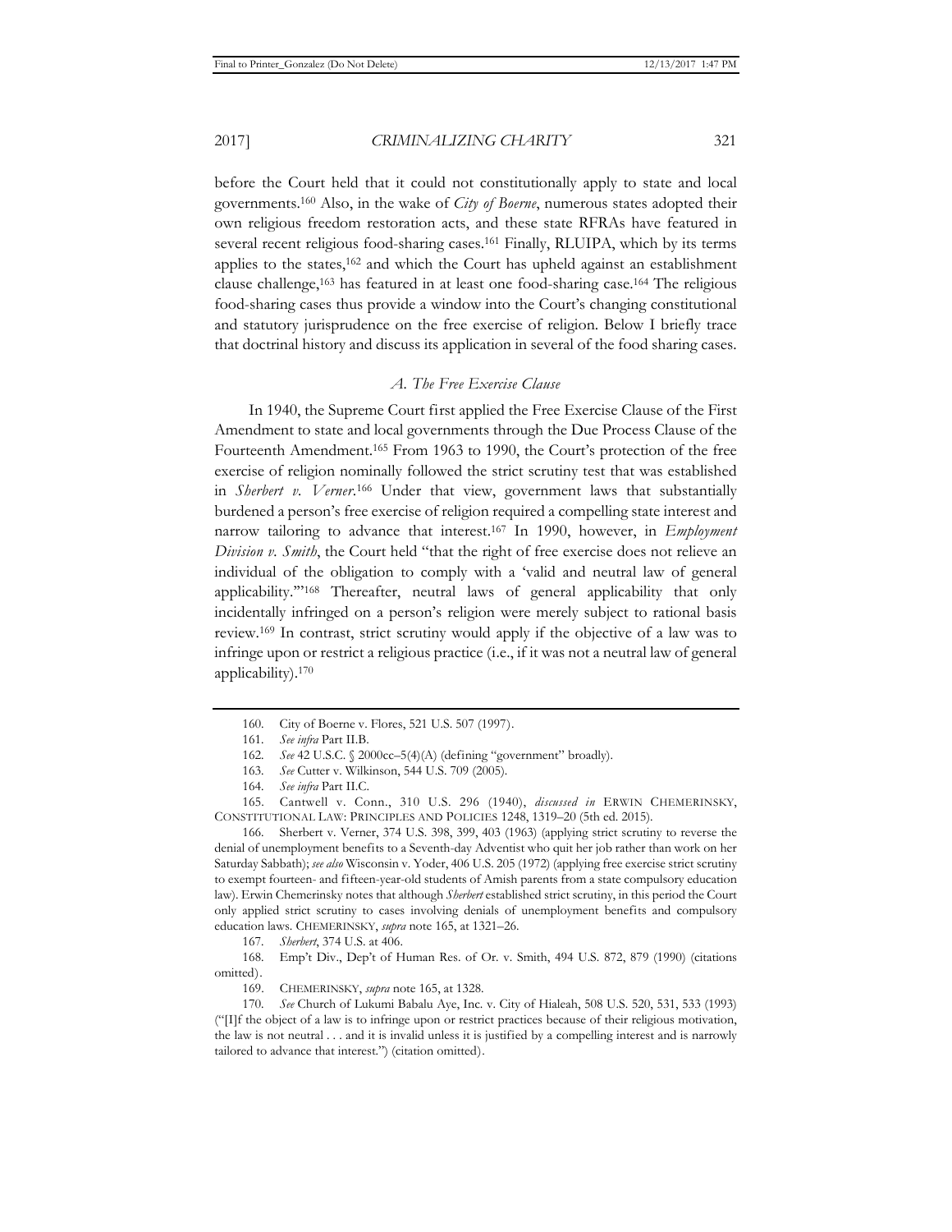before the Court held that it could not constitutionally apply to state and local governments.[160] Also, in the wake of *City of Boerne*, numerous states adopted their own religious freedom restoration acts, and these state RFRAs have featured in several recent religious food-sharing cases.[161] Finally, RLUIPA, which by its terms applies to the states,[162] and which the Court has upheld against an establishment clause challenge,[163] has featured in at least one food-sharing case.[164] The religious food-sharing cases thus provide a window into the Court's changing constitutional and statutory jurisprudence on the free exercise of religion. Below I briefly trace that doctrinal history and discuss its application in several of the food sharing cases.

### *A. The Free Exercise Clause*

In 1940, the Supreme Court first applied the Free Exercise Clause of the First Amendment to state and local governments through the Due Process Clause of the Fourteenth Amendment.[165] From 1963 to 1990, the Court's protection of the free exercise of religion nominally followed the strict scrutiny test that was established in *Sherbert v. Verner*.[166] Under that view, government laws that substantially burdened a person's free exercise of religion required a compelling state interest and narrow tailoring to advance that interest.[167] In 1990, however, in *Employment Division v. Smith*, the Court held "that the right of free exercise does not relieve an individual of the obligation to comply with a 'valid and neutral law of general applicability.'"[168] Thereafter, neutral laws of general applicability that only incidentally infringed on a person's religion were merely subject to rational basis review.[169] In contrast, strict scrutiny would apply if the objective of a law was to infringe upon or restrict a religious practice (i.e., if it was not a neutral law of general applicability).[170]

---

160. City of Boerne v. Flores, 521 U.S. 507 (1997).

161. *See infra* Part II.B.

162. *See* 42 U.S.C. § 2000cc–5(4)(A) (defining "government" broadly).

163. *See* Cutter v. Wilkinson, 544 U.S. 709 (2005).

164. *See infra* Part II.C.

165. Cantwell v. Conn., 310 U.S. 296 (1940), *discussed in* ERWIN CHEMERINSKY, CONSTITUTIONAL LAW: PRINCIPLES AND POLICIES 1248, 1319–20 (5th ed. 2015).

166. Sherbert v. Verner, 374 U.S. 398, 399, 403 (1963) (applying strict scrutiny to reverse the denial of unemployment benefits to a Seventh-day Adventist who quit her job rather than work on her Saturday Sabbath); *see also* Wisconsin v. Yoder, 406 U.S. 205 (1972) (applying free exercise strict scrutiny to exempt fourteen- and fifteen-year-old students of Amish parents from a state compulsory education law). Erwin Chemerinsky notes that although *Sherbert* established strict scrutiny, in this period the Court only applied strict scrutiny to cases involving denials of unemployment benefits and compulsory education laws. CHEMERINSKY, *supra* note 165, at 1321–26.

167. *Sherbert*, 374 U.S. at 406.

168. Emp't Div., Dep't of Human Res. of Or. v. Smith, 494 U.S. 872, 879 (1990) (citations omitted).

169. CHEMERINSKY, *supra* note 165, at 1328.

170. *See* Church of Lukumi Babalu Aye, Inc. v. City of Hialeah, 508 U.S. 520, 531, 533 (1993) ("[I]f the object of a law is to infringe upon or restrict practices because of their religious motivation, the law is not neutral . . . and it is invalid unless it is justified by a compelling interest and is narrowly tailored to advance that interest.") (citation omitted).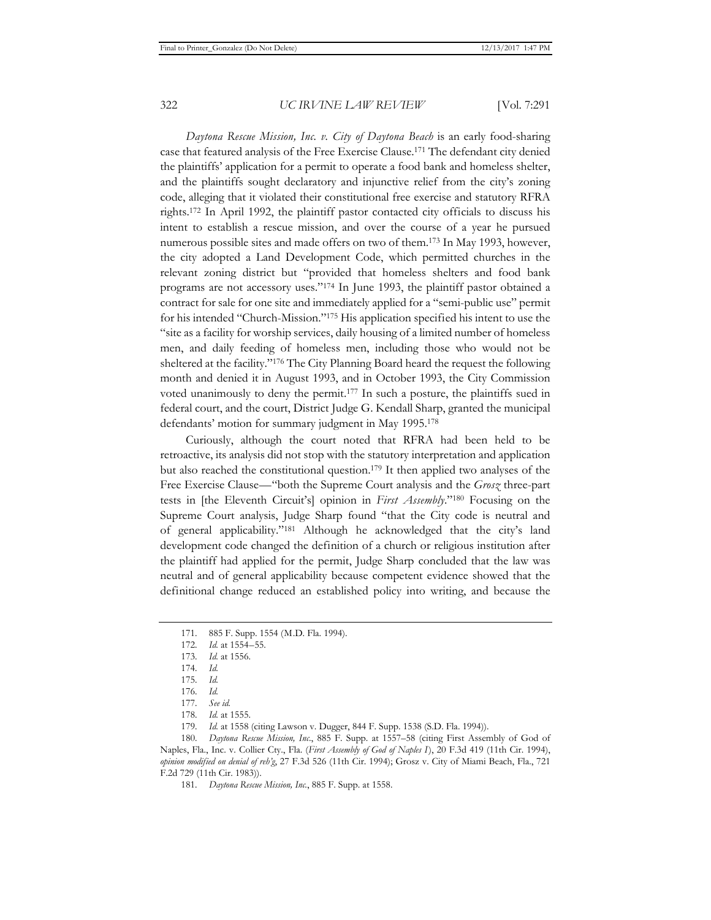*Daytona Rescue Mission, Inc. v. City of Daytona Beach* is an early food-sharing case that featured analysis of the Free Exercise Clause.[171] The defendant city denied the plaintiffs' application for a permit to operate a food bank and homeless shelter, and the plaintiffs sought declaratory and injunctive relief from the city's zoning code, alleging that it violated their constitutional free exercise and statutory RFRA rights.[172] In April 1992, the plaintiff pastor contacted city officials to discuss his intent to establish a rescue mission, and over the course of a year he pursued numerous possible sites and made offers on two of them.[173] In May 1993, however, the city adopted a Land Development Code, which permitted churches in the relevant zoning district but "provided that homeless shelters and food bank programs are not accessory uses."[174] In June 1993, the plaintiff pastor obtained a contract for sale for one site and immediately applied for a "semi-public use" permit for his intended "Church-Mission."[175] His application specified his intent to use the "site as a facility for worship services, daily housing of a limited number of homeless men, and daily feeding of homeless men, including those who would not be sheltered at the facility."[176] The City Planning Board heard the request the following month and denied it in August 1993, and in October 1993, the City Commission voted unanimously to deny the permit.[177] In such a posture, the plaintiffs sued in federal court, and the court, District Judge G. Kendall Sharp, granted the municipal defendants' motion for summary judgment in May 1995.[178]

Curiously, although the court noted that RFRA had been held to be retroactive, its analysis did not stop with the statutory interpretation and application but also reached the constitutional question.[179] It then applied two analyses of the Free Exercise Clause—"both the Supreme Court analysis and the *Grosz* three-part tests in [the Eleventh Circuit's] opinion in *First Assembly*."[180] Focusing on the Supreme Court analysis, Judge Sharp found "that the City code is neutral and of general applicability."[181] Although he acknowledged that the city's land development code changed the definition of a church or religious institution after the plaintiff had applied for the permit, Judge Sharp concluded that the law was neutral and of general applicability because competent evidence showed that the definitional change reduced an established policy into writing, and because the

171. 885 F. Supp. 1554 (M.D. Fla. 1994).

172. *Id.* at 1554–55.

173. *Id.* at 1556.

174. *Id.*

175. *Id.*

176. *Id.*

177. *See id.*

178. *Id.* at 1555.

179. *Id.* at 1558 (citing Lawson v. Dugger, 844 F. Supp. 1538 (S.D. Fla. 1994)).

180. *Daytona Rescue Mission, Inc.*, 885 F. Supp. at 1557–58 (citing First Assembly of God of Naples, Fla., Inc. v. Collier Cty., Fla. (*First Assembly of God of Naples I*), 20 F.3d 419 (11th Cir. 1994), *opinion modified on denial of reh'g*, 27 F.3d 526 (11th Cir. 1994); Grosz v. City of Miami Beach, Fla., 721 F.2d 729 (11th Cir. 1983)).

181. *Daytona Rescue Mission, Inc.*, 885 F. Supp. at 1558.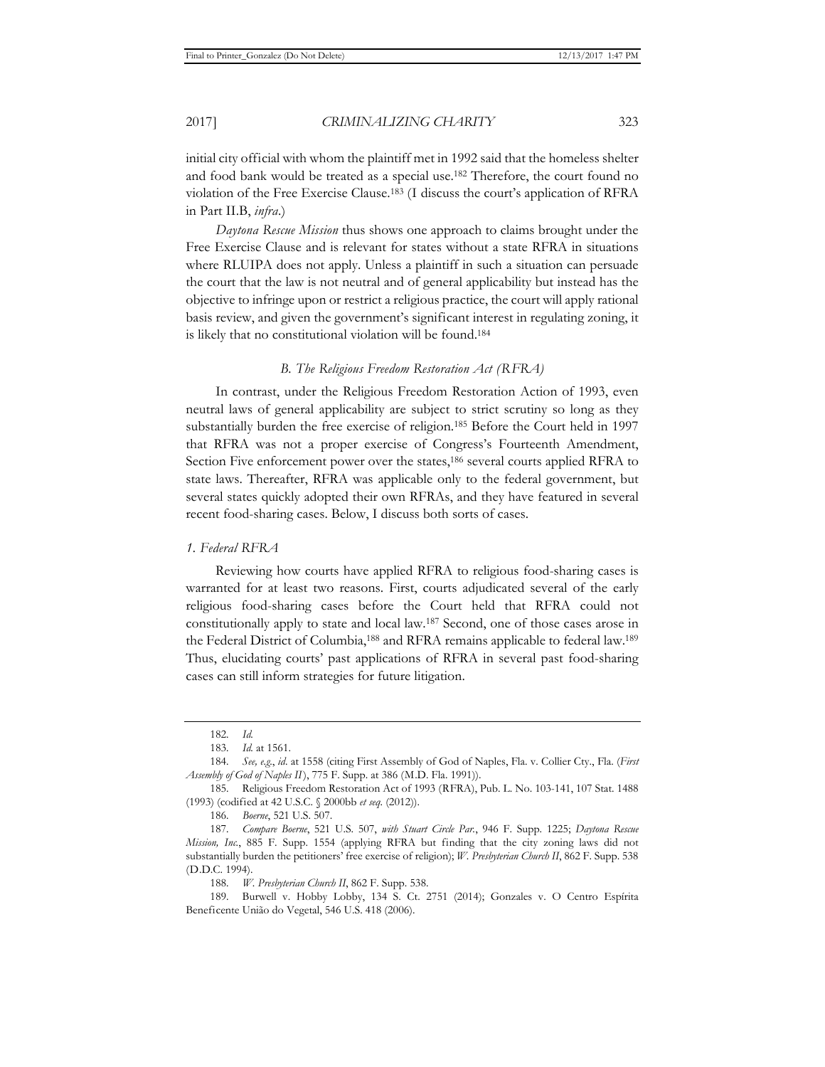initial city official with whom the plaintiff met in 1992 said that the homeless shelter and food bank would be treated as a special use.[182] Therefore, the court found no violation of the Free Exercise Clause.[183] (I discuss the court's application of RFRA in Part II.B, *infra*.)

*Daytona Rescue Mission* thus shows one approach to claims brought under the Free Exercise Clause and is relevant for states without a state RFRA in situations where RLUIPA does not apply. Unless a plaintiff in such a situation can persuade the court that the law is not neutral and of general applicability but instead has the objective to infringe upon or restrict a religious practice, the court will apply rational basis review, and given the government's significant interest in regulating zoning, it is likely that no constitutional violation will be found.[184]

### *B. The Religious Freedom Restoration Act (RFRA)*

In contrast, under the Religious Freedom Restoration Action of 1993, even neutral laws of general applicability are subject to strict scrutiny so long as they substantially burden the free exercise of religion.[185] Before the Court held in 1997 that RFRA was not a proper exercise of Congress's Fourteenth Amendment, Section Five enforcement power over the states,[186] several courts applied RFRA to state laws. Thereafter, RFRA was applicable only to the federal government, but several states quickly adopted their own RFRAs, and they have featured in several recent food-sharing cases. Below, I discuss both sorts of cases.

#### *1. Federal RFRA*

Reviewing how courts have applied RFRA to religious food-sharing cases is warranted for at least two reasons. First, courts adjudicated several of the early religious food-sharing cases before the Court held that RFRA could not constitutionally apply to state and local law.[187] Second, one of those cases arose in the Federal District of Columbia,[188] and RFRA remains applicable to federal law.[189] Thus, elucidating courts' past applications of RFRA in several past food-sharing cases can still inform strategies for future litigation.

---

182. *Id.*

183. *Id.* at 1561.

184. *See, e.g.*, *id.* at 1558 (citing First Assembly of God of Naples, Fla. v. Collier Cty., Fla. (*First Assembly of God of Naples II*), 775 F. Supp. at 386 (M.D. Fla. 1991)).

185. Religious Freedom Restoration Act of 1993 (RFRA), Pub. L. No. 103-141, 107 Stat. 1488 (1993) (codified at 42 U.S.C. § 2000bb *et seq.* (2012)).

186. *Boerne*, 521 U.S. 507.

187. *Compare Boerne*, 521 U.S. 507, *with Stuart Circle Par.*, 946 F. Supp. 1225; *Daytona Rescue Mission, Inc.*, 885 F. Supp. 1554 (applying RFRA but finding that the city zoning laws did not substantially burden the petitioners' free exercise of religion); *W. Presbyterian Church II*, 862 F. Supp. 538 (D.D.C. 1994).

188. *W. Presbyterian Church II*, 862 F. Supp. 538.

189. Burwell v. Hobby Lobby, 134 S. Ct. 2751 (2014); Gonzales v. O Centro Espírita Beneficente União do Vegetal, 546 U.S. 418 (2006).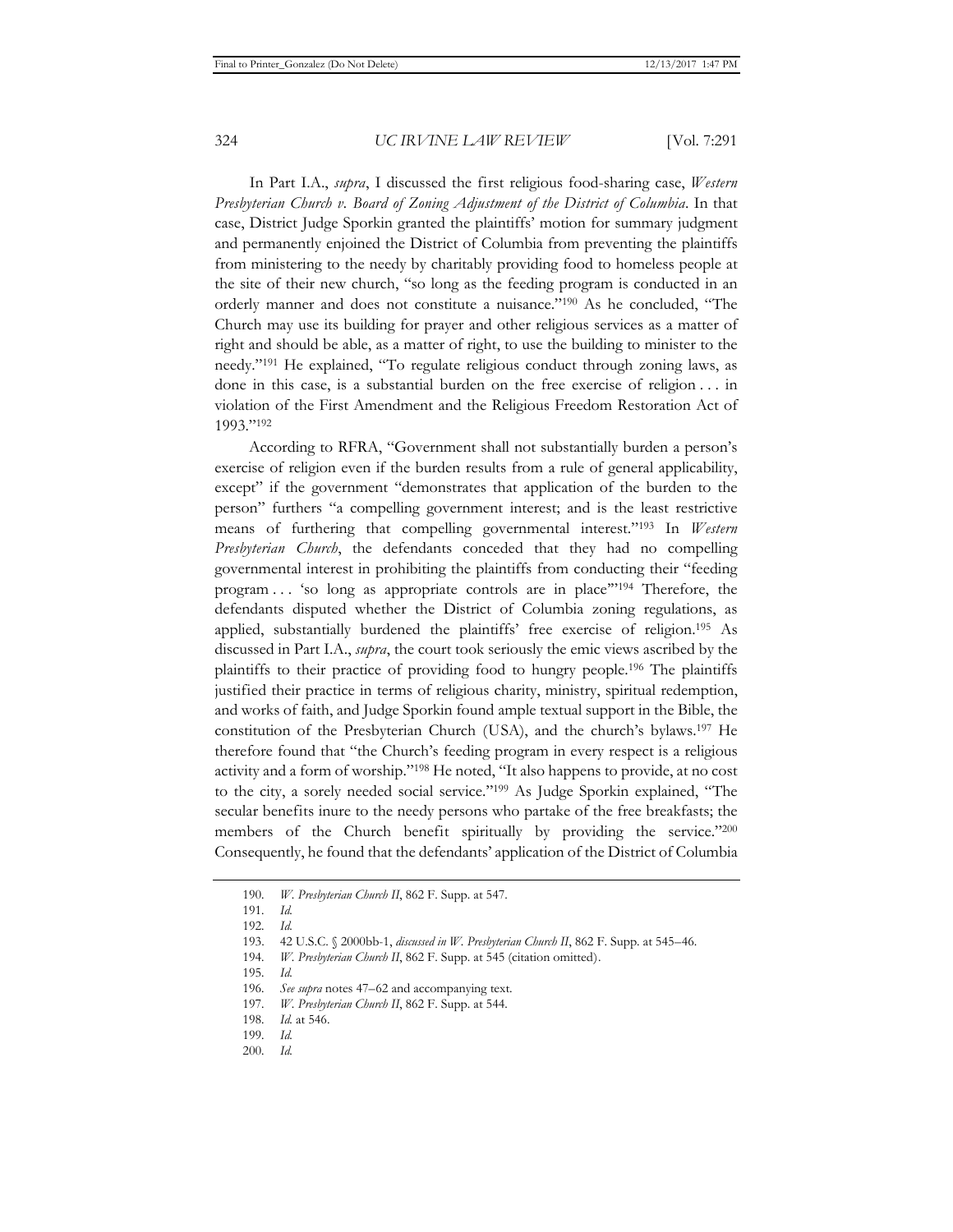In Part I.A., *supra*, I discussed the first religious food-sharing case, *Western Presbyterian Church v. Board of Zoning Adjustment of the District of Columbia*. In that case, District Judge Sporkin granted the plaintiffs' motion for summary judgment and permanently enjoined the District of Columbia from preventing the plaintiffs from ministering to the needy by charitably providing food to homeless people at the site of their new church, "so long as the feeding program is conducted in an orderly manner and does not constitute a nuisance."[190] As he concluded, "The Church may use its building for prayer and other religious services as a matter of right and should be able, as a matter of right, to use the building to minister to the needy."[191] He explained, "To regulate religious conduct through zoning laws, as done in this case, is a substantial burden on the free exercise of religion . . . in violation of the First Amendment and the Religious Freedom Restoration Act of 1993."[192]

According to RFRA, "Government shall not substantially burden a person's exercise of religion even if the burden results from a rule of general applicability, except" if the government "demonstrates that application of the burden to the person" furthers "a compelling government interest; and is the least restrictive means of furthering that compelling governmental interest."[193] In *Western Presbyterian Church*, the defendants conceded that they had no compelling governmental interest in prohibiting the plaintiffs from conducting their "feeding program . . . 'so long as appropriate controls are in place'"[194] Therefore, the defendants disputed whether the District of Columbia zoning regulations, as applied, substantially burdened the plaintiffs' free exercise of religion.[195] As discussed in Part I.A., *supra*, the court took seriously the emic views ascribed by the plaintiffs to their practice of providing food to hungry people.[196] The plaintiffs justified their practice in terms of religious charity, ministry, spiritual redemption, and works of faith, and Judge Sporkin found ample textual support in the Bible, the constitution of the Presbyterian Church (USA), and the church's bylaws.[197] He therefore found that "the Church's feeding program in every respect is a religious activity and a form of worship."[198] He noted, "It also happens to provide, at no cost to the city, a sorely needed social service."[199] As Judge Sporkin explained, "The secular benefits inure to the needy persons who partake of the free breakfasts; the members of the Church benefit spiritually by providing the service."[200] Consequently, he found that the defendants' application of the District of Columbia

---

190. *W. Presbyterian Church II*, 862 F. Supp. at 547.

191. *Id.*

192. *Id.*

193. 42 U.S.C. § 2000bb-1, *discussed in W. Presbyterian Church II*, 862 F. Supp. at 545–46.

194. *W. Presbyterian Church II*, 862 F. Supp. at 545 (citation omitted).

195. *Id.*

196. *See supra* notes 47–62 and accompanying text.

197. *W. Presbyterian Church II*, 862 F. Supp. at 544.

198. *Id.* at 546.

199. *Id.*

200. *Id.*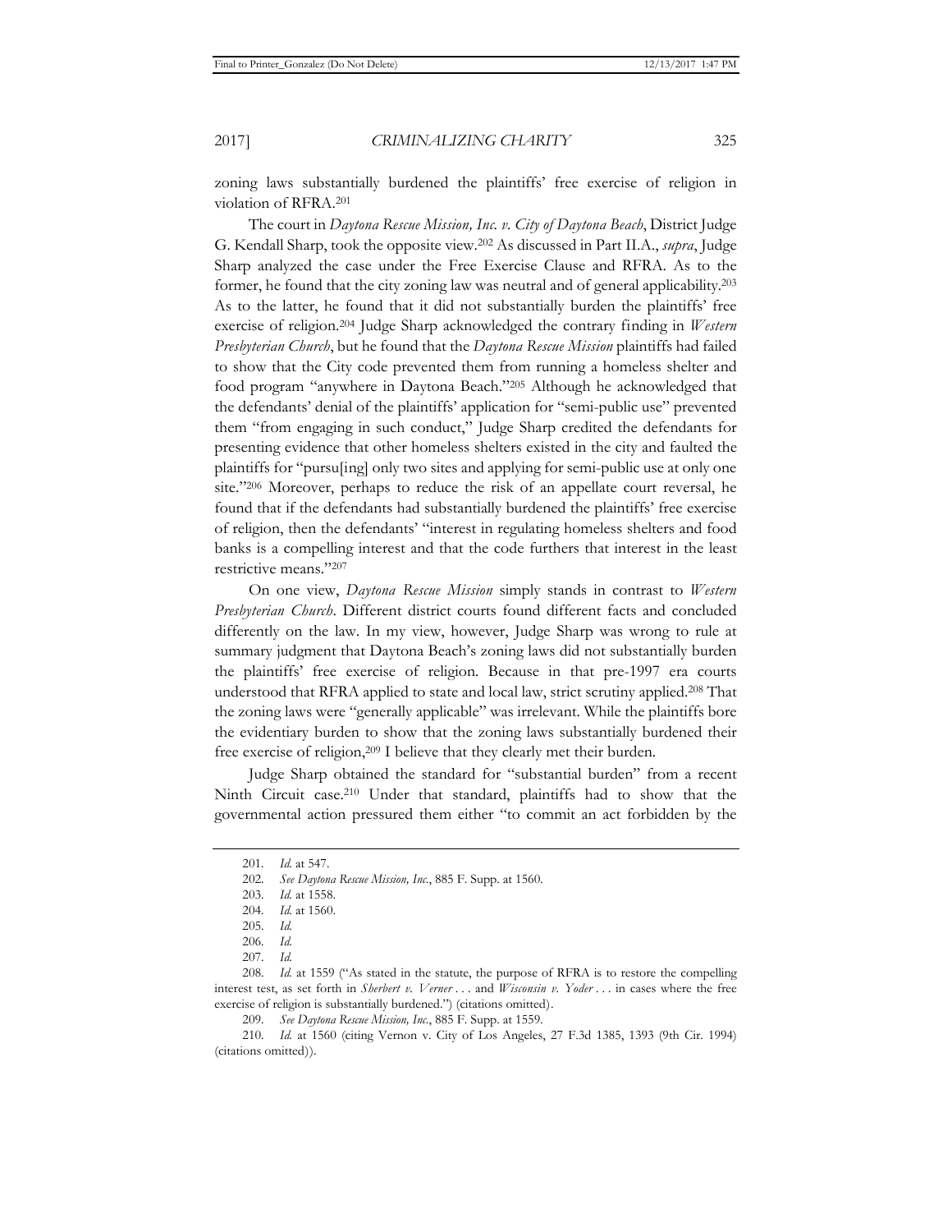zoning laws substantially burdened the plaintiffs' free exercise of religion in violation of RFRA.[201]

The court in *Daytona Rescue Mission, Inc. v. City of Daytona Beach*, District Judge G. Kendall Sharp, took the opposite view.[202] As discussed in Part II.A., *supra*, Judge Sharp analyzed the case under the Free Exercise Clause and RFRA. As to the former, he found that the city zoning law was neutral and of general applicability.[203] As to the latter, he found that it did not substantially burden the plaintiffs' free exercise of religion.[204] Judge Sharp acknowledged the contrary finding in *Western Presbyterian Church*, but he found that the *Daytona Rescue Mission* plaintiffs had failed to show that the City code prevented them from running a homeless shelter and food program "anywhere in Daytona Beach."[205] Although he acknowledged that the defendants' denial of the plaintiffs' application for "semi-public use" prevented them "from engaging in such conduct," Judge Sharp credited the defendants for presenting evidence that other homeless shelters existed in the city and faulted the plaintiffs for "pursu[ing] only two sites and applying for semi-public use at only one site."[206] Moreover, perhaps to reduce the risk of an appellate court reversal, he found that if the defendants had substantially burdened the plaintiffs' free exercise of religion, then the defendants' "interest in regulating homeless shelters and food banks is a compelling interest and that the code furthers that interest in the least restrictive means."[207]

On one view, *Daytona Rescue Mission* simply stands in contrast to *Western Presbyterian Church*. Different district courts found different facts and concluded differently on the law. In my view, however, Judge Sharp was wrong to rule at summary judgment that Daytona Beach's zoning laws did not substantially burden the plaintiffs' free exercise of religion. Because in that pre-1997 era courts understood that RFRA applied to state and local law, strict scrutiny applied.[208] That the zoning laws were "generally applicable" was irrelevant. While the plaintiffs bore the evidentiary burden to show that the zoning laws substantially burdened their free exercise of religion,[209] I believe that they clearly met their burden.

Judge Sharp obtained the standard for "substantial burden" from a recent Ninth Circuit case.[210] Under that standard, plaintiffs had to show that the governmental action pressured them either "to commit an act forbidden by the

---

201. *Id.* at 547.

202. *See Daytona Rescue Mission, Inc.*, 885 F. Supp. at 1560.

203. *Id.* at 1558.

204. *Id.* at 1560.

205. *Id.*

206. *Id.*

207. *Id.*

208. *Id.* at 1559 ("As stated in the statute, the purpose of RFRA is to restore the compelling interest test, as set forth in *Sherbert v. Verner* . . . and *Wisconsin v. Yoder* . . . in cases where the free exercise of religion is substantially burdened.") (citations omitted).

209. *See Daytona Rescue Mission, Inc.*, 885 F. Supp. at 1559.

210. *Id.* at 1560 (citing Vernon v. City of Los Angeles, 27 F.3d 1385, 1393 (9th Cir. 1994) (citations omitted)).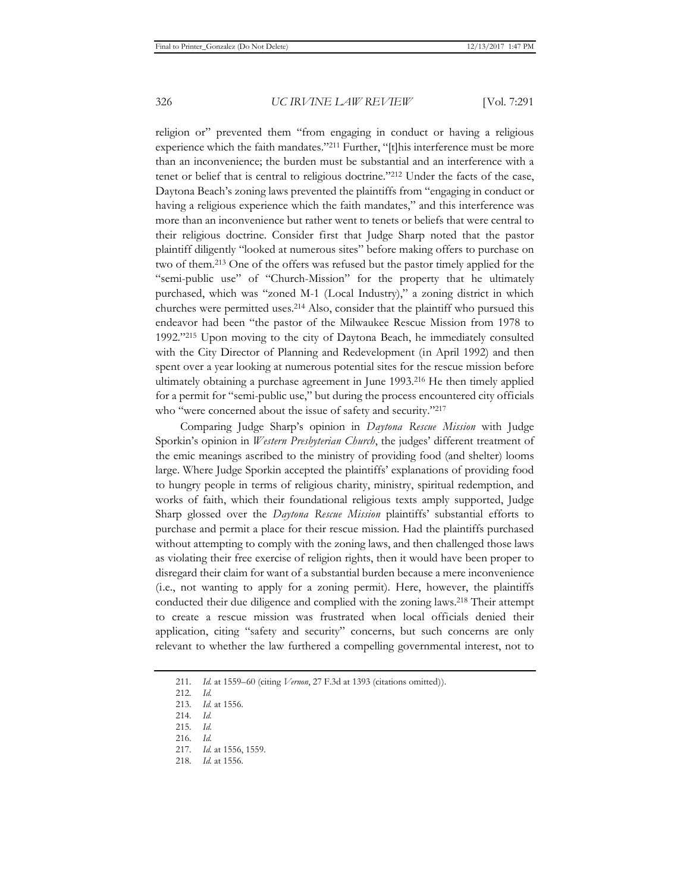religion or" prevented them "from engaging in conduct or having a religious experience which the faith mandates."[211] Further, "[t]his interference must be more than an inconvenience; the burden must be substantial and an interference with a tenet or belief that is central to religious doctrine."[212] Under the facts of the case, Daytona Beach's zoning laws prevented the plaintiffs from "engaging in conduct or having a religious experience which the faith mandates," and this interference was more than an inconvenience but rather went to tenets or beliefs that were central to their religious doctrine. Consider first that Judge Sharp noted that the pastor plaintiff diligently "looked at numerous sites" before making offers to purchase on two of them.[213] One of the offers was refused but the pastor timely applied for the "semi-public use" of "Church-Mission" for the property that he ultimately purchased, which was "zoned M-1 (Local Industry)," a zoning district in which churches were permitted uses.[214] Also, consider that the plaintiff who pursued this endeavor had been "the pastor of the Milwaukee Rescue Mission from 1978 to 1992."[215] Upon moving to the city of Daytona Beach, he immediately consulted with the City Director of Planning and Redevelopment (in April 1992) and then spent over a year looking at numerous potential sites for the rescue mission before ultimately obtaining a purchase agreement in June 1993.[216] He then timely applied for a permit for "semi-public use," but during the process encountered city officials who "were concerned about the issue of safety and security."[217]

Comparing Judge Sharp's opinion in *Daytona Rescue Mission* with Judge Sporkin's opinion in *Western Presbyterian Church*, the judges' different treatment of the emic meanings ascribed to the ministry of providing food (and shelter) looms large. Where Judge Sporkin accepted the plaintiffs' explanations of providing food to hungry people in terms of religious charity, ministry, spiritual redemption, and works of faith, which their foundational religious texts amply supported, Judge Sharp glossed over the *Daytona Rescue Mission* plaintiffs' substantial efforts to purchase and permit a place for their rescue mission. Had the plaintiffs purchased without attempting to comply with the zoning laws, and then challenged those laws as violating their free exercise of religion rights, then it would have been proper to disregard their claim for want of a substantial burden because a mere inconvenience (i.e., not wanting to apply for a zoning permit). Here, however, the plaintiffs conducted their due diligence and complied with the zoning laws.[218] Their attempt to create a rescue mission was frustrated when local officials denied their application, citing "safety and security" concerns, but such concerns are only relevant to whether the law furthered a compelling governmental interest, not to

211. *Id.* at 1559–60 (citing *Vernon*, 27 F.3d at 1393 (citations omitted)).
212. *Id.*
213. *Id.* at 1556.
214. *Id.*
215. *Id.*
216. *Id.*
217. *Id.* at 1556, 1559.
218. *Id.* at 1556.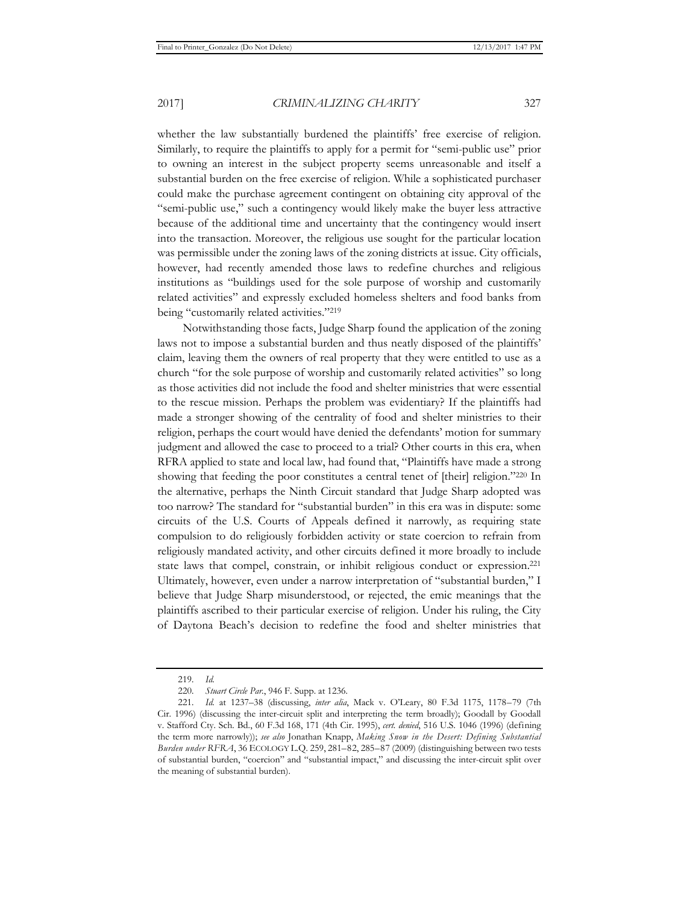whether the law substantially burdened the plaintiffs' free exercise of religion. Similarly, to require the plaintiffs to apply for a permit for "semi-public use" prior to owning an interest in the subject property seems unreasonable and itself a substantial burden on the free exercise of religion. While a sophisticated purchaser could make the purchase agreement contingent on obtaining city approval of the "semi-public use," such a contingency would likely make the buyer less attractive because of the additional time and uncertainty that the contingency would insert into the transaction. Moreover, the religious use sought for the particular location was permissible under the zoning laws of the zoning districts at issue. City officials, however, had recently amended those laws to redefine churches and religious institutions as "buildings used for the sole purpose of worship and customarily related activities" and expressly excluded homeless shelters and food banks from being "customarily related activities."[219]

Notwithstanding those facts, Judge Sharp found the application of the zoning laws not to impose a substantial burden and thus neatly disposed of the plaintiffs' claim, leaving them the owners of real property that they were entitled to use as a church "for the sole purpose of worship and customarily related activities" so long as those activities did not include the food and shelter ministries that were essential to the rescue mission. Perhaps the problem was evidentiary? If the plaintiffs had made a stronger showing of the centrality of food and shelter ministries to their religion, perhaps the court would have denied the defendants' motion for summary judgment and allowed the case to proceed to a trial? Other courts in this era, when RFRA applied to state and local law, had found that, "Plaintiffs have made a strong showing that feeding the poor constitutes a central tenet of [their] religion."[220] In the alternative, perhaps the Ninth Circuit standard that Judge Sharp adopted was too narrow? The standard for "substantial burden" in this era was in dispute: some circuits of the U.S. Courts of Appeals defined it narrowly, as requiring state compulsion to do religiously forbidden activity or state coercion to refrain from religiously mandated activity, and other circuits defined it more broadly to include state laws that compel, constrain, or inhibit religious conduct or expression.[221] Ultimately, however, even under a narrow interpretation of "substantial burden," I believe that Judge Sharp misunderstood, or rejected, the emic meanings that the plaintiffs ascribed to their particular exercise of religion. Under his ruling, the City of Daytona Beach's decision to redefine the food and shelter ministries that

---

219. *Id.*

220. *Stuart Circle Par.*, 946 F. Supp. at 1236.

221. *Id.* at 1237–38 (discussing, *inter alia*, Mack v. O'Leary, 80 F.3d 1175, 1178–79 (7th Cir. 1996) (discussing the inter-circuit split and interpreting the term broadly); Goodall by Goodall v. Stafford Cty. Sch. Bd., 60 F.3d 168, 171 (4th Cir. 1995), *cert. denied*, 516 U.S. 1046 (1996) (defining the term more narrowly)); *see also* Jonathan Knapp, *Making Snow in the Desert: Defining Substantial Burden under RFRA*, 36 ECOLOGY L.Q. 259, 281–82, 285–87 (2009) (distinguishing between two tests of substantial burden, "coercion" and "substantial impact," and discussing the inter-circuit split over the meaning of substantial burden).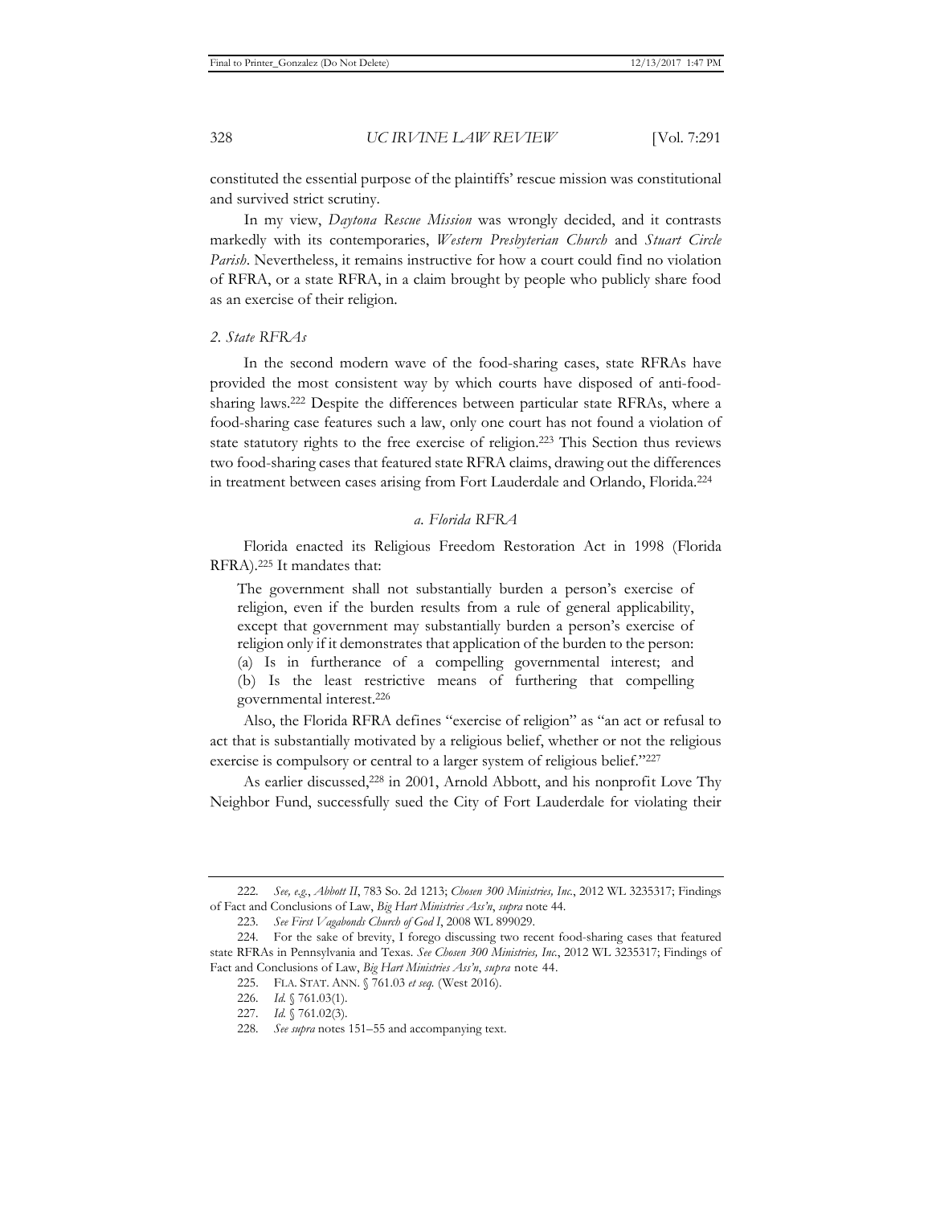constituted the essential purpose of the plaintiffs' rescue mission was constitutional and survived strict scrutiny.

In my view, *Daytona Rescue Mission* was wrongly decided, and it contrasts markedly with its contemporaries, *Western Presbyterian Church* and *Stuart Circle Parish*. Nevertheless, it remains instructive for how a court could find no violation of RFRA, or a state RFRA, in a claim brought by people who publicly share food as an exercise of their religion.

### *2. State RFRAs*

In the second modern wave of the food-sharing cases, state RFRAs have provided the most consistent way by which courts have disposed of anti-food-sharing laws.[222] Despite the differences between particular state RFRAs, where a food-sharing case features such a law, only one court has not found a violation of state statutory rights to the free exercise of religion.[223] This Section thus reviews two food-sharing cases that featured state RFRA claims, drawing out the differences in treatment between cases arising from Fort Lauderdale and Orlando, Florida.[224]

#### *a. Florida RFRA*

Florida enacted its Religious Freedom Restoration Act in 1998 (Florida RFRA).[225] It mandates that:

> The government shall not substantially burden a person's exercise of religion, even if the burden results from a rule of general applicability, except that government may substantially burden a person's exercise of religion only if it demonstrates that application of the burden to the person: (a) Is in furtherance of a compelling governmental interest; and (b) Is the least restrictive means of furthering that compelling governmental interest.[226]

Also, the Florida RFRA defines "exercise of religion" as "an act or refusal to act that is substantially motivated by a religious belief, whether or not the religious exercise is compulsory or central to a larger system of religious belief."[227]

As earlier discussed,[228] in 2001, Arnold Abbott, and his nonprofit Love Thy Neighbor Fund, successfully sued the City of Fort Lauderdale for violating their

---

222. *See, e.g.*, *Abbott II*, 783 So. 2d 1213; *Chosen 300 Ministries, Inc.*, 2012 WL 3235317; Findings of Fact and Conclusions of Law, *Big Hart Ministries Ass'n*, *supra* note 44.

223. *See First Vagabonds Church of God I*, 2008 WL 899029.

224. For the sake of brevity, I forego discussing two recent food-sharing cases that featured state RFRAs in Pennsylvania and Texas. *See Chosen 300 Ministries, Inc.*, 2012 WL 3235317; Findings of Fact and Conclusions of Law, *Big Hart Ministries Ass'n*, *supra* note 44.

225. FLA. STAT. ANN. § 761.03 *et seq.* (West 2016).

226. *Id.* § 761.03(1).

227. *Id.* § 761.02(3).

228. *See supra* notes 151–55 and accompanying text.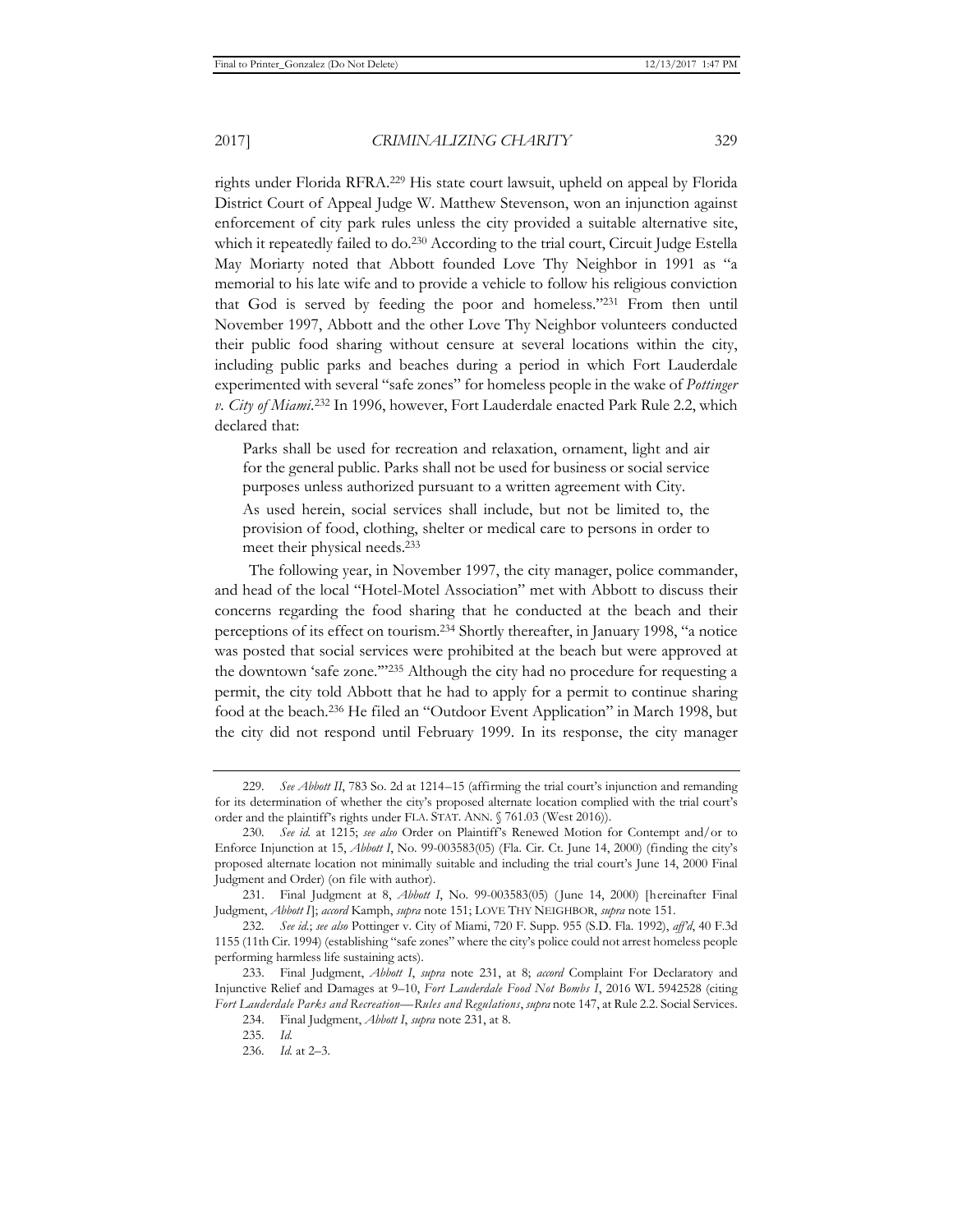rights under Florida RFRA.[229] His state court lawsuit, upheld on appeal by Florida District Court of Appeal Judge W. Matthew Stevenson, won an injunction against enforcement of city park rules unless the city provided a suitable alternative site, which it repeatedly failed to do.[230] According to the trial court, Circuit Judge Estella May Moriarty noted that Abbott founded Love Thy Neighbor in 1991 as "a memorial to his late wife and to provide a vehicle to follow his religious conviction that God is served by feeding the poor and homeless."[231] From then until November 1997, Abbott and the other Love Thy Neighbor volunteers conducted their public food sharing without censure at several locations within the city, including public parks and beaches during a period in which Fort Lauderdale experimented with several "safe zones" for homeless people in the wake of *Pottinger v. City of Miami*.[232] In 1996, however, Fort Lauderdale enacted Park Rule 2.2, which declared that:

> Parks shall be used for recreation and relaxation, ornament, light and air for the general public. Parks shall not be used for business or social service purposes unless authorized pursuant to a written agreement with City.
>
> As used herein, social services shall include, but not be limited to, the provision of food, clothing, shelter or medical care to persons in order to meet their physical needs.[233]

The following year, in November 1997, the city manager, police commander, and head of the local "Hotel-Motel Association" met with Abbott to discuss their concerns regarding the food sharing that he conducted at the beach and their perceptions of its effect on tourism.[234] Shortly thereafter, in January 1998, "a notice was posted that social services were prohibited at the beach but were approved at the downtown 'safe zone.'"[235] Although the city had no procedure for requesting a permit, the city told Abbott that he had to apply for a permit to continue sharing food at the beach.[236] He filed an "Outdoor Event Application" in March 1998, but the city did not respond until February 1999. In its response, the city manager

---

229. *See Abbott II*, 783 So. 2d at 1214–15 (affirming the trial court's injunction and remanding for its determination of whether the city's proposed alternate location complied with the trial court's order and the plaintiff's rights under FLA. STAT. ANN. § 761.03 (West 2016)).

230. *See id.* at 1215; *see also* Order on Plaintiff's Renewed Motion for Contempt and/or to Enforce Injunction at 15, *Abbott I*, No. 99-003583(05) (Fla. Cir. Ct. June 14, 2000) (finding the city's proposed alternate location not minimally suitable and including the trial court's June 14, 2000 Final Judgment and Order) (on file with author).

231. Final Judgment at 8, *Abbott I*, No. 99-003583(05) (June 14, 2000) [hereinafter Final Judgment, *Abbott I*]; *accord* Kamph, *supra* note 151; LOVE THY NEIGHBOR, *supra* note 151.

232. *See id.*; *see also* Pottinger v. City of Miami, 720 F. Supp. 955 (S.D. Fla. 1992), *aff'd*, 40 F.3d 1155 (11th Cir. 1994) (establishing "safe zones" where the city's police could not arrest homeless people performing harmless life sustaining acts).

233. Final Judgment, *Abbott I*, *supra* note 231, at 8; *accord* Complaint For Declaratory and Injunctive Relief and Damages at 9–10, *Fort Lauderdale Food Not Bombs I*, 2016 WL 5942528 (citing *Fort Lauderdale Parks and Recreation—Rules and Regulations*, *supra* note 147, at Rule 2.2. Social Services.

234. Final Judgment, *Abbott I*, *supra* note 231, at 8.

235. *Id.*

236. *Id.* at 2–3.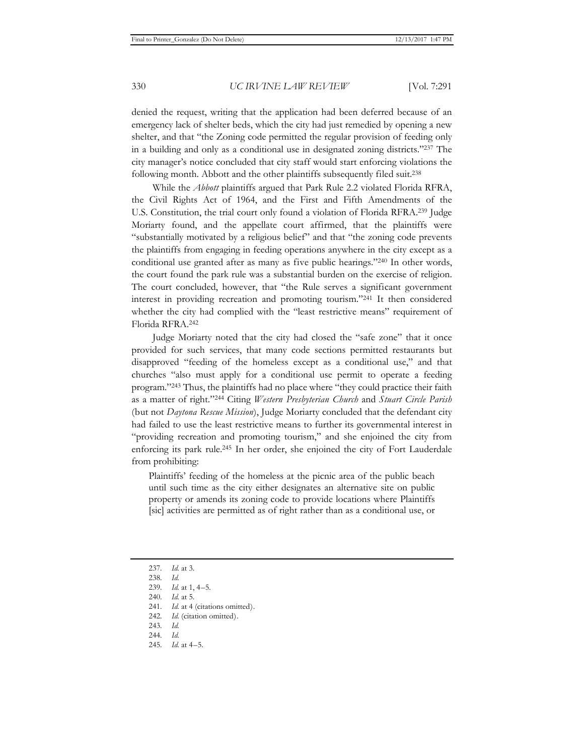denied the request, writing that the application had been deferred because of an emergency lack of shelter beds, which the city had just remedied by opening a new shelter, and that "the Zoning code permitted the regular provision of feeding only in a building and only as a conditional use in designated zoning districts."[237] The city manager's notice concluded that city staff would start enforcing violations the following month. Abbott and the other plaintiffs subsequently filed suit.[238]

While the *Abbott* plaintiffs argued that Park Rule 2.2 violated Florida RFRA, the Civil Rights Act of 1964, and the First and Fifth Amendments of the U.S. Constitution, the trial court only found a violation of Florida RFRA.[239] Judge Moriarty found, and the appellate court affirmed, that the plaintiffs were "substantially motivated by a religious belief" and that "the zoning code prevents the plaintiffs from engaging in feeding operations anywhere in the city except as a conditional use granted after as many as five public hearings."[240] In other words, the court found the park rule was a substantial burden on the exercise of religion. The court concluded, however, that "the Rule serves a significant government interest in providing recreation and promoting tourism."[241] It then considered whether the city had complied with the "least restrictive means" requirement of Florida RFRA.[242]

Judge Moriarty noted that the city had closed the "safe zone" that it once provided for such services, that many code sections permitted restaurants but disapproved "feeding of the homeless except as a conditional use," and that churches "also must apply for a conditional use permit to operate a feeding program."[243] Thus, the plaintiffs had no place where "they could practice their faith as a matter of right."[244] Citing *Western Presbyterian Church* and *Stuart Circle Parish* (but not *Daytona Rescue Mission*), Judge Moriarty concluded that the defendant city had failed to use the least restrictive means to further its governmental interest in "providing recreation and promoting tourism," and she enjoined the city from enforcing its park rule.[245] In her order, she enjoined the city of Fort Lauderdale from prohibiting:

> Plaintiffs' feeding of the homeless at the picnic area of the public beach until such time as the city either designates an alternative site on public property or amends its zoning code to provide locations where Plaintiffs [sic] activities are permitted as of right rather than as a conditional use, or

---

237. *Id.* at 3.
238. *Id.*
239. *Id.* at 1, 4–5.
240. *Id.* at 5.
241. *Id.* at 4 (citations omitted).
242. *Id.* (citation omitted).
243. *Id.*
244. *Id.*
245. *Id.* at 4–5.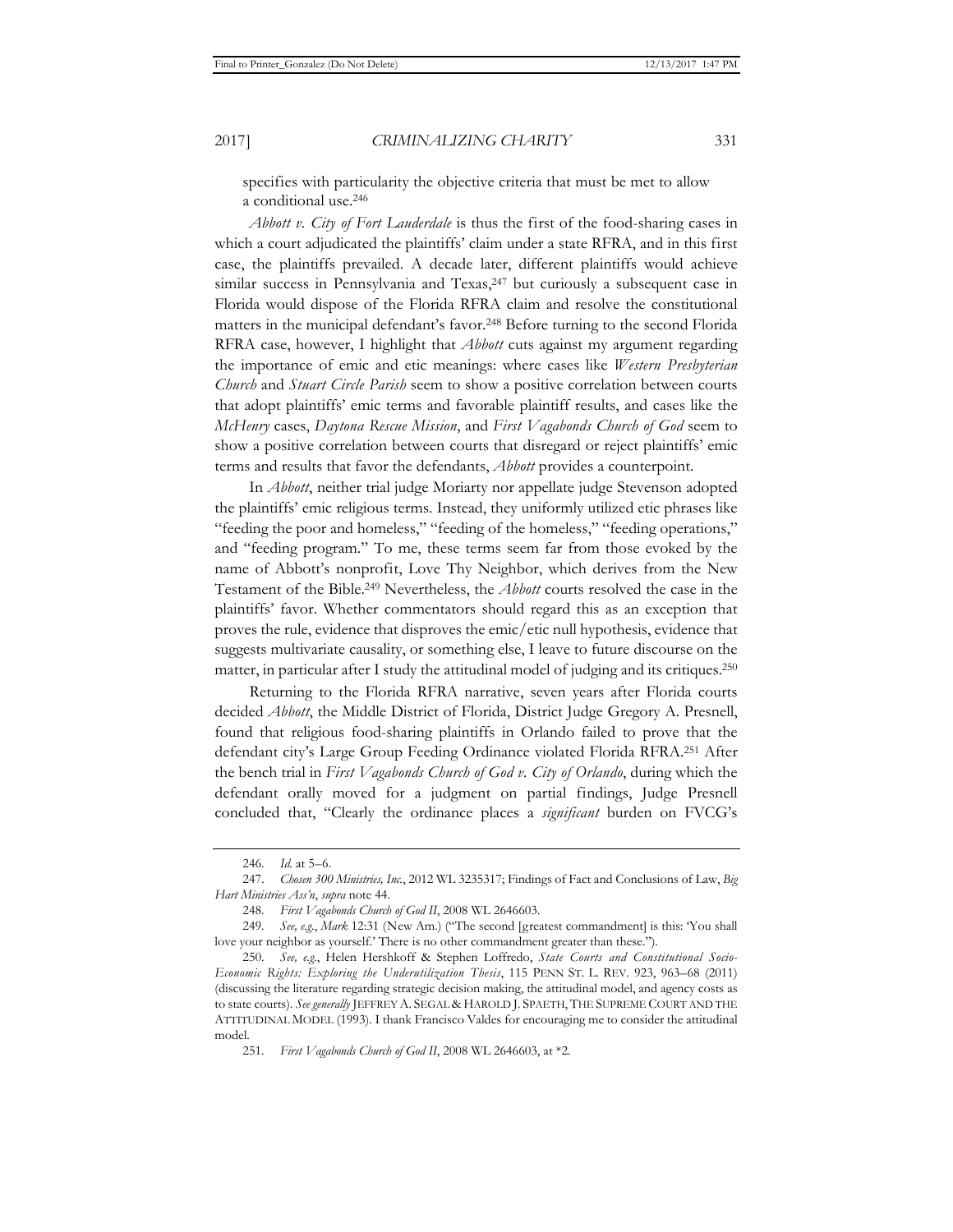specifies with particularity the objective criteria that must be met to allow a conditional use.[246]

*Abbott v. City of Fort Lauderdale* is thus the first of the food-sharing cases in which a court adjudicated the plaintiffs' claim under a state RFRA, and in this first case, the plaintiffs prevailed. A decade later, different plaintiffs would achieve similar success in Pennsylvania and Texas,[247] but curiously a subsequent case in Florida would dispose of the Florida RFRA claim and resolve the constitutional matters in the municipal defendant's favor.[248] Before turning to the second Florida RFRA case, however, I highlight that *Abbott* cuts against my argument regarding the importance of emic and etic meanings: where cases like *Western Presbyterian Church* and *Stuart Circle Parish* seem to show a positive correlation between courts that adopt plaintiffs' emic terms and favorable plaintiff results, and cases like the *McHenry* cases, *Daytona Rescue Mission*, and *First Vagabonds Church of God* seem to show a positive correlation between courts that disregard or reject plaintiffs' emic terms and results that favor the defendants, *Abbott* provides a counterpoint.

In *Abbott*, neither trial judge Moriarty nor appellate judge Stevenson adopted the plaintiffs' emic religious terms. Instead, they uniformly utilized etic phrases like "feeding the poor and homeless," "feeding of the homeless," "feeding operations," and "feeding program." To me, these terms seem far from those evoked by the name of Abbott's nonprofit, Love Thy Neighbor, which derives from the New Testament of the Bible.[249] Nevertheless, the *Abbott* courts resolved the case in the plaintiffs' favor. Whether commentators should regard this as an exception that proves the rule, evidence that disproves the emic/etic null hypothesis, evidence that suggests multivariate causality, or something else, I leave to future discourse on the matter, in particular after I study the attitudinal model of judging and its critiques.[250]

Returning to the Florida RFRA narrative, seven years after Florida courts decided *Abbott*, the Middle District of Florida, District Judge Gregory A. Presnell, found that religious food-sharing plaintiffs in Orlando failed to prove that the defendant city's Large Group Feeding Ordinance violated Florida RFRA.[251] After the bench trial in *First Vagabonds Church of God v. City of Orlando*, during which the defendant orally moved for a judgment on partial findings, Judge Presnell concluded that, "Clearly the ordinance places a *significant* burden on FVCG's

---

246. *Id.* at 5–6.

247. *Chosen 300 Ministries, Inc.*, 2012 WL 3235317; Findings of Fact and Conclusions of Law, *Big Hart Ministries Ass'n*, *supra* note 44.

248. *First Vagabonds Church of God II*, 2008 WL 2646603.

249. *See, e.g.*, *Mark* 12:31 (New Am.) ("The second [greatest commandment] is this: 'You shall love your neighbor as yourself.' There is no other commandment greater than these.").

250. *See, e.g.*, Helen Hershkoff & Stephen Loffredo, *State Courts and Constitutional Socio-Economic Rights: Exploring the Underutilization Thesis*, 115 PENN ST. L. REV. 923, 963–68 (2011) (discussing the literature regarding strategic decision making, the attitudinal model, and agency costs as to state courts). *See generally* JEFFREY A. SEGAL & HAROLD J. SPAETH, THE SUPREME COURT AND THE ATTITUDINAL MODEL (1993). I thank Francisco Valdes for encouraging me to consider the attitudinal model.

251. *First Vagabonds Church of God II*, 2008 WL 2646603, at *2.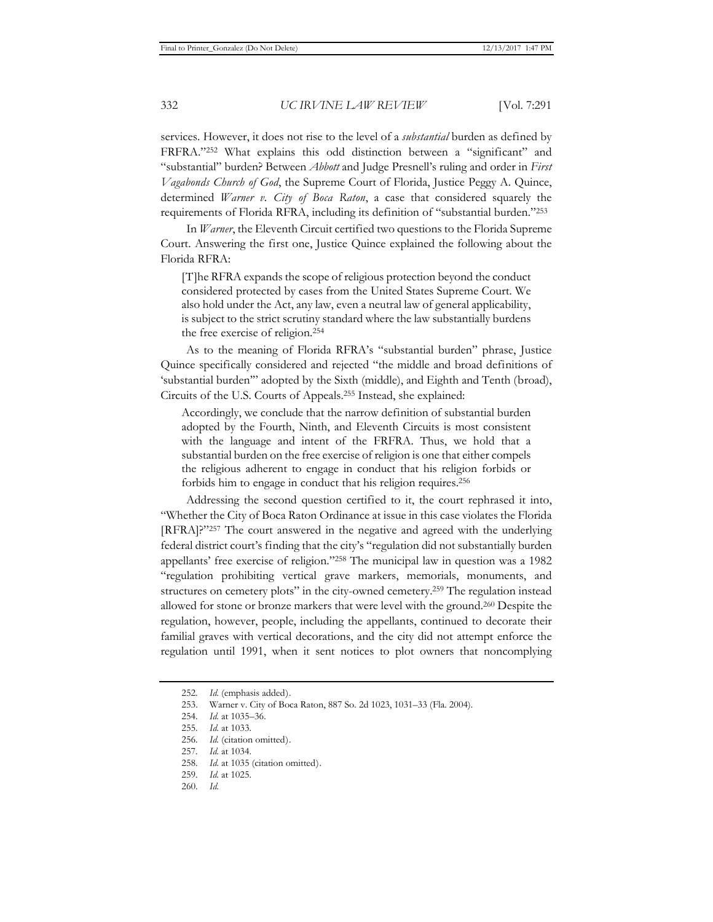services. However, it does not rise to the level of a *substantial* burden as defined by FRFRA."[252] What explains this odd distinction between a "significant" and "substantial" burden? Between *Abbott* and Judge Presnell's ruling and order in *First Vagabonds Church of God*, the Supreme Court of Florida, Justice Peggy A. Quince, determined *Warner v. City of Boca Raton*, a case that considered squarely the requirements of Florida RFRA, including its definition of "substantial burden."[253]

In *Warner*, the Eleventh Circuit certified two questions to the Florida Supreme Court. Answering the first one, Justice Quince explained the following about the Florida RFRA:

> [T]he RFRA expands the scope of religious protection beyond the conduct considered protected by cases from the United States Supreme Court. We also hold under the Act, any law, even a neutral law of general applicability, is subject to the strict scrutiny standard where the law substantially burdens the free exercise of religion.[254]

As to the meaning of Florida RFRA's "substantial burden" phrase, Justice Quince specifically considered and rejected "the middle and broad definitions of 'substantial burden'" adopted by the Sixth (middle), and Eighth and Tenth (broad), Circuits of the U.S. Courts of Appeals.[255] Instead, she explained:

> Accordingly, we conclude that the narrow definition of substantial burden adopted by the Fourth, Ninth, and Eleventh Circuits is most consistent with the language and intent of the FRFRA. Thus, we hold that a substantial burden on the free exercise of religion is one that either compels the religious adherent to engage in conduct that his religion forbids or forbids him to engage in conduct that his religion requires.[256]

Addressing the second question certified to it, the court rephrased it into, "Whether the City of Boca Raton Ordinance at issue in this case violates the Florida [RFRA]?"[257] The court answered in the negative and agreed with the underlying federal district court's finding that the city's "regulation did not substantially burden appellants' free exercise of religion."[258] The municipal law in question was a 1982 "regulation prohibiting vertical grave markers, memorials, monuments, and structures on cemetery plots" in the city-owned cemetery.[259] The regulation instead allowed for stone or bronze markers that were level with the ground.[260] Despite the regulation, however, people, including the appellants, continued to decorate their familial graves with vertical decorations, and the city did not attempt enforce the regulation until 1991, when it sent notices to plot owners that noncomplying

---

252. *Id.* (emphasis added).

253. Warner v. City of Boca Raton, 887 So. 2d 1023, 1031–33 (Fla. 2004).

254. *Id.* at 1035–36.

255. *Id.* at 1033.

256. *Id.* (citation omitted).

257. *Id.* at 1034.

258. *Id.* at 1035 (citation omitted).

259. *Id.* at 1025.

260. *Id.*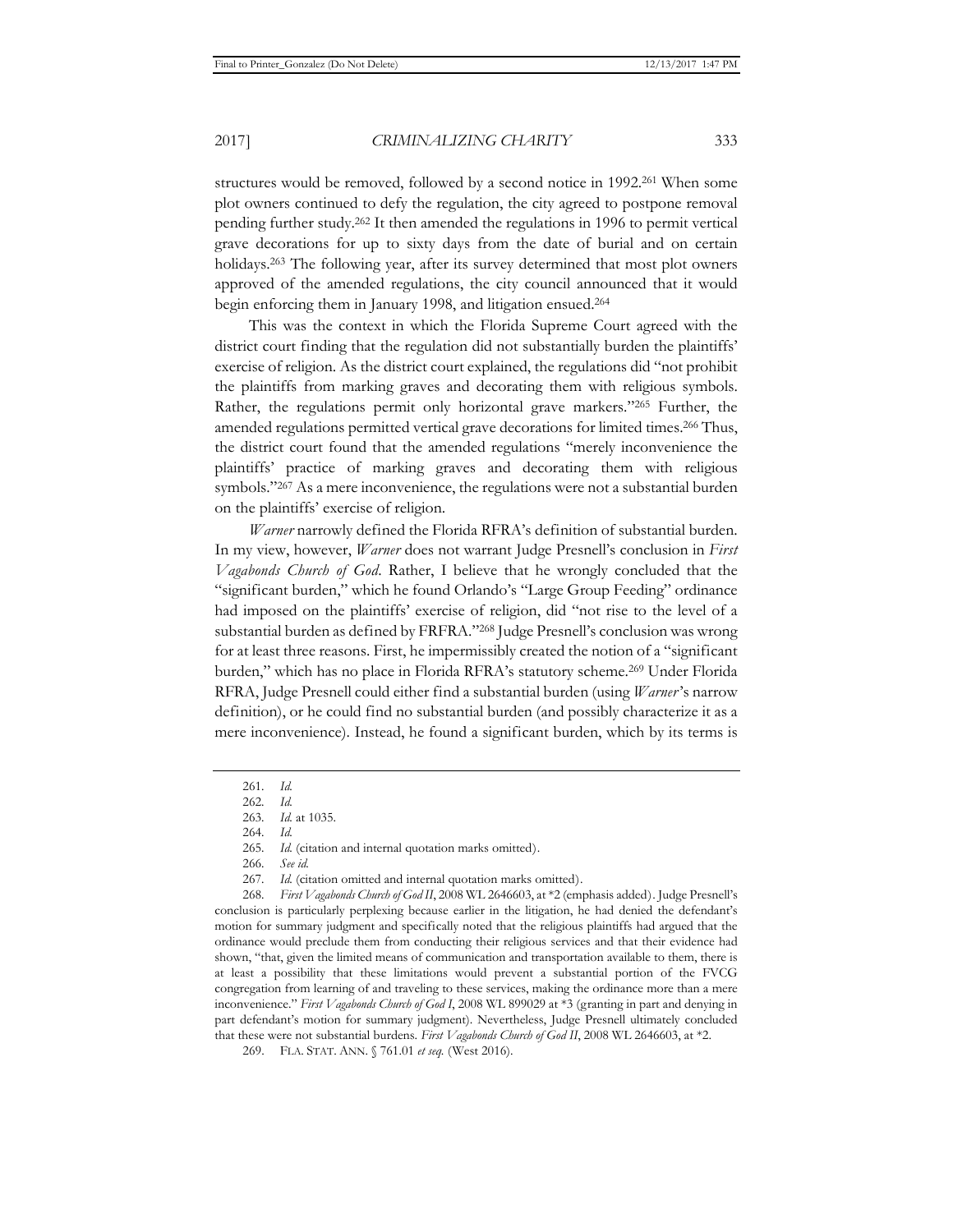structures would be removed, followed by a second notice in 1992.[261] When some plot owners continued to defy the regulation, the city agreed to postpone removal pending further study.[262] It then amended the regulations in 1996 to permit vertical grave decorations for up to sixty days from the date of burial and on certain holidays.[263] The following year, after its survey determined that most plot owners approved of the amended regulations, the city council announced that it would begin enforcing them in January 1998, and litigation ensued.[264]

This was the context in which the Florida Supreme Court agreed with the district court finding that the regulation did not substantially burden the plaintiffs' exercise of religion. As the district court explained, the regulations did "not prohibit the plaintiffs from marking graves and decorating them with religious symbols. Rather, the regulations permit only horizontal grave markers."[265] Further, the amended regulations permitted vertical grave decorations for limited times.[266] Thus, the district court found that the amended regulations "merely inconvenience the plaintiffs' practice of marking graves and decorating them with religious symbols."[267] As a mere inconvenience, the regulations were not a substantial burden on the plaintiffs' exercise of religion.

*Warner* narrowly defined the Florida RFRA's definition of substantial burden. In my view, however, *Warner* does not warrant Judge Presnell's conclusion in *First Vagabonds Church of God*. Rather, I believe that he wrongly concluded that the "significant burden," which he found Orlando's "Large Group Feeding" ordinance had imposed on the plaintiffs' exercise of religion, did "not rise to the level of a substantial burden as defined by FRFRA."[268] Judge Presnell's conclusion was wrong for at least three reasons. First, he impermissibly created the notion of a "significant burden," which has no place in Florida RFRA's statutory scheme.[269] Under Florida RFRA, Judge Presnell could either find a substantial burden (using *Warner*'s narrow definition), or he could find no substantial burden (and possibly characterize it as a mere inconvenience). Instead, he found a significant burden, which by its terms is

---

261. *Id.*

262. *Id.*

263. *Id.* at 1035.

264. *Id.*

265. *Id.* (citation and internal quotation marks omitted).

266. *See id.*

267. *Id.* (citation omitted and internal quotation marks omitted).

268. *First Vagabonds Church of God II*, 2008 WL 2646603, at *2 (emphasis added). Judge Presnell's conclusion is particularly perplexing because earlier in the litigation, he had denied the defendant's motion for summary judgment and specifically noted that the religious plaintiffs had argued that the ordinance would preclude them from conducting their religious services and that their evidence had shown, "that, given the limited means of communication and transportation available to them, there is at least a possibility that these limitations would prevent a substantial portion of the FVCG congregation from learning of and traveling to these services, making the ordinance more than a mere inconvenience." *First Vagabonds Church of God I*, 2008 WL 899029 at *3 (granting in part and denying in part defendant's motion for summary judgment). Nevertheless, Judge Presnell ultimately concluded that these were not substantial burdens. *First Vagabonds Church of God II*, 2008 WL 2646603, at *2.

269. FLA. STAT. ANN. § 761.01 *et seq.* (West 2016).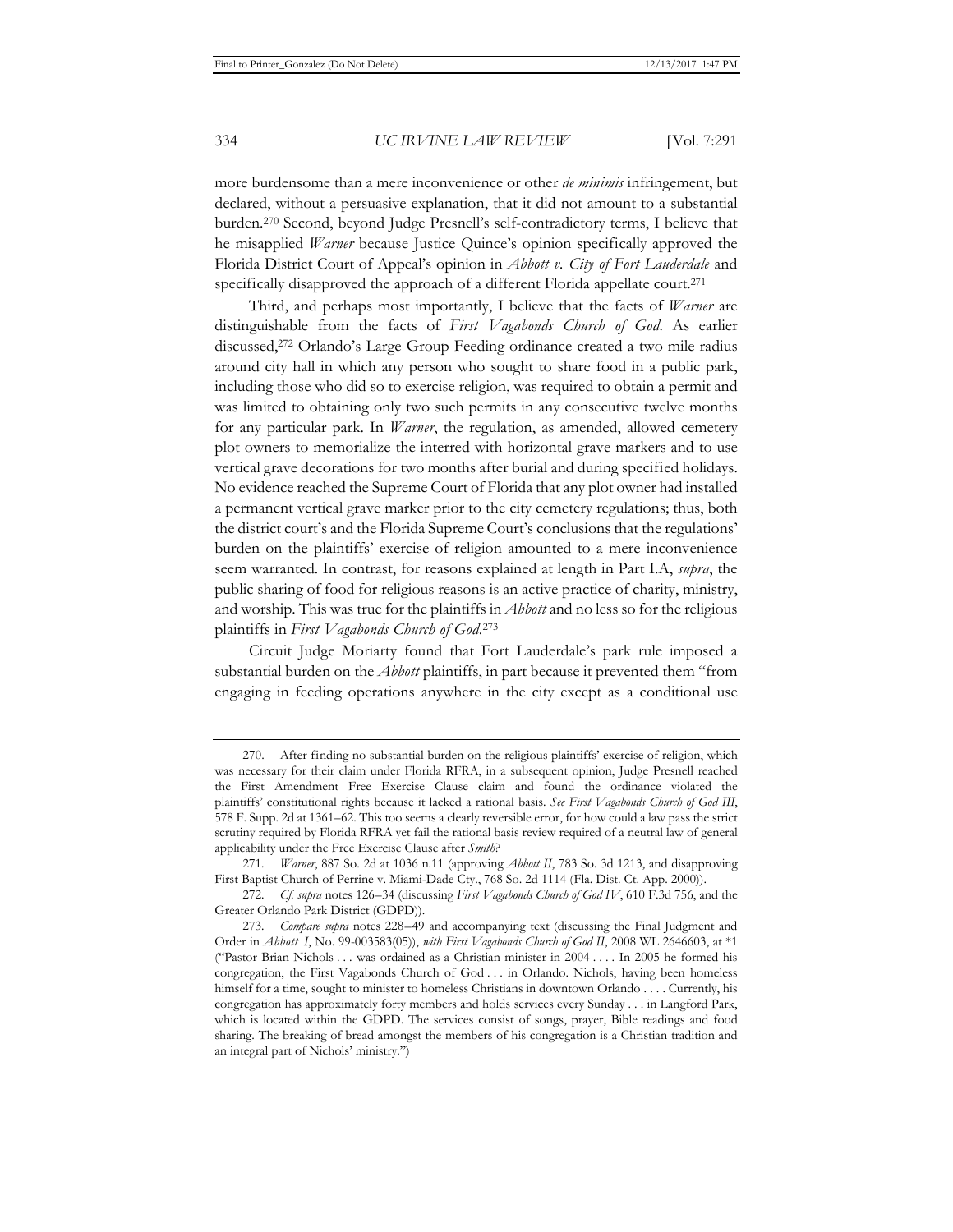more burdensome than a mere inconvenience or other *de minimis* infringement, but declared, without a persuasive explanation, that it did not amount to a substantial burden.[270] Second, beyond Judge Presnell's self-contradictory terms, I believe that he misapplied *Warner* because Justice Quince's opinion specifically approved the Florida District Court of Appeal's opinion in *Abbott v. City of Fort Lauderdale* and specifically disapproved the approach of a different Florida appellate court.[271]

Third, and perhaps most importantly, I believe that the facts of *Warner* are distinguishable from the facts of *First Vagabonds Church of God*. As earlier discussed,[272] Orlando's Large Group Feeding ordinance created a two mile radius around city hall in which any person who sought to share food in a public park, including those who did so to exercise religion, was required to obtain a permit and was limited to obtaining only two such permits in any consecutive twelve months for any particular park. In *Warner*, the regulation, as amended, allowed cemetery plot owners to memorialize the interred with horizontal grave markers and to use vertical grave decorations for two months after burial and during specified holidays. No evidence reached the Supreme Court of Florida that any plot owner had installed a permanent vertical grave marker prior to the city cemetery regulations; thus, both the district court's and the Florida Supreme Court's conclusions that the regulations' burden on the plaintiffs' exercise of religion amounted to a mere inconvenience seem warranted. In contrast, for reasons explained at length in Part I.A, *supra*, the public sharing of food for religious reasons is an active practice of charity, ministry, and worship. This was true for the plaintiffs in *Abbott* and no less so for the religious plaintiffs in *First Vagabonds Church of God*.[273]

Circuit Judge Moriarty found that Fort Lauderdale's park rule imposed a substantial burden on the *Abbott* plaintiffs, in part because it prevented them "from engaging in feeding operations anywhere in the city except as a conditional use

---

270. After finding no substantial burden on the religious plaintiffs' exercise of religion, which was necessary for their claim under Florida RFRA, in a subsequent opinion, Judge Presnell reached the First Amendment Free Exercise Clause claim and found the ordinance violated the plaintiffs' constitutional rights because it lacked a rational basis. *See First Vagabonds Church of God III*, 578 F. Supp. 2d at 1361–62. This too seems a clearly reversible error, for how could a law pass the strict scrutiny required by Florida RFRA yet fail the rational basis review required of a neutral law of general applicability under the Free Exercise Clause after *Smith*?

271. *Warner*, 887 So. 2d at 1036 n.11 (approving *Abbott II*, 783 So. 3d 1213, and disapproving First Baptist Church of Perrine v. Miami-Dade Cty., 768 So. 2d 1114 (Fla. Dist. Ct. App. 2000)).

272. *Cf. supra* notes 126–34 (discussing *First Vagabonds Church of God IV*, 610 F.3d 756, and the Greater Orlando Park District (GDPD)).

273. *Compare supra* notes 228–49 and accompanying text (discussing the Final Judgment and Order in *Abbott I*, No. 99-003583(05)), *with First Vagabonds Church of God II*, 2008 WL 2646603, at *1 ("Pastor Brian Nichols . . . was ordained as a Christian minister in 2004 . . . . In 2005 he formed his congregation, the First Vagabonds Church of God . . . in Orlando. Nichols, having been homeless himself for a time, sought to minister to homeless Christians in downtown Orlando . . . . Currently, his congregation has approximately forty members and holds services every Sunday . . . in Langford Park, which is located within the GDPD. The services consist of songs, prayer, Bible readings and food sharing. The breaking of bread amongst the members of his congregation is a Christian tradition and an integral part of Nichols' ministry.")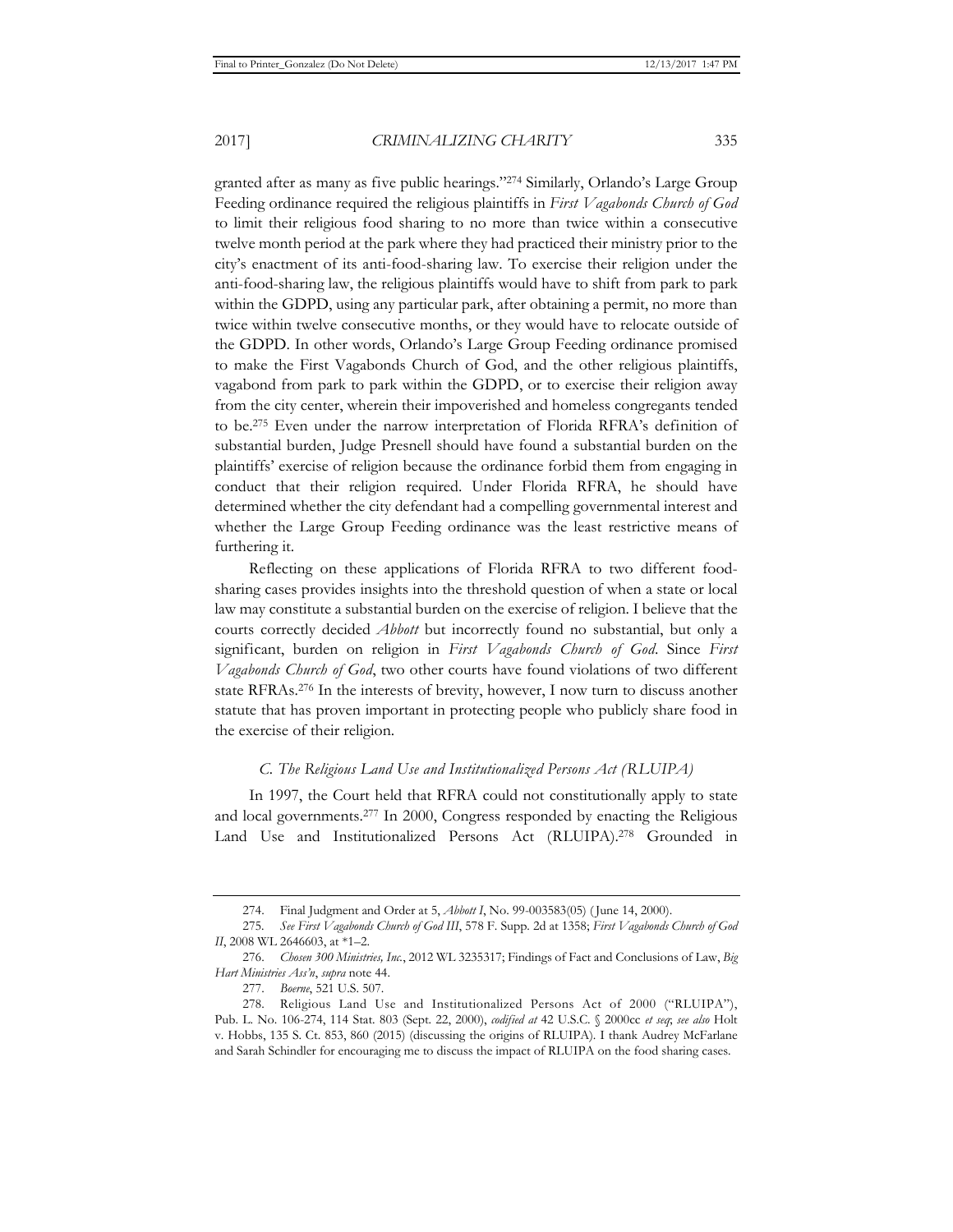granted after as many as five public hearings."[274] Similarly, Orlando's Large Group Feeding ordinance required the religious plaintiffs in *First Vagabonds Church of God* to limit their religious food sharing to no more than twice within a consecutive twelve month period at the park where they had practiced their ministry prior to the city's enactment of its anti-food-sharing law. To exercise their religion under the anti-food-sharing law, the religious plaintiffs would have to shift from park to park within the GDPD, using any particular park, after obtaining a permit, no more than twice within twelve consecutive months, or they would have to relocate outside of the GDPD. In other words, Orlando's Large Group Feeding ordinance promised to make the First Vagabonds Church of God, and the other religious plaintiffs, vagabond from park to park within the GDPD, or to exercise their religion away from the city center, wherein their impoverished and homeless congregants tended to be.[275] Even under the narrow interpretation of Florida RFRA's definition of substantial burden, Judge Presnell should have found a substantial burden on the plaintiffs' exercise of religion because the ordinance forbid them from engaging in conduct that their religion required. Under Florida RFRA, he should have determined whether the city defendant had a compelling governmental interest and whether the Large Group Feeding ordinance was the least restrictive means of furthering it.

Reflecting on these applications of Florida RFRA to two different food-sharing cases provides insights into the threshold question of when a state or local law may constitute a substantial burden on the exercise of religion. I believe that the courts correctly decided *Abbott* but incorrectly found no substantial, but only a significant, burden on religion in *First Vagabonds Church of God*. Since *First Vagabonds Church of God*, two other courts have found violations of two different state RFRAs.[276] In the interests of brevity, however, I now turn to discuss another statute that has proven important in protecting people who publicly share food in the exercise of their religion.

### *C. The Religious Land Use and Institutionalized Persons Act (RLUIPA)*

In 1997, the Court held that RFRA could not constitutionally apply to state and local governments.[277] In 2000, Congress responded by enacting the Religious Land Use and Institutionalized Persons Act (RLUIPA).[278] Grounded in

---

274. Final Judgment and Order at 5, *Abbott I*, No. 99-003583(05) (June 14, 2000).

275. *See First Vagabonds Church of God III*, 578 F. Supp. 2d at 1358; *First Vagabonds Church of God II*, 2008 WL 2646603, at *1–2.

276. *Chosen 300 Ministries, Inc.*, 2012 WL 3235317; Findings of Fact and Conclusions of Law, *Big Hart Ministries Ass'n*, *supra* note 44.

277. *Boerne*, 521 U.S. 507.

278. Religious Land Use and Institutionalized Persons Act of 2000 ("RLUIPA"), Pub. L. No. 106-274, 114 Stat. 803 (Sept. 22, 2000), *codified at* 42 U.S.C. § 2000cc *et seq*; *see also* Holt v. Hobbs, 135 S. Ct. 853, 860 (2015) (discussing the origins of RLUIPA). I thank Audrey McFarlane and Sarah Schindler for encouraging me to discuss the impact of RLUIPA on the food sharing cases.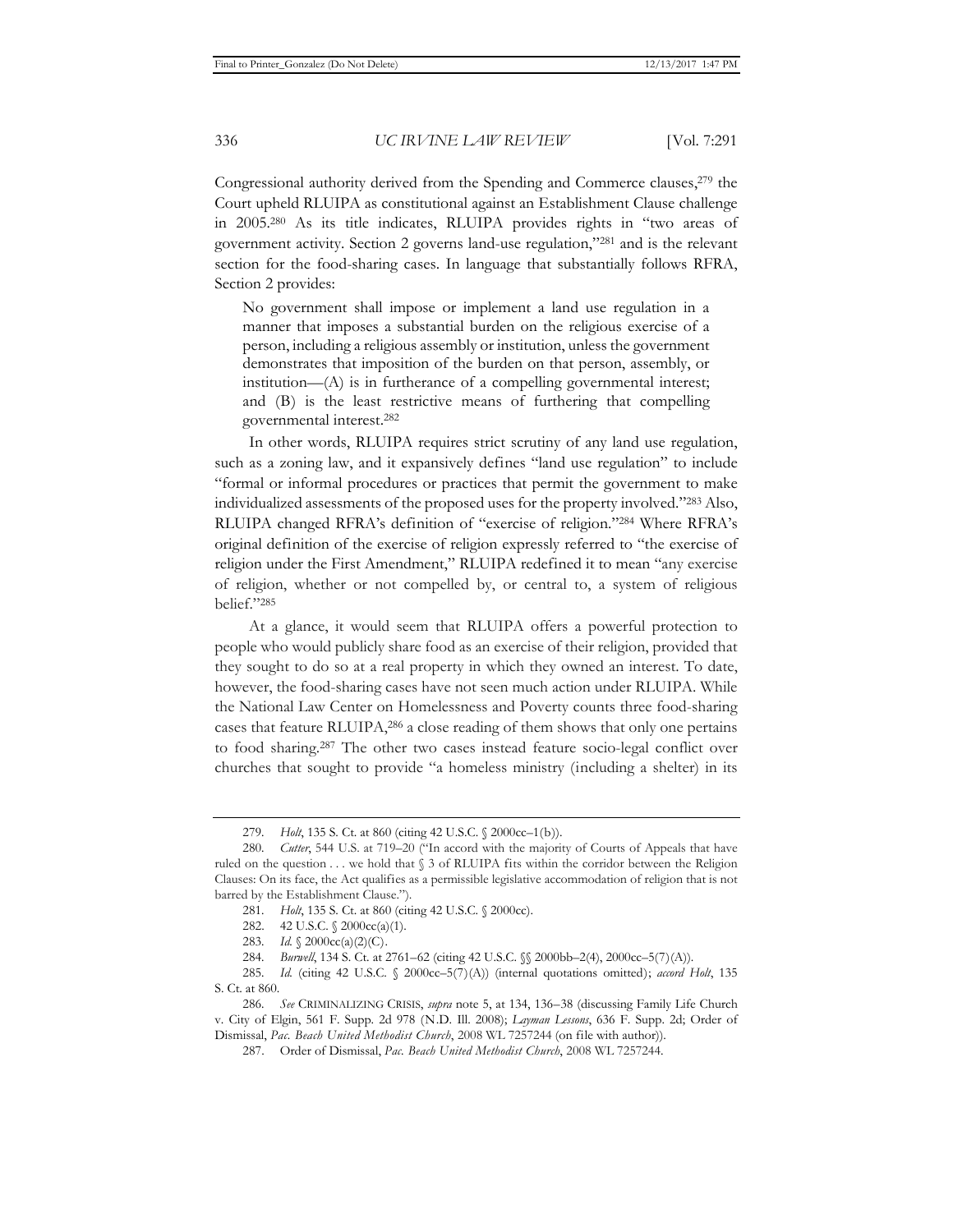Congressional authority derived from the Spending and Commerce clauses,[279] the Court upheld RLUIPA as constitutional against an Establishment Clause challenge in 2005.[280] As its title indicates, RLUIPA provides rights in "two areas of government activity. Section 2 governs land-use regulation,"[281] and is the relevant section for the food-sharing cases. In language that substantially follows RFRA, Section 2 provides:

> No government shall impose or implement a land use regulation in a manner that imposes a substantial burden on the religious exercise of a person, including a religious assembly or institution, unless the government demonstrates that imposition of the burden on that person, assembly, or institution—(A) is in furtherance of a compelling governmental interest; and (B) is the least restrictive means of furthering that compelling governmental interest.[282]

In other words, RLUIPA requires strict scrutiny of any land use regulation, such as a zoning law, and it expansively defines "land use regulation" to include "formal or informal procedures or practices that permit the government to make individualized assessments of the proposed uses for the property involved."[283] Also, RLUIPA changed RFRA's definition of "exercise of religion."[284] Where RFRA's original definition of the exercise of religion expressly referred to "the exercise of religion under the First Amendment," RLUIPA redefined it to mean "any exercise of religion, whether or not compelled by, or central to, a system of religious belief."[285]

At a glance, it would seem that RLUIPA offers a powerful protection to people who would publicly share food as an exercise of their religion, provided that they sought to do so at a real property in which they owned an interest. To date, however, the food-sharing cases have not seen much action under RLUIPA. While the National Law Center on Homelessness and Poverty counts three food-sharing cases that feature RLUIPA,[286] a close reading of them shows that only one pertains to food sharing.[287] The other two cases instead feature socio-legal conflict over churches that sought to provide "a homeless ministry (including a shelter) in its

---

279. *Holt*, 135 S. Ct. at 860 (citing 42 U.S.C. § 2000cc–1(b)).

280. *Cutter*, 544 U.S. at 719–20 ("In accord with the majority of Courts of Appeals that have ruled on the question . . . we hold that § 3 of RLUIPA fits within the corridor between the Religion Clauses: On its face, the Act qualifies as a permissible legislative accommodation of religion that is not barred by the Establishment Clause.").

281. *Holt*, 135 S. Ct. at 860 (citing 42 U.S.C. § 2000cc).

282. 42 U.S.C. § 2000cc(a)(1).

283. *Id.* § 2000cc(a)(2)(C).

284. *Burwell*, 134 S. Ct. at 2761–62 (citing 42 U.S.C. §§ 2000bb–2(4), 2000cc–5(7)(A)).

285. *Id.* (citing 42 U.S.C. § 2000cc–5(7)(A)) (internal quotations omitted); *accord Holt*, 135 S. Ct. at 860.

286. *See* CRIMINALIZING CRISIS, *supra* note 5, at 134, 136–38 (discussing Family Life Church v. City of Elgin, 561 F. Supp. 2d 978 (N.D. Ill. 2008); *Layman Lessons*, 636 F. Supp. 2d; Order of Dismissal, *Pac. Beach United Methodist Church*, 2008 WL 7257244 (on file with author)).

287. Order of Dismissal, *Pac. Beach United Methodist Church*, 2008 WL 7257244.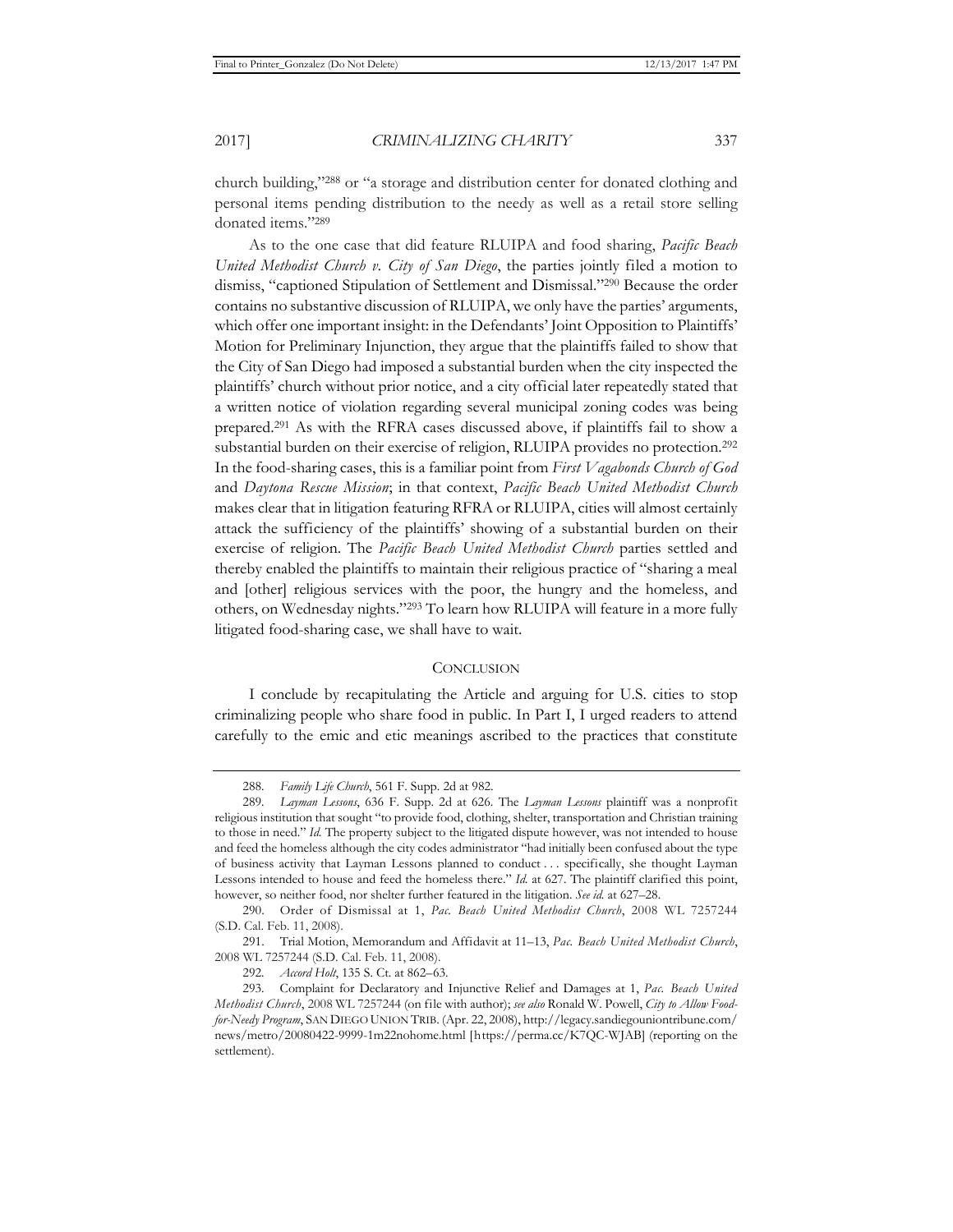church building,"[288] or "a storage and distribution center for donated clothing and personal items pending distribution to the needy as well as a retail store selling donated items."[289]

As to the one case that did feature RLUIPA and food sharing, *Pacific Beach United Methodist Church v. City of San Diego*, the parties jointly filed a motion to dismiss, "captioned Stipulation of Settlement and Dismissal."[290] Because the order contains no substantive discussion of RLUIPA, we only have the parties' arguments, which offer one important insight: in the Defendants' Joint Opposition to Plaintiffs' Motion for Preliminary Injunction, they argue that the plaintiffs failed to show that the City of San Diego had imposed a substantial burden when the city inspected the plaintiffs' church without prior notice, and a city official later repeatedly stated that a written notice of violation regarding several municipal zoning codes was being prepared.[291] As with the RFRA cases discussed above, if plaintiffs fail to show a substantial burden on their exercise of religion, RLUIPA provides no protection.[292] In the food-sharing cases, this is a familiar point from *First Vagabonds Church of God* and *Daytona Rescue Mission*; in that context, *Pacific Beach United Methodist Church* makes clear that in litigation featuring RFRA or RLUIPA, cities will almost certainly attack the sufficiency of the plaintiffs' showing of a substantial burden on their exercise of religion. The *Pacific Beach United Methodist Church* parties settled and thereby enabled the plaintiffs to maintain their religious practice of "sharing a meal and [other] religious services with the poor, the hungry and the homeless, and others, on Wednesday nights."[293] To learn how RLUIPA will feature in a more fully litigated food-sharing case, we shall have to wait.

## CONCLUSION

I conclude by recapitulating the Article and arguing for U.S. cities to stop criminalizing people who share food in public. In Part I, I urged readers to attend carefully to the emic and etic meanings ascribed to the practices that constitute

---

288. *Family Life Church*, 561 F. Supp. 2d at 982.

289. *Layman Lessons*, 636 F. Supp. 2d at 626. The *Layman Lessons* plaintiff was a nonprofit religious institution that sought "to provide food, clothing, shelter, transportation and Christian training to those in need." *Id.* The property subject to the litigated dispute however, was not intended to house and feed the homeless although the city codes administrator "had initially been confused about the type of business activity that Layman Lessons planned to conduct . . . specifically, she thought Layman Lessons intended to house and feed the homeless there." *Id.* at 627. The plaintiff clarified this point, however, so neither food, nor shelter further featured in the litigation. *See id.* at 627–28.

290. Order of Dismissal at 1, *Pac. Beach United Methodist Church*, 2008 WL 7257244 (S.D. Cal. Feb. 11, 2008).

291. Trial Motion, Memorandum and Affidavit at 11–13, *Pac. Beach United Methodist Church*, 2008 WL 7257244 (S.D. Cal. Feb. 11, 2008).

292. *Accord Holt*, 135 S. Ct. at 862–63.

293. Complaint for Declaratory and Injunctive Relief and Damages at 1, *Pac. Beach United Methodist Church*, 2008 WL 7257244 (on file with author); *see also* Ronald W. Powell, *City to Allow Food-for-Needy Program*, SAN DIEGO UNION TRIB. (Apr. 22, 2008), http://legacy.sandiegouniontribune.com/news/metro/20080422-9999-1m22nohome.html [https://perma.cc/K7QC-WJAB] (reporting on the settlement).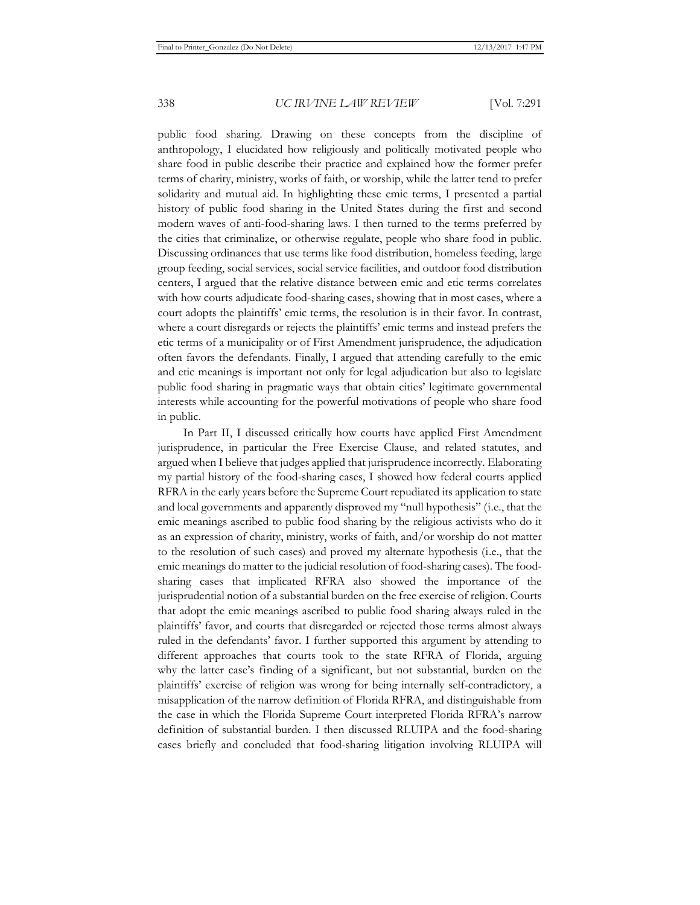public food sharing. Drawing on these concepts from the discipline of anthropology, I elucidated how religiously and politically motivated people who share food in public describe their practice and explained how the former prefer terms of charity, ministry, works of faith, or worship, while the latter tend to prefer solidarity and mutual aid. In highlighting these emic terms, I presented a partial history of public food sharing in the United States during the first and second modern waves of anti-food-sharing laws. I then turned to the terms preferred by the cities that criminalize, or otherwise regulate, people who share food in public. Discussing ordinances that use terms like food distribution, homeless feeding, large group feeding, social services, social service facilities, and outdoor food distribution centers, I argued that the relative distance between emic and etic terms correlates with how courts adjudicate food-sharing cases, showing that in most cases, where a court adopts the plaintiffs' emic terms, the resolution is in their favor. In contrast, where a court disregards or rejects the plaintiffs' emic terms and instead prefers the etic terms of a municipality or of First Amendment jurisprudence, the adjudication often favors the defendants. Finally, I argued that attending carefully to the emic and etic meanings is important not only for legal adjudication but also to legislate public food sharing in pragmatic ways that obtain cities' legitimate governmental interests while accounting for the powerful motivations of people who share food in public.

In Part II, I discussed critically how courts have applied First Amendment jurisprudence, in particular the Free Exercise Clause, and related statutes, and argued when I believe that judges applied that jurisprudence incorrectly. Elaborating my partial history of the food-sharing cases, I showed how federal courts applied RFRA in the early years before the Supreme Court repudiated its application to state and local governments and apparently disproved my "null hypothesis" (i.e., that the emic meanings ascribed to public food sharing by the religious activists who do it as an expression of charity, ministry, works of faith, and/or worship do not matter to the resolution of such cases) and proved my alternate hypothesis (i.e., that the emic meanings do matter to the judicial resolution of food-sharing cases). The food-sharing cases that implicated RFRA also showed the importance of the jurisprudential notion of a substantial burden on the free exercise of religion. Courts that adopt the emic meanings ascribed to public food sharing always ruled in the plaintiffs' favor, and courts that disregarded or rejected those terms almost always ruled in the defendants' favor. I further supported this argument by attending to different approaches that courts took to the state RFRA of Florida, arguing why the latter case's finding of a significant, but not substantial, burden on the plaintiffs' exercise of religion was wrong for being internally self-contradictory, a misapplication of the narrow definition of Florida RFRA, and distinguishable from the case in which the Florida Supreme Court interpreted Florida RFRA's narrow definition of substantial burden. I then discussed RLUIPA and the food-sharing cases briefly and concluded that food-sharing litigation involving RLUIPA will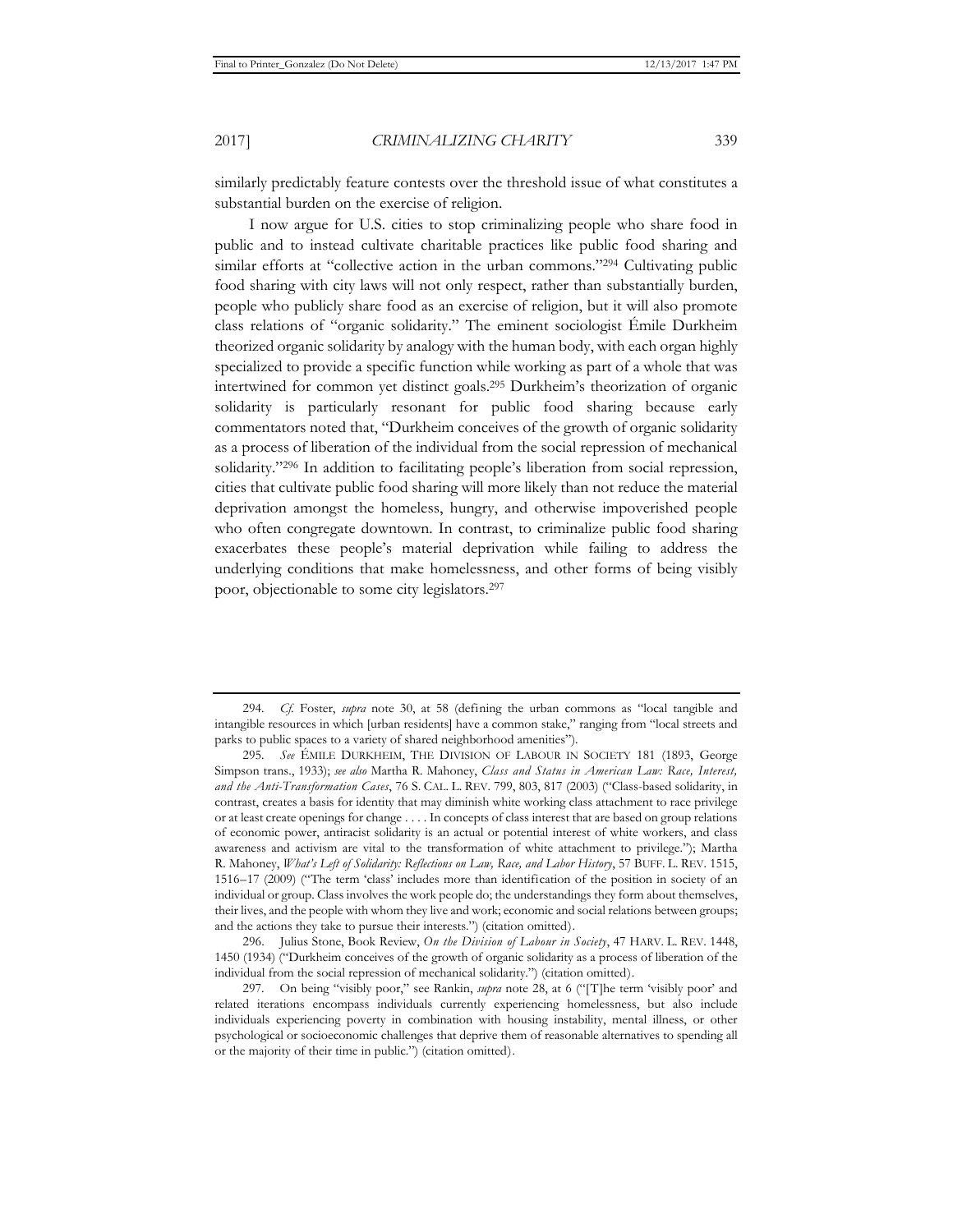similarly predictably feature contests over the threshold issue of what constitutes a substantial burden on the exercise of religion.

I now argue for U.S. cities to stop criminalizing people who share food in public and to instead cultivate charitable practices like public food sharing and similar efforts at "collective action in the urban commons."[294] Cultivating public food sharing with city laws will not only respect, rather than substantially burden, people who publicly share food as an exercise of religion, but it will also promote class relations of "organic solidarity." The eminent sociologist Émile Durkheim theorized organic solidarity by analogy with the human body, with each organ highly specialized to provide a specific function while working as part of a whole that was intertwined for common yet distinct goals.[295] Durkheim's theorization of organic solidarity is particularly resonant for public food sharing because early commentators noted that, "Durkheim conceives of the growth of organic solidarity as a process of liberation of the individual from the social repression of mechanical solidarity."[296] In addition to facilitating people's liberation from social repression, cities that cultivate public food sharing will more likely than not reduce the material deprivation amongst the homeless, hungry, and otherwise impoverished people who often congregate downtown. In contrast, to criminalize public food sharing exacerbates these people's material deprivation while failing to address the underlying conditions that make homelessness, and other forms of being visibly poor, objectionable to some city legislators.[297]

---

294. *Cf.* Foster, *supra* note 30, at 58 (defining the urban commons as "local tangible and intangible resources in which [urban residents] have a common stake," ranging from "local streets and parks to public spaces to a variety of shared neighborhood amenities").

295. *See* ÉMILE DURKHEIM, THE DIVISION OF LABOUR IN SOCIETY 181 (1893, George Simpson trans., 1933); *see also* Martha R. Mahoney, *Class and Status in American Law: Race, Interest, and the Anti-Transformation Cases*, 76 S. CAL. L. REV. 799, 803, 817 (2003) ("Class-based solidarity, in contrast, creates a basis for identity that may diminish white working class attachment to race privilege or at least create openings for change . . . . In concepts of class interest that are based on group relations of economic power, antiracist solidarity is an actual or potential interest of white workers, and class awareness and activism are vital to the transformation of white attachment to privilege."); Martha R. Mahoney, *What's Left of Solidarity: Reflections on Law, Race, and Labor History*, 57 BUFF. L. REV. 1515, 1516–17 (2009) ("The term 'class' includes more than identification of the position in society of an individual or group. Class involves the work people do; the understandings they form about themselves, their lives, and the people with whom they live and work; economic and social relations between groups; and the actions they take to pursue their interests.") (citation omitted).

296. Julius Stone, Book Review, *On the Division of Labour in Society*, 47 HARV. L. REV. 1448, 1450 (1934) ("Durkheim conceives of the growth of organic solidarity as a process of liberation of the individual from the social repression of mechanical solidarity.") (citation omitted).

297. On being "visibly poor," see Rankin, *supra* note 28, at 6 ("[T]he term 'visibly poor' and related iterations encompass individuals currently experiencing homelessness, but also include individuals experiencing poverty in combination with housing instability, mental illness, or other psychological or socioeconomic challenges that deprive them of reasonable alternatives to spending all or the majority of their time in public.") (citation omitted).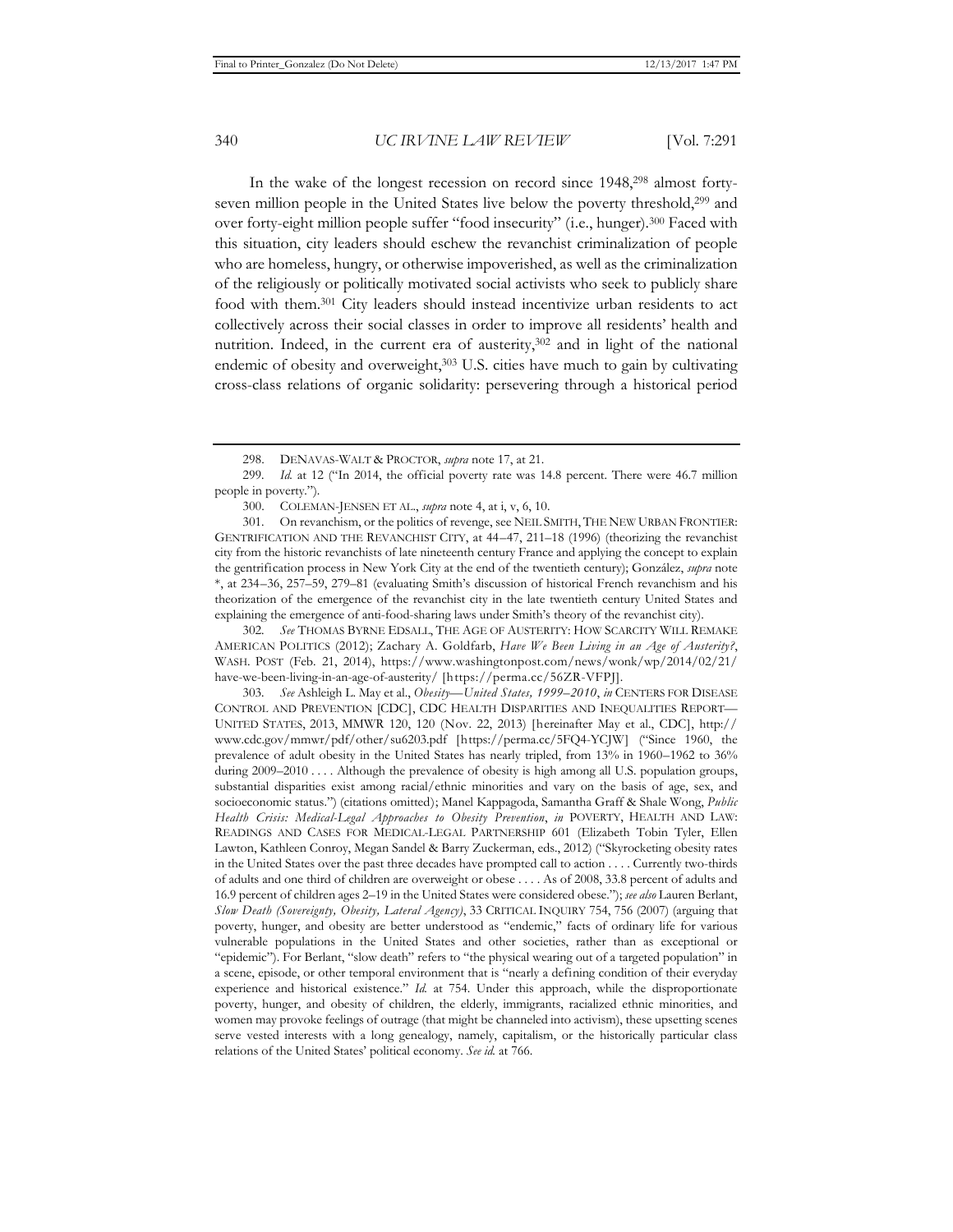In the wake of the longest recession on record since 1948,[298] almost forty-seven million people in the United States live below the poverty threshold,[299] and over forty-eight million people suffer "food insecurity" (i.e., hunger).[300] Faced with this situation, city leaders should eschew the revanchist criminalization of people who are homeless, hungry, or otherwise impoverished, as well as the criminalization of the religiously or politically motivated social activists who seek to publicly share food with them.[301] City leaders should instead incentivize urban residents to act collectively across their social classes in order to improve all residents' health and nutrition. Indeed, in the current era of austerity,[302] and in light of the national endemic of obesity and overweight,[303] U.S. cities have much to gain by cultivating cross-class relations of organic solidarity: persevering through a historical period

---

298. DENAVAS-WALT & PROCTOR, *supra* note 17, at 21.

299. *Id.* at 12 ("In 2014, the official poverty rate was 14.8 percent. There were 46.7 million people in poverty.").

300. COLEMAN-JENSEN ET AL., *supra* note 4, at i, v, 6, 10.

301. On revanchism, or the politics of revenge, see NEIL SMITH, THE NEW URBAN FRONTIER: GENTRIFICATION AND THE REVANCHIST CITY, at 44–47, 211–18 (1996) (theorizing the revanchist city from the historic revanchists of late nineteenth century France and applying the concept to explain the gentrification process in New York City at the end of the twentieth century); González, *supra* note \*, at 234–36, 257–59, 279–81 (evaluating Smith's discussion of historical French revanchism and his theorization of the emergence of the revanchist city in the late twentieth century United States and explaining the emergence of anti-food-sharing laws under Smith's theory of the revanchist city).

302. *See* THOMAS BYRNE EDSALL, THE AGE OF AUSTERITY: HOW SCARCITY WILL REMAKE AMERICAN POLITICS (2012); Zachary A. Goldfarb, *Have We Been Living in an Age of Austerity?*, WASH. POST (Feb. 21, 2014), https://www.washingtonpost.com/news/wonk/wp/2014/02/21/have-we-been-living-in-an-age-of-austerity/ [https://perma.cc/56ZR-VFPJ].

303. *See* Ashleigh L. May et al., *Obesity—United States, 1999–2010*, *in* CENTERS FOR DISEASE CONTROL AND PREVENTION [CDC], CDC HEALTH DISPARITIES AND INEQUALITIES REPORT—UNITED STATES, 2013, MMWR 120, 120 (Nov. 22, 2013) [hereinafter May et al., CDC], http://www.cdc.gov/mmwr/pdf/other/su6203.pdf [https://perma.cc/5FQ4-YCJW] ("Since 1960, the prevalence of adult obesity in the United States has nearly tripled, from 13% in 1960–1962 to 36% during 2009–2010 . . . . Although the prevalence of obesity is high among all U.S. population groups, substantial disparities exist among racial/ethnic minorities and vary on the basis of age, sex, and socioeconomic status.") (citations omitted); Manel Kappagoda, Samantha Graff & Shale Wong, *Public Health Crisis: Medical-Legal Approaches to Obesity Prevention*, *in* POVERTY, HEALTH AND LAW: READINGS AND CASES FOR MEDICAL-LEGAL PARTNERSHIP 601 (Elizabeth Tobin Tyler, Ellen Lawton, Kathleen Conroy, Megan Sandel & Barry Zuckerman, eds., 2012) ("Skyrocketing obesity rates in the United States over the past three decades have prompted call to action . . . . Currently two-thirds of adults and one third of children are overweight or obese . . . . As of 2008, 33.8 percent of adults and 16.9 percent of children ages 2–19 in the United States were considered obese."); *see also* Lauren Berlant, *Slow Death (Sovereignty, Obesity, Lateral Agency)*, 33 CRITICAL INQUIRY 754, 756 (2007) (arguing that poverty, hunger, and obesity are better understood as "endemic," facts of ordinary life for various vulnerable populations in the United States and other societies, rather than as exceptional or "epidemic"). For Berlant, "slow death" refers to "the physical wearing out of a targeted population" in a scene, episode, or other temporal environment that is "nearly a defining condition of their everyday experience and historical existence." *Id.* at 754. Under this approach, while the disproportionate poverty, hunger, and obesity of children, the elderly, immigrants, racialized ethnic minorities, and women may provoke feelings of outrage (that might be channeled into activism), these upsetting scenes serve vested interests with a long genealogy, namely, capitalism, or the historically particular class relations of the United States' political economy. *See id.* at 766.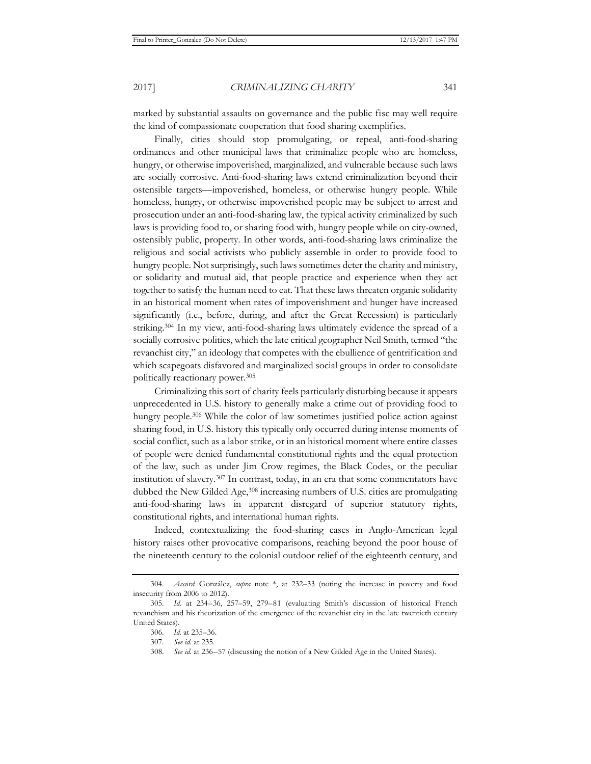marked by substantial assaults on governance and the public fisc may well require the kind of compassionate cooperation that food sharing exemplifies.

Finally, cities should stop promulgating, or repeal, anti-food-sharing ordinances and other municipal laws that criminalize people who are homeless, hungry, or otherwise impoverished, marginalized, and vulnerable because such laws are socially corrosive. Anti-food-sharing laws extend criminalization beyond their ostensible targets—impoverished, homeless, or otherwise hungry people. While homeless, hungry, or otherwise impoverished people may be subject to arrest and prosecution under an anti-food-sharing law, the typical activity criminalized by such laws is providing food to, or sharing food with, hungry people while on city-owned, ostensibly public, property. In other words, anti-food-sharing laws criminalize the religious and social activists who publicly assemble in order to provide food to hungry people. Not surprisingly, such laws sometimes deter the charity and ministry, or solidarity and mutual aid, that people practice and experience when they act together to satisfy the human need to eat. That these laws threaten organic solidarity in an historical moment when rates of impoverishment and hunger have increased significantly (i.e., before, during, and after the Great Recession) is particularly striking.[304] In my view, anti-food-sharing laws ultimately evidence the spread of a socially corrosive politics, which the late critical geographer Neil Smith, termed "the revanchist city," an ideology that competes with the ebullience of gentrification and which scapegoats disfavored and marginalized social groups in order to consolidate politically reactionary power.[305]

Criminalizing this sort of charity feels particularly disturbing because it appears unprecedented in U.S. history to generally make a crime out of providing food to hungry people.[306] While the color of law sometimes justified police action against sharing food, in U.S. history this typically only occurred during intense moments of social conflict, such as a labor strike, or in an historical moment where entire classes of people were denied fundamental constitutional rights and the equal protection of the law, such as under Jim Crow regimes, the Black Codes, or the peculiar institution of slavery.[307] In contrast, today, in an era that some commentators have dubbed the New Gilded Age,[308] increasing numbers of U.S. cities are promulgating anti-food-sharing laws in apparent disregard of superior statutory rights, constitutional rights, and international human rights.

Indeed, contextualizing the food-sharing cases in Anglo-American legal history raises other provocative comparisons, reaching beyond the poor house of the nineteenth century to the colonial outdoor relief of the eighteenth century, and

---

304. *Accord* González, *supra* note *, at 232–33 (noting the increase in poverty and food insecurity from 2006 to 2012).

305. *Id.* at 234–36, 257–59, 279–81 (evaluating Smith's discussion of historical French revanchism and his theorization of the emergence of the revanchist city in the late twentieth century United States).

306. *Id.* at 235–36.

307. *See id.* at 235.

308. *See id.* at 236–57 (discussing the notion of a New Gilded Age in the United States).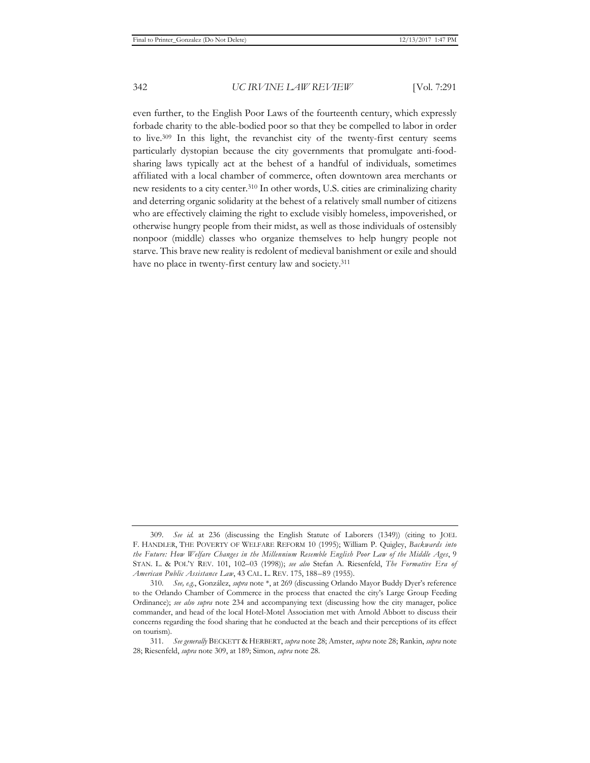even further, to the English Poor Laws of the fourteenth century, which expressly forbade charity to the able-bodied poor so that they be compelled to labor in order to live.[309] In this light, the revanchist city of the twenty-first century seems particularly dystopian because the city governments that promulgate anti-food-sharing laws typically act at the behest of a handful of individuals, sometimes affiliated with a local chamber of commerce, often downtown area merchants or new residents to a city center.[310] In other words, U.S. cities are criminalizing charity and deterring organic solidarity at the behest of a relatively small number of citizens who are effectively claiming the right to exclude visibly homeless, impoverished, or otherwise hungry people from their midst, as well as those individuals of ostensibly nonpoor (middle) classes who organize themselves to help hungry people not starve. This brave new reality is redolent of medieval banishment or exile and should have no place in twenty-first century law and society.[311]

---

309. *See id.* at 236 (discussing the English Statute of Laborers (1349)) (citing to JOEL F. HANDLER, THE POVERTY OF WELFARE REFORM 10 (1995); William P. Quigley, *Backwards into the Future: How Welfare Changes in the Millennium Resemble English Poor Law of the Middle Ages*, 9 STAN. L. & POL'Y REV. 101, 102–03 (1998)); *see also* Stefan A. Riesenfeld, *The Formative Era of American Public Assistance Law*, 43 CAL. L. REV. 175, 188–89 (1955).

310. *See, e.g.*, González, *supra* note *, at 269 (discussing Orlando Mayor Buddy Dyer's reference to the Orlando Chamber of Commerce in the process that enacted the city's Large Group Feeding Ordinance); *see also supra* note 234 and accompanying text (discussing how the city manager, police commander, and head of the local Hotel-Motel Association met with Arnold Abbott to discuss their concerns regarding the food sharing that he conducted at the beach and their perceptions of its effect on tourism).

311. *See generally* BECKETT & HERBERT, *supra* note 28; Amster, *supra* note 28; Rankin, *supra* note 28; Riesenfeld, *supra* note 309, at 189; Simon, *supra* note 28.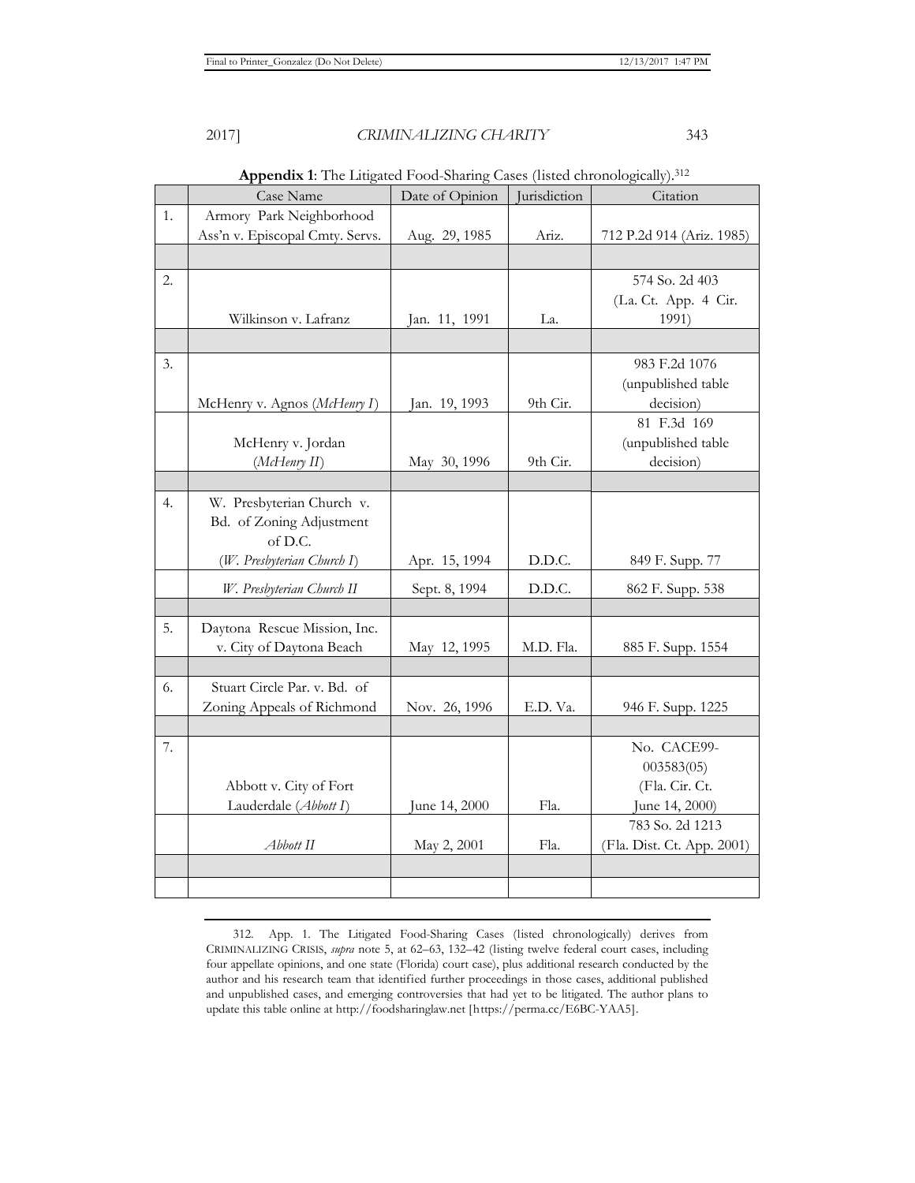**Appendix 1**: The Litigated Food-Sharing Cases (listed chronologically).[312]

| | Case Name | Date of Opinion | Jurisdiction | Citation |
|---|---|---|---|---|
| 1. | Armory Park Neighborhood Ass'n v. Episcopal Cmty. Servs. | Aug. 29, 1985 | Ariz. | 712 P.2d 914 (Ariz. 1985) |
| | | | | |
| 2. | Wilkinson v. Lafranz | Jan. 11, 1991 | La. | 574 So. 2d 403 (La. Ct. App. 4 Cir. 1991) |
| | | | | |
| 3. | McHenry v. Agnos (*McHenry I*) | Jan. 19, 1993 | 9th Cir. | 983 F.2d 1076 (unpublished table decision) |
| | McHenry v. Jordan (*McHenry II*) | May 30, 1996 | 9th Cir. | 81 F.3d 169 (unpublished table decision) |
| | | | | |
| 4. | W. Presbyterian Church v. Bd. of Zoning Adjustment of D.C. (*W. Presbyterian Church I*) | Apr. 15, 1994 | D.D.C. | 849 F. Supp. 77 |
| | *W. Presbyterian Church II* | Sept. 8, 1994 | D.D.C. | 862 F. Supp. 538 |
| | | | | |
| 5. | Daytona Rescue Mission, Inc. v. City of Daytona Beach | May 12, 1995 | M.D. Fla. | 885 F. Supp. 1554 |
| | | | | |
| 6. | Stuart Circle Par. v. Bd. of Zoning Appeals of Richmond | Nov. 26, 1996 | E.D. Va. | 946 F. Supp. 1225 |
| | | | | |
| 7. | Abbott v. City of Fort Lauderdale (*Abbott I*) | June 14, 2000 | Fla. | No. CACE99-003583(05) (Fla. Cir. Ct. June 14, 2000) |
| | *Abbott II* | May 2, 2001 | Fla. | 783 So. 2d 1213 (Fla. Dist. Ct. App. 2001) |
| | | | | |
| | | | | |

312. App. 1. The Litigated Food-Sharing Cases (listed chronologically) derives from CRIMINALIZING CRISIS, *supra* note 5, at 62–63, 132–42 (listing twelve federal court cases, including four appellate opinions, and one state (Florida) court case), plus additional research conducted by the author and his research team that identified further proceedings in those cases, additional published and unpublished cases, and emerging controversies that had yet to be litigated. The author plans to update this table online at http://foodsharinglaw.net [https://perma.cc/E6BC-YAA5].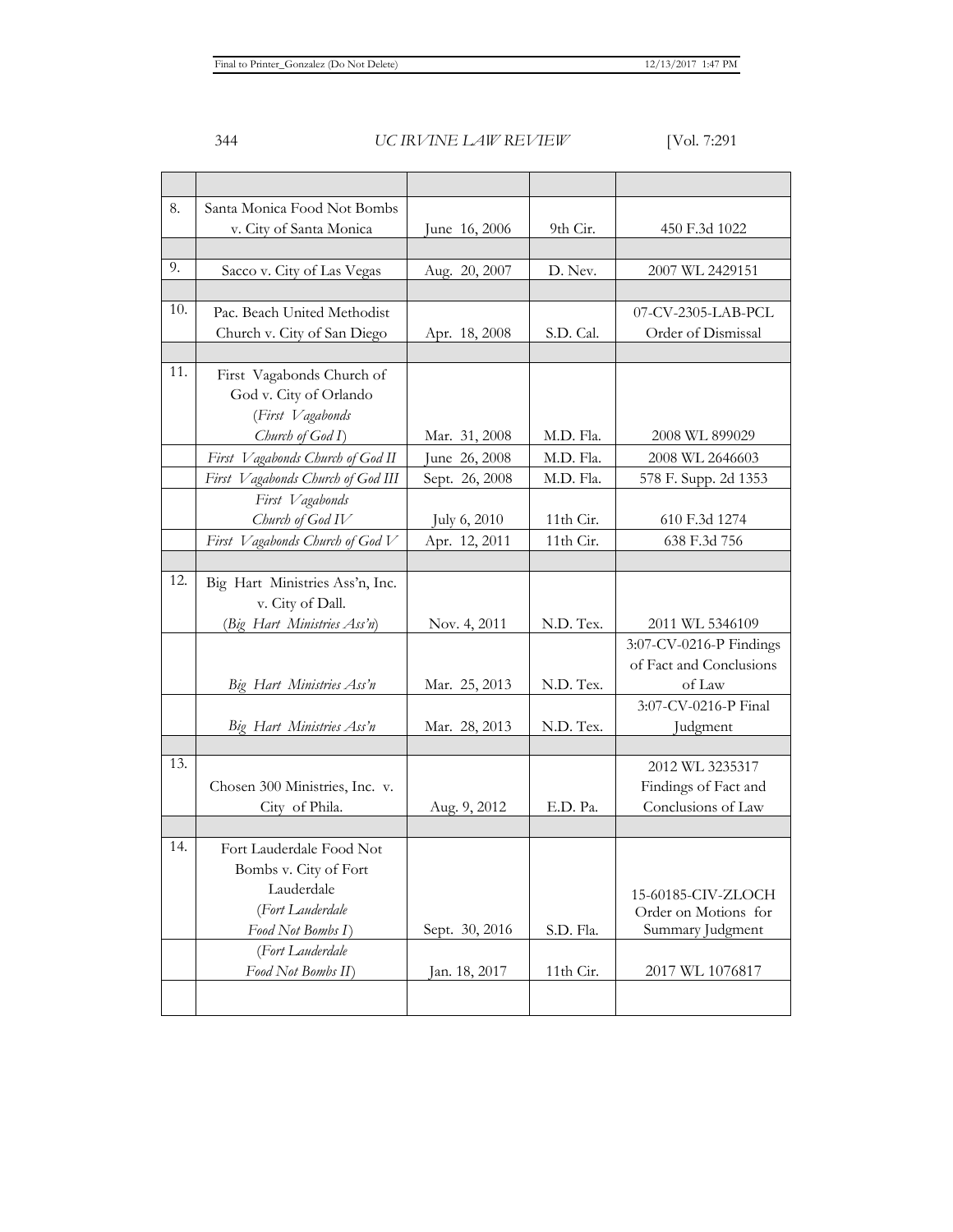| | | | | |
|---|---|---|---|---|
| 8. | Santa Monica Food Not Bombs v. City of Santa Monica | June 16, 2006 | 9th Cir. | 450 F.3d 1022 |
| 9. | Sacco v. City of Las Vegas | Aug. 20, 2007 | D. Nev. | 2007 WL 2429151 |
| 10. | Pac. Beach United Methodist Church v. City of San Diego | Apr. 18, 2008 | S.D. Cal. | 07-CV-2305-LAB-PCL Order of Dismissal |
| 11. | First Vagabonds Church of God v. City of Orlando (*First Vagabonds Church of God I*) | Mar. 31, 2008 | M.D. Fla. | 2008 WL 899029 |
| | *First Vagabonds Church of God II* | June 26, 2008 | M.D. Fla. | 2008 WL 2646603 |
| | *First Vagabonds Church of God III* | Sept. 26, 2008 | M.D. Fla. | 578 F. Supp. 2d 1353 |
| | *First Vagabonds Church of God IV* | July 6, 2010 | 11th Cir. | 610 F.3d 1274 |
| | *First Vagabonds Church of God V* | Apr. 12, 2011 | 11th Cir. | 638 F.3d 756 |
| 12. | Big Hart Ministries Ass'n, Inc. v. City of Dall. (*Big Hart Ministries Ass'n*) | Nov. 4, 2011 | N.D. Tex. | 2011 WL 5346109 |
| | *Big Hart Ministries Ass'n* | Mar. 25, 2013 | N.D. Tex. | 3:07-CV-0216-P Findings of Fact and Conclusions of Law |
| | *Big Hart Ministries Ass'n* | Mar. 28, 2013 | N.D. Tex. | 3:07-CV-0216-P Final Judgment |
| 13. | Chosen 300 Ministries, Inc. v. City of Phila. | Aug. 9, 2012 | E.D. Pa. | 2012 WL 3235317 Findings of Fact and Conclusions of Law |
| 14. | Fort Lauderdale Food Not Bombs v. City of Fort Lauderdale (*Fort Lauderdale Food Not Bombs I*) | Sept. 30, 2016 | S.D. Fla. | 15-60185-CIV-ZLOCH Order on Motions for Summary Judgment |
| | (*Fort Lauderdale Food Not Bombs II*) | Jan. 18, 2017 | 11th Cir. | 2017 WL 1076817 |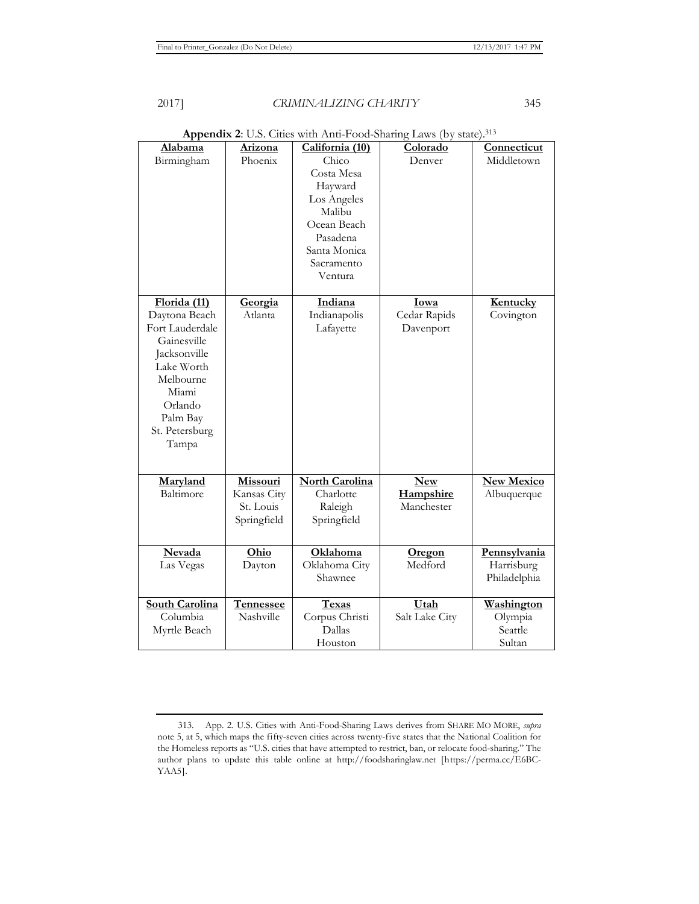**Appendix 2**: U.S. Cities with Anti-Food-Sharing Laws (by state).[313]

| | | | | |
|---|---|---|---|---|
| **Alabama** | **Arizona** | **California (10)** | **Colorado** | **Connecticut** |
| Birmingham | Phoenix | Chico<br>Costa Mesa<br>Hayward<br>Los Angeles<br>Malibu<br>Ocean Beach<br>Pasadena<br>Santa Monica<br>Sacramento<br>Ventura | Denver | Middletown |
| **Florida (11)** | **Georgia** | **Indiana** | **Iowa** | **Kentucky** |
| Daytona Beach<br>Fort Lauderdale<br>Gainesville<br>Jacksonville<br>Lake Worth<br>Melbourne<br>Miami<br>Orlando<br>Palm Bay<br>St. Petersburg<br>Tampa | Atlanta | Indianapolis<br>Lafayette | Cedar Rapids<br>Davenport | Covington |
| **Maryland** | **Missouri** | **North Carolina** | **New Hampshire** | **New Mexico** |
| Baltimore | Kansas City<br>St. Louis<br>Springfield | Charlotte<br>Raleigh<br>Springfield | Manchester | Albuquerque |
| **Nevada** | **Ohio** | **Oklahoma** | **Oregon** | **Pennsylvania** |
| Las Vegas | Dayton | Oklahoma City<br>Shawnee | Medford | Harrisburg<br>Philadelphia |
| **South Carolina** | **Tennessee** | **Texas** | **Utah** | **Washington** |
| Columbia<br>Myrtle Beach | Nashville | Corpus Christi<br>Dallas<br>Houston | Salt Lake City | Olympia<br>Seattle<br>Sultan |

313. App. 2. U.S. Cities with Anti-Food-Sharing Laws derives from SHARE MO MORE, *supra* note 5, at 5, which maps the fifty-seven cities across twenty-five states that the National Coalition for the Homeless reports as "U.S. cities that have attempted to restrict, ban, or relocate food-sharing." The author plans to update this table online at http://foodsharinglaw.net [https://perma.cc/E6BC-YAA5].